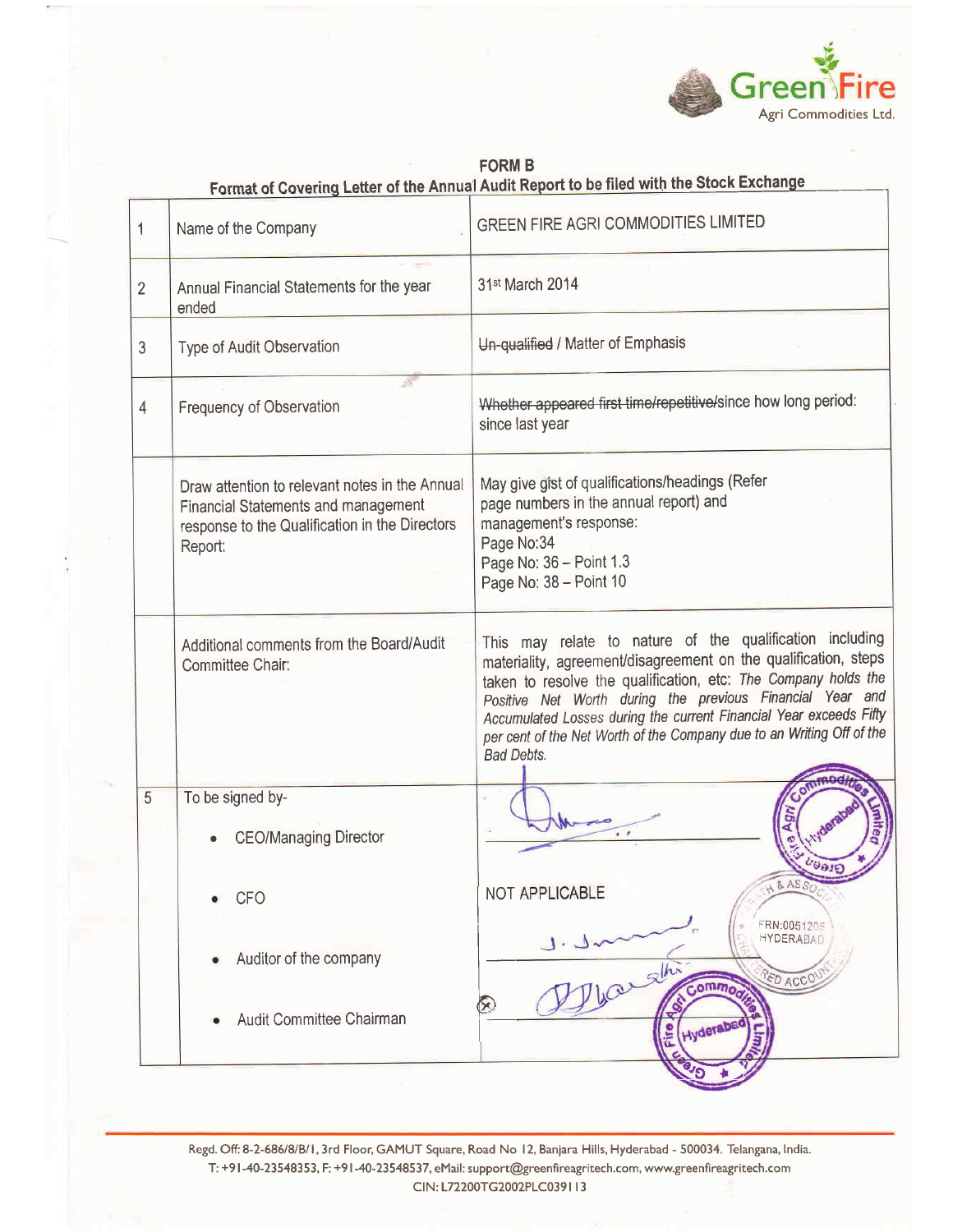Green Fire
Agri Commodities Ltd.

# FORM B

## Format of Covering Letter of the Annual Audit Report to be filed with the Stock Exchange

| | | |
|---|---|---|
| 1 | Name of the Company | GREEN FIRE AGRI COMMODITIES LIMITED |
| 2 | Annual Financial Statements for the year ended | 31st March 2014 |
| 3 | Type of Audit Observation | ~~Un-qualified~~ / Matter of Emphasis |
| 4 | Frequency of Observation | ~~Whether appeared first time/repetitive/~~since how long period: since last year |
| | Draw attention to relevant notes in the Annual Financial Statements and management response to the Qualification in the Directors Report: | May give gist of qualifications/headings (Refer page numbers in the annual report) and management's response:<br>Page No:34<br>Page No: 36 – Point 1.3<br>Page No: 38 – Point 10 |
| | Additional comments from the Board/Audit Committee Chair: | This may relate to nature of the qualification including materiality, agreement/disagreement on the qualification, steps taken to resolve the qualification, etc: *The Company holds the Positive Net Worth during the previous Financial Year and Accumulated Losses during the current Financial Year exceeds Fifty per cent of the Net Worth of the Company due to an Writing Off of the Bad Debts.* |
| 5 | To be signed by-<br>• CEO/Managing Director<br>• CFO<br>• Auditor of the company<br>• Audit Committee Chairman | [Signature]<br>NOT APPLICABLE<br>[Signature]<br>[Signature] |

Regd. Off: 8-2-686/8/B/1, 3rd Floor, GAMUT Square, Road No 12, Banjara Hills, Hyderabad - 500034. Telangana, India.
T: +91-40-23548353, F: +91-40-23548537, eMail: support@greenfireagritech.com, www.greenfireagritech.com
CIN: L72200TG2002PLC039113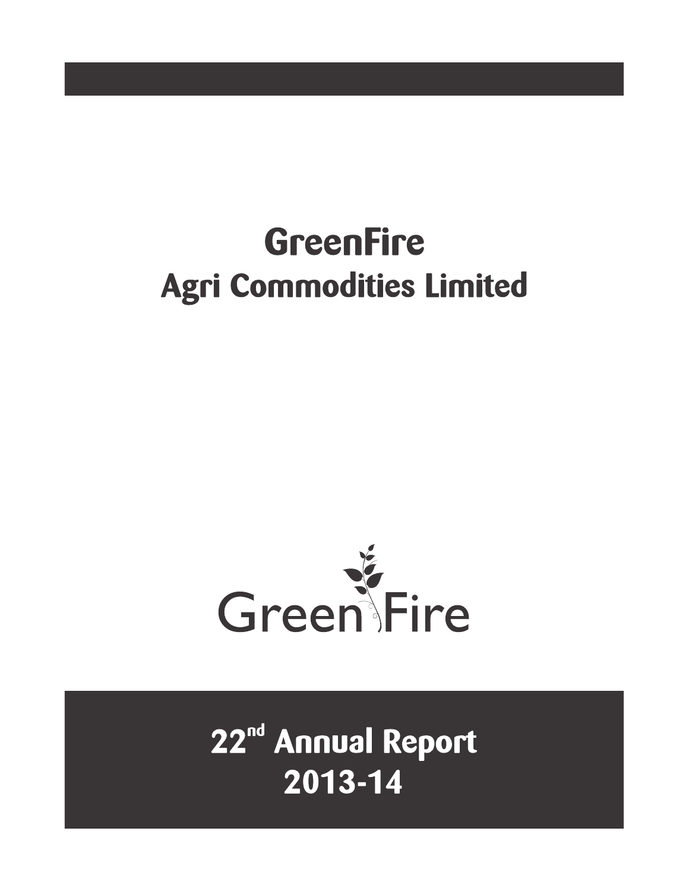# GreenFire
# Agri Commodities Limited

Green Fire

## 22[nd] Annual Report
## 2013-14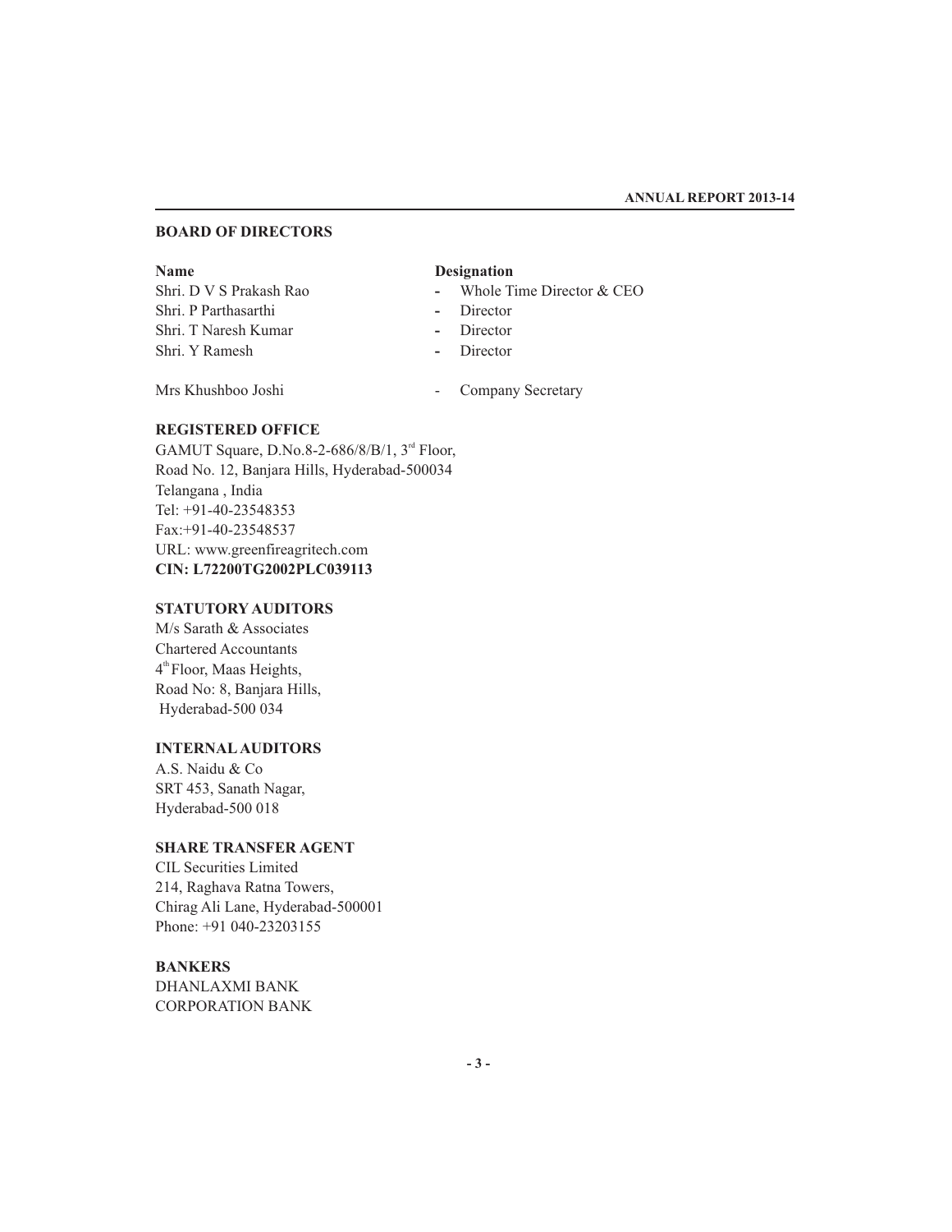## BOARD OF DIRECTORS

| Name | Designation |
| --- | --- |
| Shri. D V S Prakash Rao | - Whole Time Director & CEO |
| Shri. P Parthasarthi | - Director |
| Shri. T Naresh Kumar | - Director |
| Shri. Y Ramesh | - Director |
| Mrs Khushboo Joshi | - Company Secretary |

## REGISTERED OFFICE

GAMUT Square, D.No.8-2-686/8/B/1, 3rd Floor,
Road No. 12, Banjara Hills, Hyderabad-500034
Telangana , India
Tel: +91-40-23548353
Fax:+91-40-23548537
URL: www.greenfireagritech.com
**CIN: L72200TG2002PLC039113**

## STATUTORY AUDITORS

M/s Sarath & Associates
Chartered Accountants
4th Floor, Maas Heights,
Road No: 8, Banjara Hills,
Hyderabad-500 034

## INTERNAL AUDITORS

A.S. Naidu & Co
SRT 453, Sanath Nagar,
Hyderabad-500 018

## SHARE TRANSFER AGENT

CIL Securities Limited
214, Raghava Ratna Towers,
Chirag Ali Lane, Hyderabad-500001
Phone: +91 040-23203155

## BANKERS

DHANLAXMI BANK
CORPORATION BANK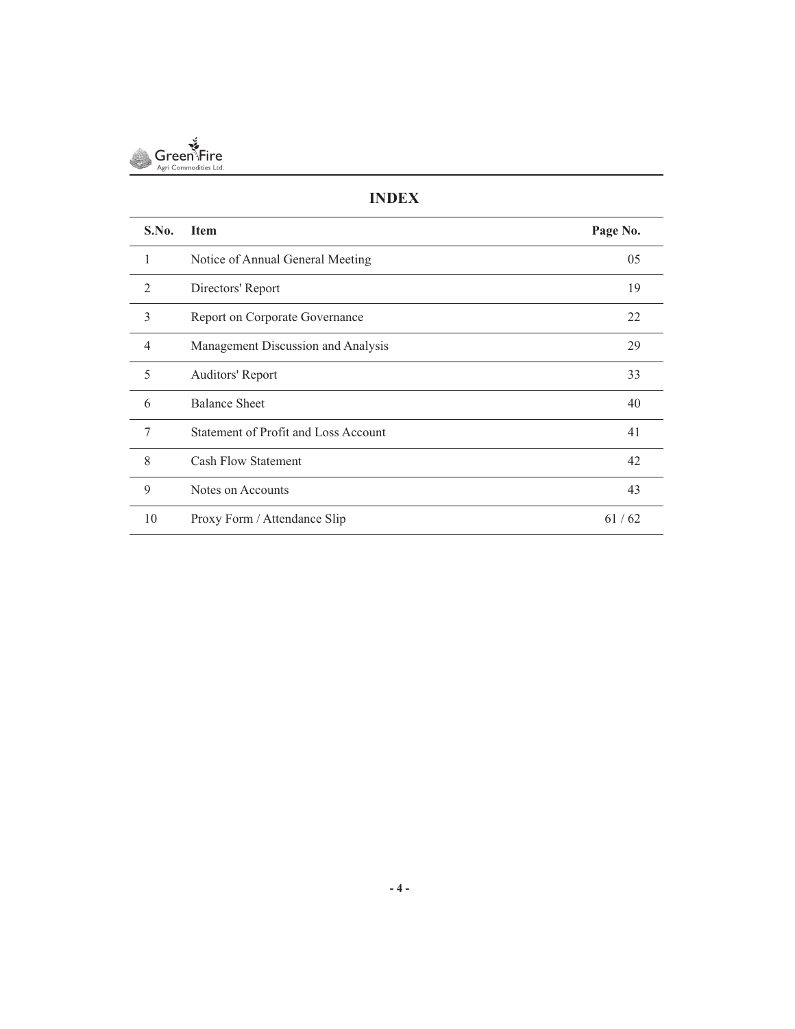# INDEX

| S.No. | Item | Page No. |
|---|---|---|
| 1 | Notice of Annual General Meeting | 05 |
| 2 | Directors' Report | 19 |
| 3 | Report on Corporate Governance | 22 |
| 4 | Management Discussion and Analysis | 29 |
| 5 | Auditors' Report | 33 |
| 6 | Balance Sheet | 40 |
| 7 | Statement of Profit and Loss Account | 41 |
| 8 | Cash Flow Statement | 42 |
| 9 | Notes on Accounts | 43 |
| 10 | Proxy Form / Attendance Slip | 61 / 62 |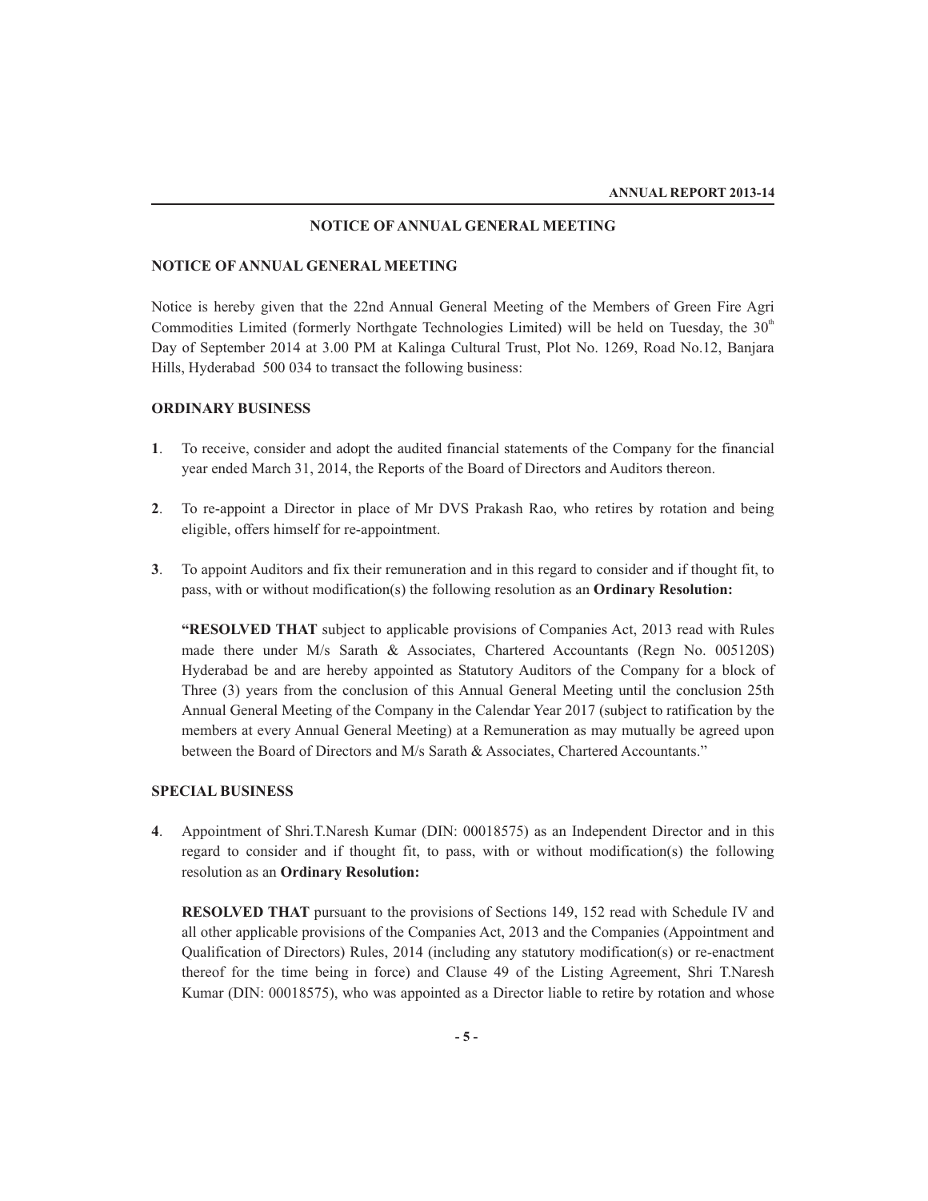## NOTICE OF ANNUAL GENERAL MEETING

### NOTICE OF ANNUAL GENERAL MEETING

Notice is hereby given that the 22nd Annual General Meeting of the Members of Green Fire Agri Commodities Limited (formerly Northgate Technologies Limited) will be held on Tuesday, the 30th Day of September 2014 at 3.00 PM at Kalinga Cultural Trust, Plot No. 1269, Road No.12, Banjara Hills, Hyderabad 500 034 to transact the following business:

### ORDINARY BUSINESS

**1**. To receive, consider and adopt the audited financial statements of the Company for the financial year ended March 31, 2014, the Reports of the Board of Directors and Auditors thereon.

**2**. To re-appoint a Director in place of Mr DVS Prakash Rao, who retires by rotation and being eligible, offers himself for re-appointment.

**3**. To appoint Auditors and fix their remuneration and in this regard to consider and if thought fit, to pass, with or without modification(s) the following resolution as an **Ordinary Resolution:**

**"RESOLVED THAT** subject to applicable provisions of Companies Act, 2013 read with Rules made there under M/s Sarath & Associates, Chartered Accountants (Regn No. 005120S) Hyderabad be and are hereby appointed as Statutory Auditors of the Company for a block of Three (3) years from the conclusion of this Annual General Meeting until the conclusion 25th Annual General Meeting of the Company in the Calendar Year 2017 (subject to ratification by the members at every Annual General Meeting) at a Remuneration as may mutually be agreed upon between the Board of Directors and M/s Sarath & Associates, Chartered Accountants."

### SPECIAL BUSINESS

**4**. Appointment of Shri.T.Naresh Kumar (DIN: 00018575) as an Independent Director and in this regard to consider and if thought fit, to pass, with or without modification(s) the following resolution as an **Ordinary Resolution:**

**RESOLVED THAT** pursuant to the provisions of Sections 149, 152 read with Schedule IV and all other applicable provisions of the Companies Act, 2013 and the Companies (Appointment and Qualification of Directors) Rules, 2014 (including any statutory modification(s) or re-enactment thereof for the time being in force) and Clause 49 of the Listing Agreement, Shri T.Naresh Kumar (DIN: 00018575), who was appointed as a Director liable to retire by rotation and whose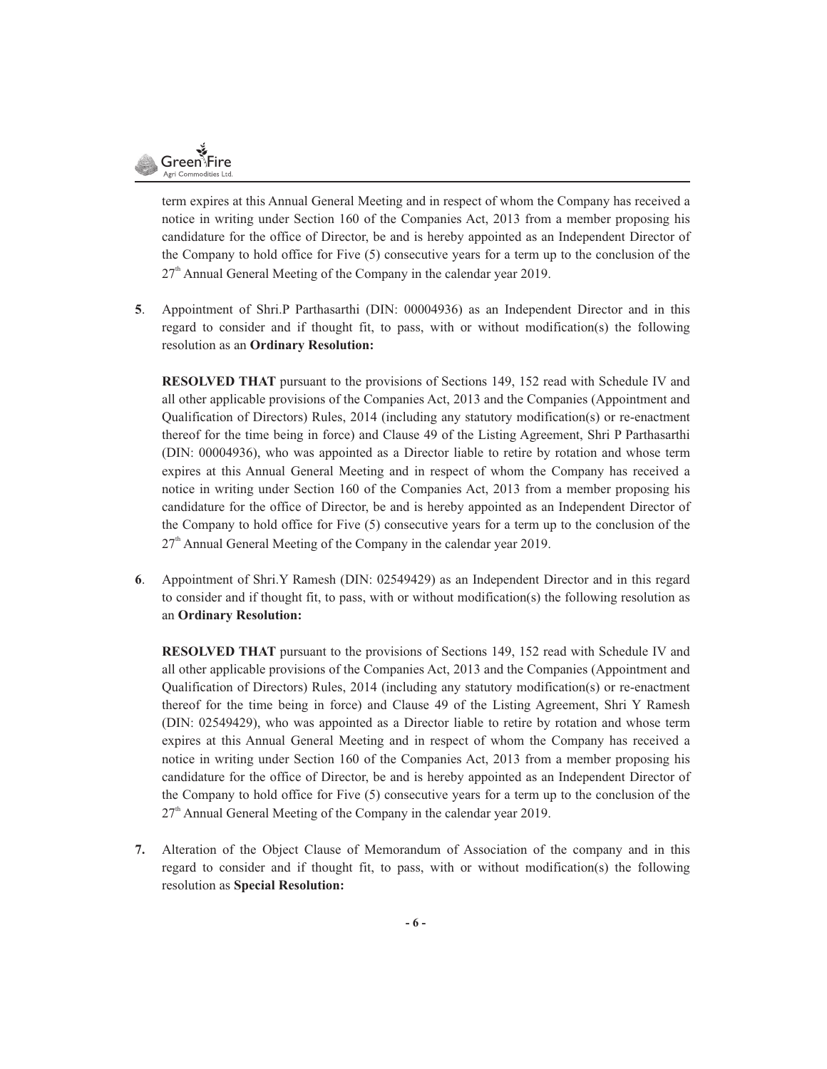term expires at this Annual General Meeting and in respect of whom the Company has received a notice in writing under Section 160 of the Companies Act, 2013 from a member proposing his candidature for the office of Director, be and is hereby appointed as an Independent Director of the Company to hold office for Five (5) consecutive years for a term up to the conclusion of the 27th Annual General Meeting of the Company in the calendar year 2019.

**5**. Appointment of Shri.P Parthasarthi (DIN: 00004936) as an Independent Director and in this regard to consider and if thought fit, to pass, with or without modification(s) the following resolution as an **Ordinary Resolution:**

**RESOLVED THAT** pursuant to the provisions of Sections 149, 152 read with Schedule IV and all other applicable provisions of the Companies Act, 2013 and the Companies (Appointment and Qualification of Directors) Rules, 2014 (including any statutory modification(s) or re-enactment thereof for the time being in force) and Clause 49 of the Listing Agreement, Shri P Parthasarthi (DIN: 00004936), who was appointed as a Director liable to retire by rotation and whose term expires at this Annual General Meeting and in respect of whom the Company has received a notice in writing under Section 160 of the Companies Act, 2013 from a member proposing his candidature for the office of Director, be and is hereby appointed as an Independent Director of the Company to hold office for Five (5) consecutive years for a term up to the conclusion of the 27th Annual General Meeting of the Company in the calendar year 2019.

**6**. Appointment of Shri.Y Ramesh (DIN: 02549429) as an Independent Director and in this regard to consider and if thought fit, to pass, with or without modification(s) the following resolution as an **Ordinary Resolution:**

**RESOLVED THAT** pursuant to the provisions of Sections 149, 152 read with Schedule IV and all other applicable provisions of the Companies Act, 2013 and the Companies (Appointment and Qualification of Directors) Rules, 2014 (including any statutory modification(s) or re-enactment thereof for the time being in force) and Clause 49 of the Listing Agreement, Shri Y Ramesh (DIN: 02549429), who was appointed as a Director liable to retire by rotation and whose term expires at this Annual General Meeting and in respect of whom the Company has received a notice in writing under Section 160 of the Companies Act, 2013 from a member proposing his candidature for the office of Director, be and is hereby appointed as an Independent Director of the Company to hold office for Five (5) consecutive years for a term up to the conclusion of the 27th Annual General Meeting of the Company in the calendar year 2019.

**7.** Alteration of the Object Clause of Memorandum of Association of the company and in this regard to consider and if thought fit, to pass, with or without modification(s) the following resolution as **Special Resolution:**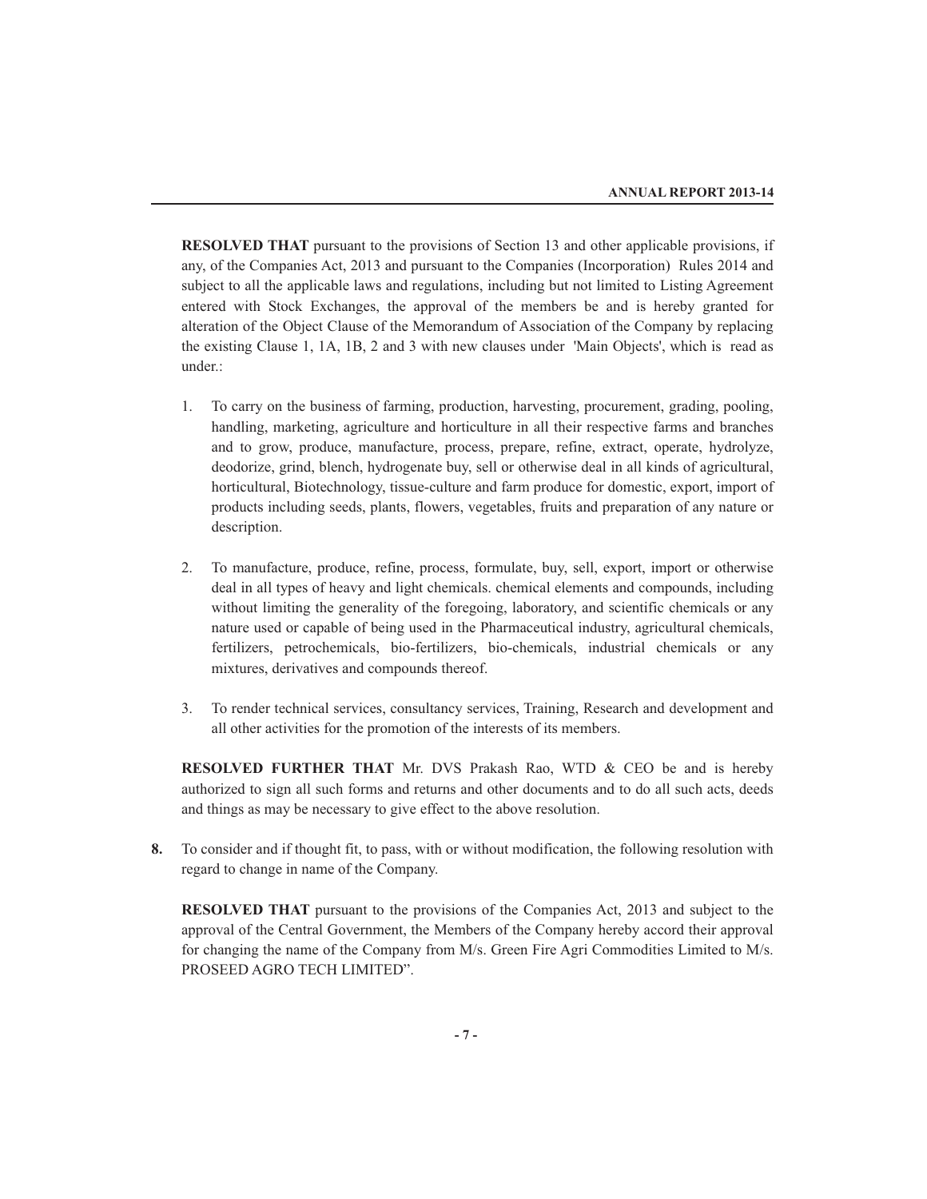**RESOLVED THAT** pursuant to the provisions of Section 13 and other applicable provisions, if any, of the Companies Act, 2013 and pursuant to the Companies (Incorporation) Rules 2014 and subject to all the applicable laws and regulations, including but not limited to Listing Agreement entered with Stock Exchanges, the approval of the members be and is hereby granted for alteration of the Object Clause of the Memorandum of Association of the Company by replacing the existing Clause 1, 1A, 1B, 2 and 3 with new clauses under 'Main Objects', which is read as under.:

1. To carry on the business of farming, production, harvesting, procurement, grading, pooling, handling, marketing, agriculture and horticulture in all their respective farms and branches and to grow, produce, manufacture, process, prepare, refine, extract, operate, hydrolyze, deodorize, grind, blench, hydrogenate buy, sell or otherwise deal in all kinds of agricultural, horticultural, Biotechnology, tissue-culture and farm produce for domestic, export, import of products including seeds, plants, flowers, vegetables, fruits and preparation of any nature or description.

2. To manufacture, produce, refine, process, formulate, buy, sell, export, import or otherwise deal in all types of heavy and light chemicals. chemical elements and compounds, including without limiting the generality of the foregoing, laboratory, and scientific chemicals or any nature used or capable of being used in the Pharmaceutical industry, agricultural chemicals, fertilizers, petrochemicals, bio-fertilizers, bio-chemicals, industrial chemicals or any mixtures, derivatives and compounds thereof.

3. To render technical services, consultancy services, Training, Research and development and all other activities for the promotion of the interests of its members.

**RESOLVED FURTHER THAT** Mr. DVS Prakash Rao, WTD & CEO be and is hereby authorized to sign all such forms and returns and other documents and to do all such acts, deeds and things as may be necessary to give effect to the above resolution.

**8.** To consider and if thought fit, to pass, with or without modification, the following resolution with regard to change in name of the Company.

**RESOLVED THAT** pursuant to the provisions of the Companies Act, 2013 and subject to the approval of the Central Government, the Members of the Company hereby accord their approval for changing the name of the Company from M/s. Green Fire Agri Commodities Limited to M/s. PROSEED AGRO TECH LIMITED".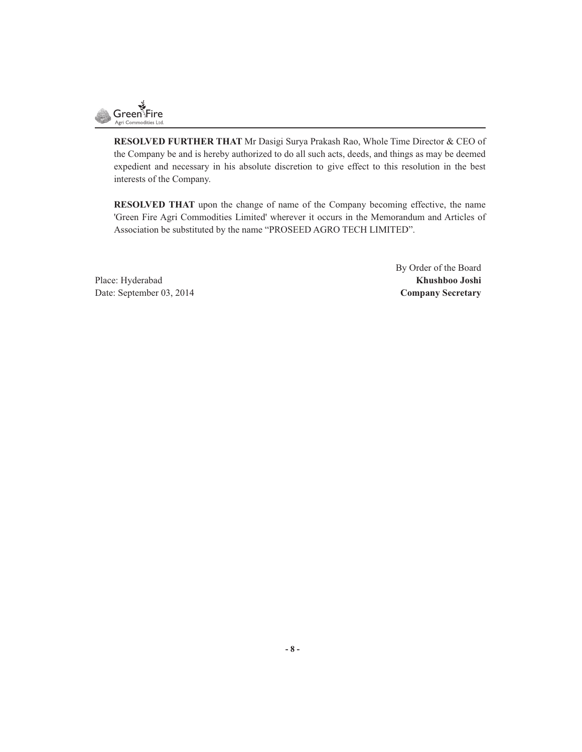**RESOLVED FURTHER THAT** Mr Dasigi Surya Prakash Rao, Whole Time Director & CEO of the Company be and is hereby authorized to do all such acts, deeds, and things as may be deemed expedient and necessary in his absolute discretion to give effect to this resolution in the best interests of the Company.

**RESOLVED THAT** upon the change of name of the Company becoming effective, the name 'Green Fire Agri Commodities Limited' wherever it occurs in the Memorandum and Articles of Association be substituted by the name "PROSEED AGRO TECH LIMITED".

By Order of the Board

Place: Hyderabad

**Khushboo Joshi**

Date: September 03, 2014

**Company Secretary**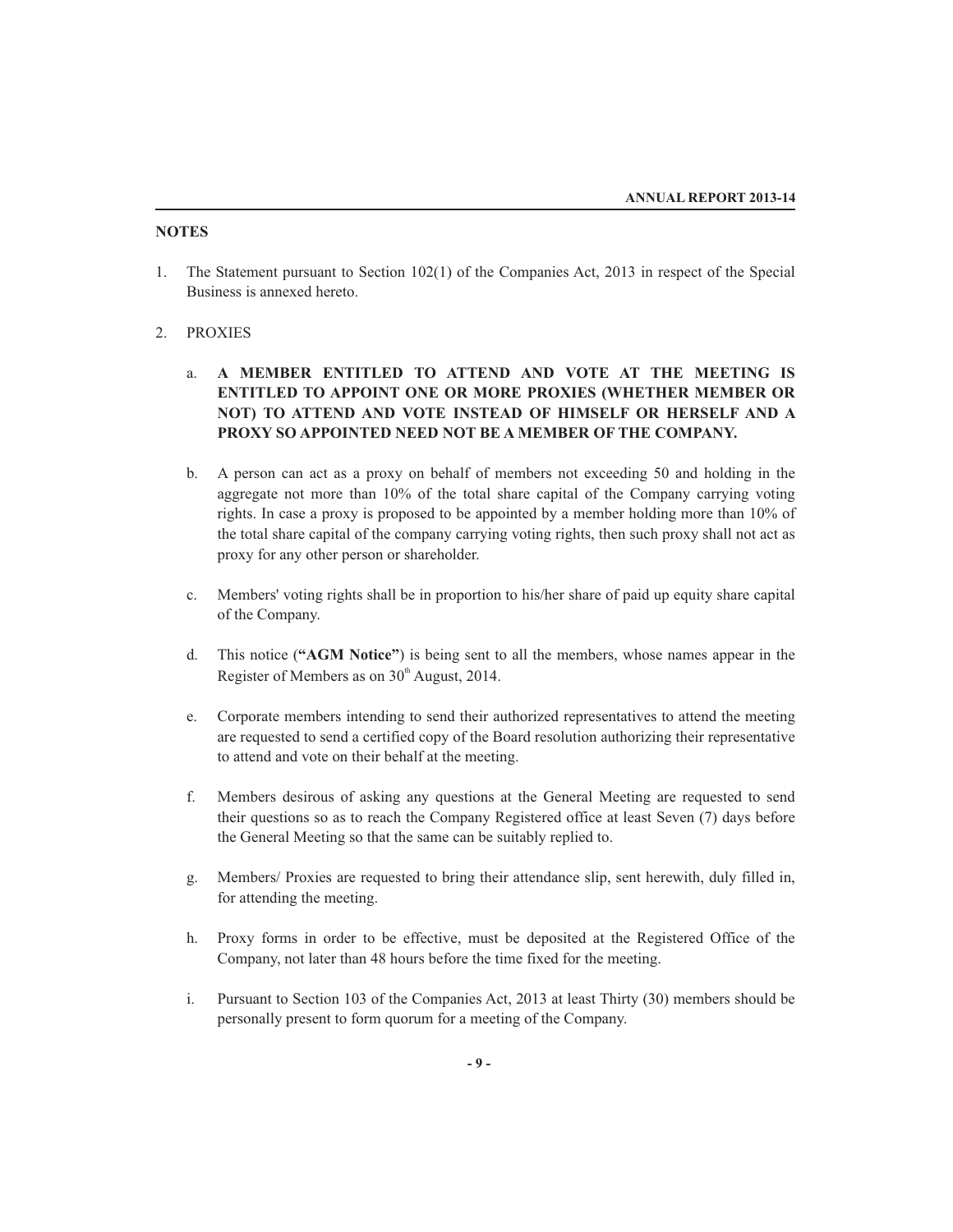## NOTES

1. The Statement pursuant to Section 102(1) of the Companies Act, 2013 in respect of the Special Business is annexed hereto.

2. PROXIES

   a. **A MEMBER ENTITLED TO ATTEND AND VOTE AT THE MEETING IS ENTITLED TO APPOINT ONE OR MORE PROXIES (WHETHER MEMBER OR NOT) TO ATTEND AND VOTE INSTEAD OF HIMSELF OR HERSELF AND A PROXY SO APPOINTED NEED NOT BE A MEMBER OF THE COMPANY.**

   b. A person can act as a proxy on behalf of members not exceeding 50 and holding in the aggregate not more than 10% of the total share capital of the Company carrying voting rights. In case a proxy is proposed to be appointed by a member holding more than 10% of the total share capital of the company carrying voting rights, then such proxy shall not act as proxy for any other person or shareholder.

   c. Members' voting rights shall be in proportion to his/her share of paid up equity share capital of the Company.

   d. This notice (**"AGM Notice"**) is being sent to all the members, whose names appear in the Register of Members as on 30th August, 2014.

   e. Corporate members intending to send their authorized representatives to attend the meeting are requested to send a certified copy of the Board resolution authorizing their representative to attend and vote on their behalf at the meeting.

   f. Members desirous of asking any questions at the General Meeting are requested to send their questions so as to reach the Company Registered office at least Seven (7) days before the General Meeting so that the same can be suitably replied to.

   g. Members/ Proxies are requested to bring their attendance slip, sent herewith, duly filled in, for attending the meeting.

   h. Proxy forms in order to be effective, must be deposited at the Registered Office of the Company, not later than 48 hours before the time fixed for the meeting.

   i. Pursuant to Section 103 of the Companies Act, 2013 at least Thirty (30) members should be personally present to form quorum for a meeting of the Company.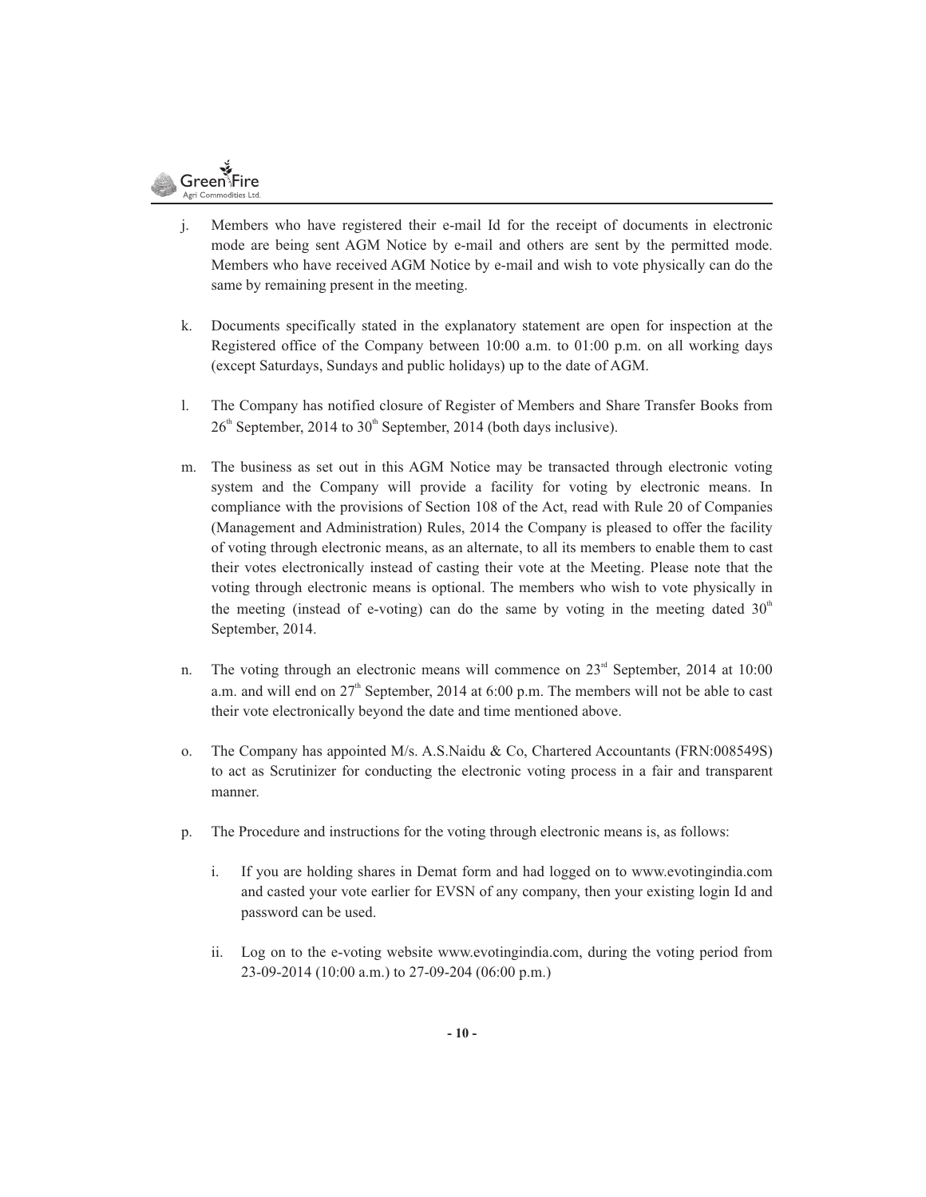j. Members who have registered their e-mail Id for the receipt of documents in electronic mode are being sent AGM Notice by e-mail and others are sent by the permitted mode. Members who have received AGM Notice by e-mail and wish to vote physically can do the same by remaining present in the meeting.

k. Documents specifically stated in the explanatory statement are open for inspection at the Registered office of the Company between 10:00 a.m. to 01:00 p.m. on all working days (except Saturdays, Sundays and public holidays) up to the date of AGM.

l. The Company has notified closure of Register of Members and Share Transfer Books from 26th September, 2014 to 30th September, 2014 (both days inclusive).

m. The business as set out in this AGM Notice may be transacted through electronic voting system and the Company will provide a facility for voting by electronic means. In compliance with the provisions of Section 108 of the Act, read with Rule 20 of Companies (Management and Administration) Rules, 2014 the Company is pleased to offer the facility of voting through electronic means, as an alternate, to all its members to enable them to cast their votes electronically instead of casting their vote at the Meeting. Please note that the voting through electronic means is optional. The members who wish to vote physically in the meeting (instead of e-voting) can do the same by voting in the meeting dated 30th September, 2014.

n. The voting through an electronic means will commence on 23rd September, 2014 at 10:00 a.m. and will end on 27th September, 2014 at 6:00 p.m. The members will not be able to cast their vote electronically beyond the date and time mentioned above.

o. The Company has appointed M/s. A.S.Naidu & Co, Chartered Accountants (FRN:008549S) to act as Scrutinizer for conducting the electronic voting process in a fair and transparent manner.

p. The Procedure and instructions for the voting through electronic means is, as follows:

   i. If you are holding shares in Demat form and had logged on to www.evotingindia.com and casted your vote earlier for EVSN of any company, then your existing login Id and password can be used.

   ii. Log on to the e-voting website www.evotingindia.com, during the voting period from 23-09-2014 (10:00 a.m.) to 27-09-204 (06:00 p.m.)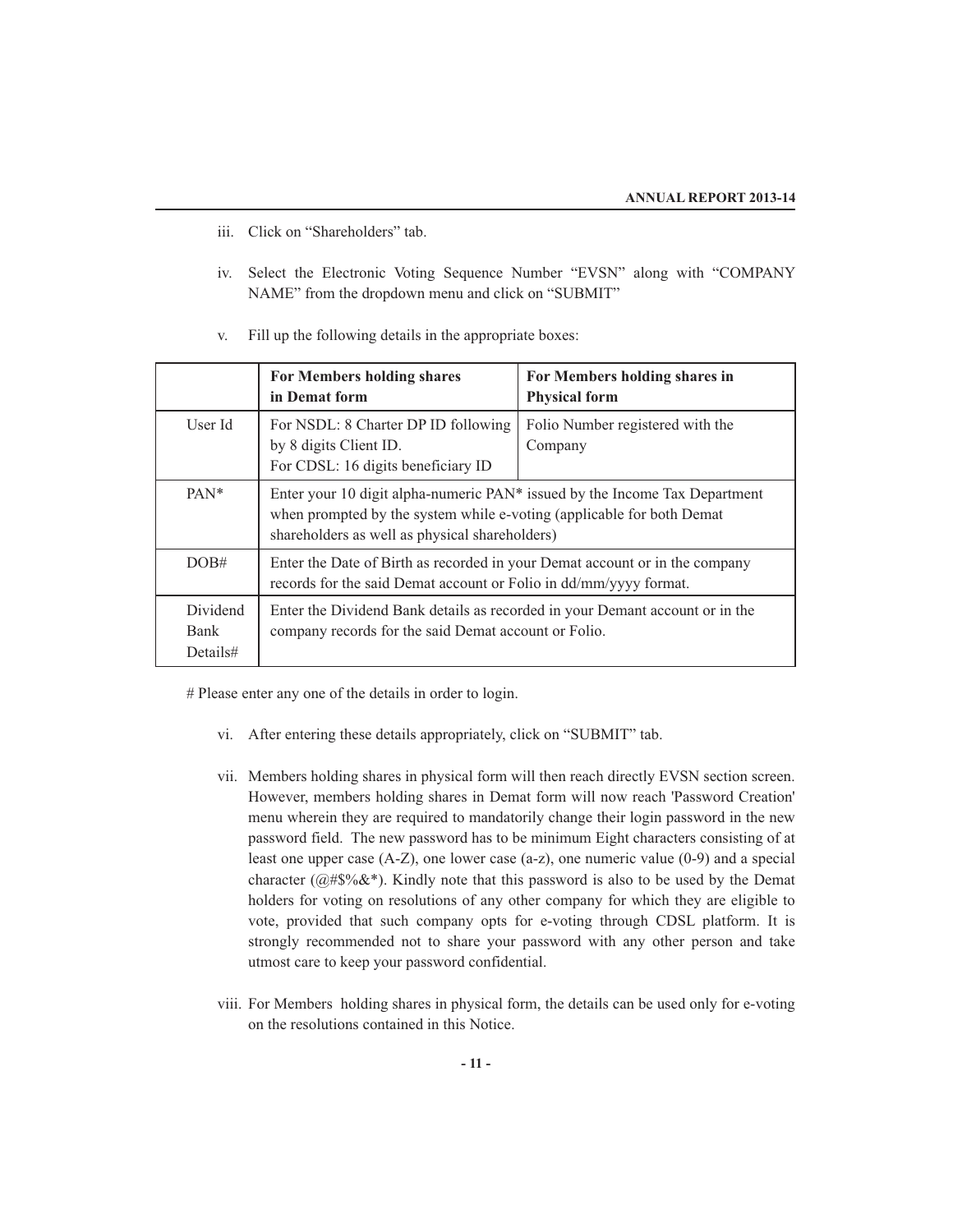iii. Click on "Shareholders" tab.

iv. Select the Electronic Voting Sequence Number "EVSN" along with "COMPANY NAME" from the dropdown menu and click on "SUBMIT"

v. Fill up the following details in the appropriate boxes:

| | For Members holding shares in Demat form | For Members holding shares in Physical form |
|---|---|---|
| User Id | For NSDL: 8 Charter DP ID following by 8 digits Client ID.<br>For CDSL: 16 digits beneficiary ID | Folio Number registered with the Company |
| PAN* | Enter your 10 digit alpha-numeric PAN* issued by the Income Tax Department when prompted by the system while e-voting (applicable for both Demat shareholders as well as physical shareholders) | |
| DOB# | Enter the Date of Birth as recorded in your Demat account or in the company records for the said Demat account or Folio in dd/mm/yyyy format. | |
| Dividend Bank Details# | Enter the Dividend Bank details as recorded in your Demant account or in the company records for the said Demat account or Folio. | |

# Please enter any one of the details in order to login.

vi. After entering these details appropriately, click on "SUBMIT" tab.

vii. Members holding shares in physical form will then reach directly EVSN section screen. However, members holding shares in Demat form will now reach 'Password Creation' menu wherein they are required to mandatorily change their login password in the new password field. The new password has to be minimum Eight characters consisting of at least one upper case (A-Z), one lower case (a-z), one numeric value (0-9) and a special character (@#$%&*). Kindly note that this password is also to be used by the Demat holders for voting on resolutions of any other company for which they are eligible to vote, provided that such company opts for e-voting through CDSL platform. It is strongly recommended not to share your password with any other person and take utmost care to keep your password confidential.

viii. For Members holding shares in physical form, the details can be used only for e-voting on the resolutions contained in this Notice.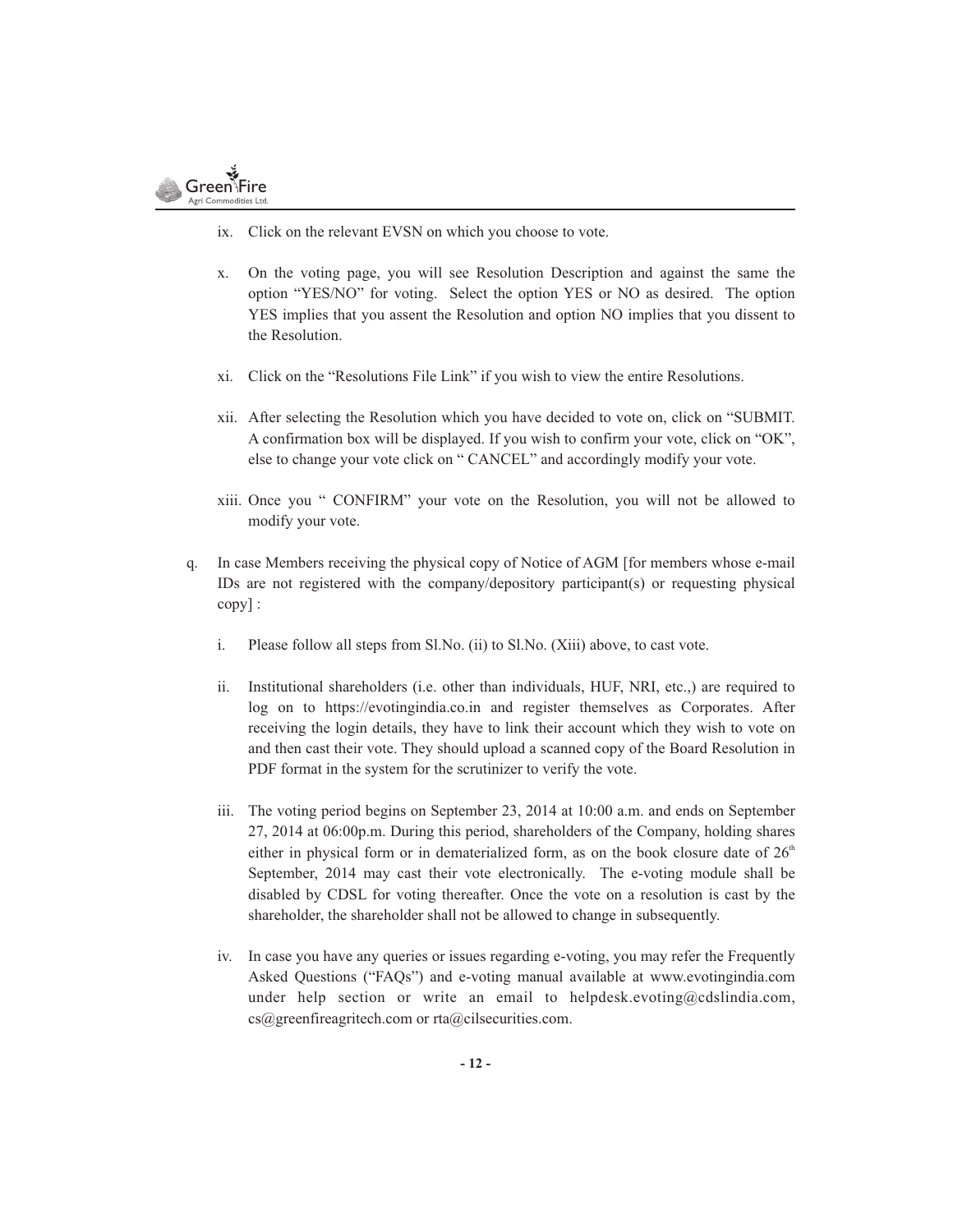ix. Click on the relevant EVSN on which you choose to vote.

x. On the voting page, you will see Resolution Description and against the same the option "YES/NO" for voting. Select the option YES or NO as desired. The option YES implies that you assent the Resolution and option NO implies that you dissent to the Resolution.

xi. Click on the "Resolutions File Link" if you wish to view the entire Resolutions.

xii. After selecting the Resolution which you have decided to vote on, click on "SUBMIT. A confirmation box will be displayed. If you wish to confirm your vote, click on "OK", else to change your vote click on " CANCEL" and accordingly modify your vote.

xiii. Once you " CONFIRM" your vote on the Resolution, you will not be allowed to modify your vote.

q. In case Members receiving the physical copy of Notice of AGM [for members whose e-mail IDs are not registered with the company/depository participant(s) or requesting physical copy] :

   i. Please follow all steps from Sl.No. (ii) to Sl.No. (Xiii) above, to cast vote.

   ii. Institutional shareholders (i.e. other than individuals, HUF, NRI, etc.,) are required to log on to https://evotingindia.co.in and register themselves as Corporates. After receiving the login details, they have to link their account which they wish to vote on and then cast their vote. They should upload a scanned copy of the Board Resolution in PDF format in the system for the scrutinizer to verify the vote.

   iii. The voting period begins on September 23, 2014 at 10:00 a.m. and ends on September 27, 2014 at 06:00p.m. During this period, shareholders of the Company, holding shares either in physical form or in dematerialized form, as on the book closure date of 26th September, 2014 may cast their vote electronically. The e-voting module shall be disabled by CDSL for voting thereafter. Once the vote on a resolution is cast by the shareholder, the shareholder shall not be allowed to change in subsequently.

   iv. In case you have any queries or issues regarding e-voting, you may refer the Frequently Asked Questions ("FAQs") and e-voting manual available at www.evotingindia.com under help section or write an email to helpdesk.evoting@cdslindia.com, cs@greenfireagritech.com or rta@cilsecurities.com.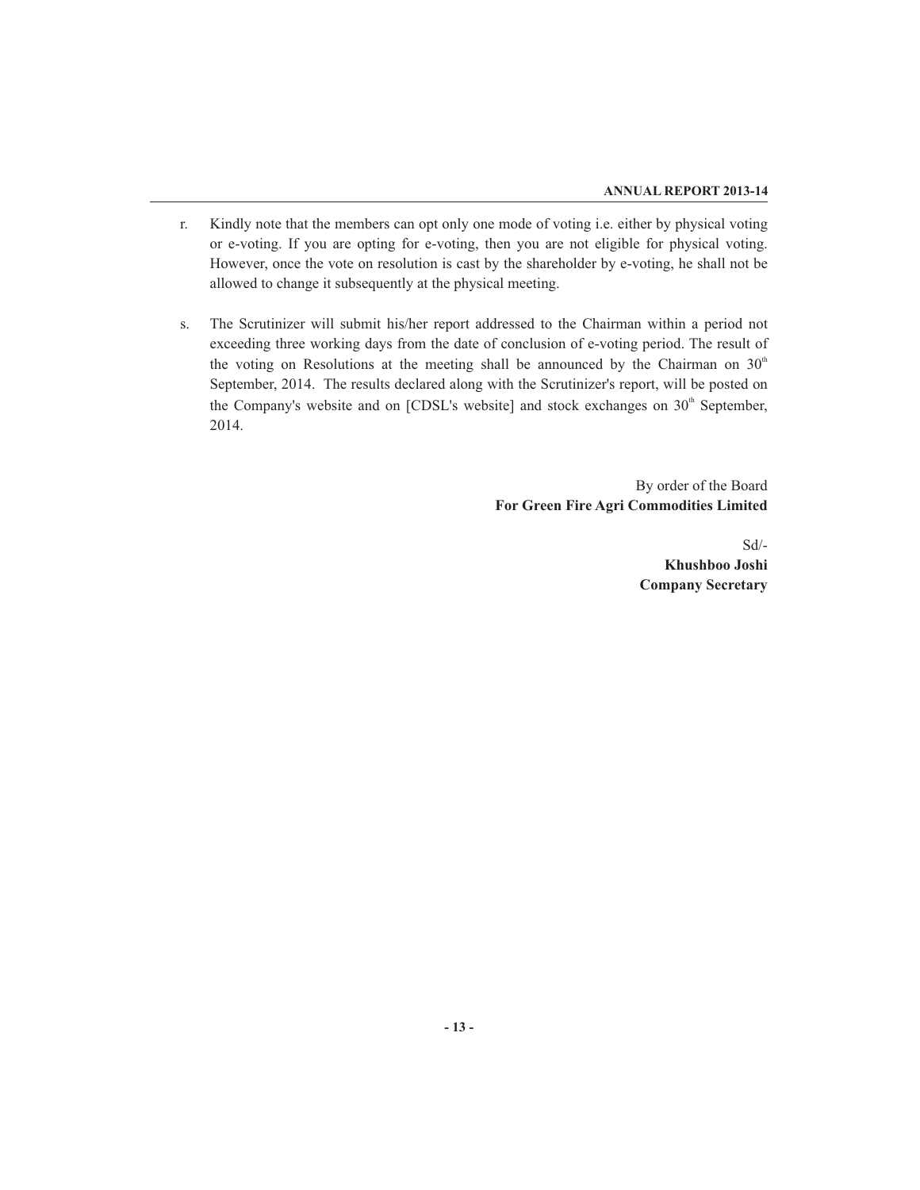r. Kindly note that the members can opt only one mode of voting i.e. either by physical voting or e-voting. If you are opting for e-voting, then you are not eligible for physical voting. However, once the vote on resolution is cast by the shareholder by e-voting, he shall not be allowed to change it subsequently at the physical meeting.

s. The Scrutinizer will submit his/her report addressed to the Chairman within a period not exceeding three working days from the date of conclusion of e-voting period. The result of the voting on Resolutions at the meeting shall be announced by the Chairman on 30th September, 2014. The results declared along with the Scrutinizer's report, will be posted on the Company's website and on [CDSL's website] and stock exchanges on 30th September, 2014.

By order of the Board
**For Green Fire Agri Commodities Limited**

Sd/-
**Khushboo Joshi**
**Company Secretary**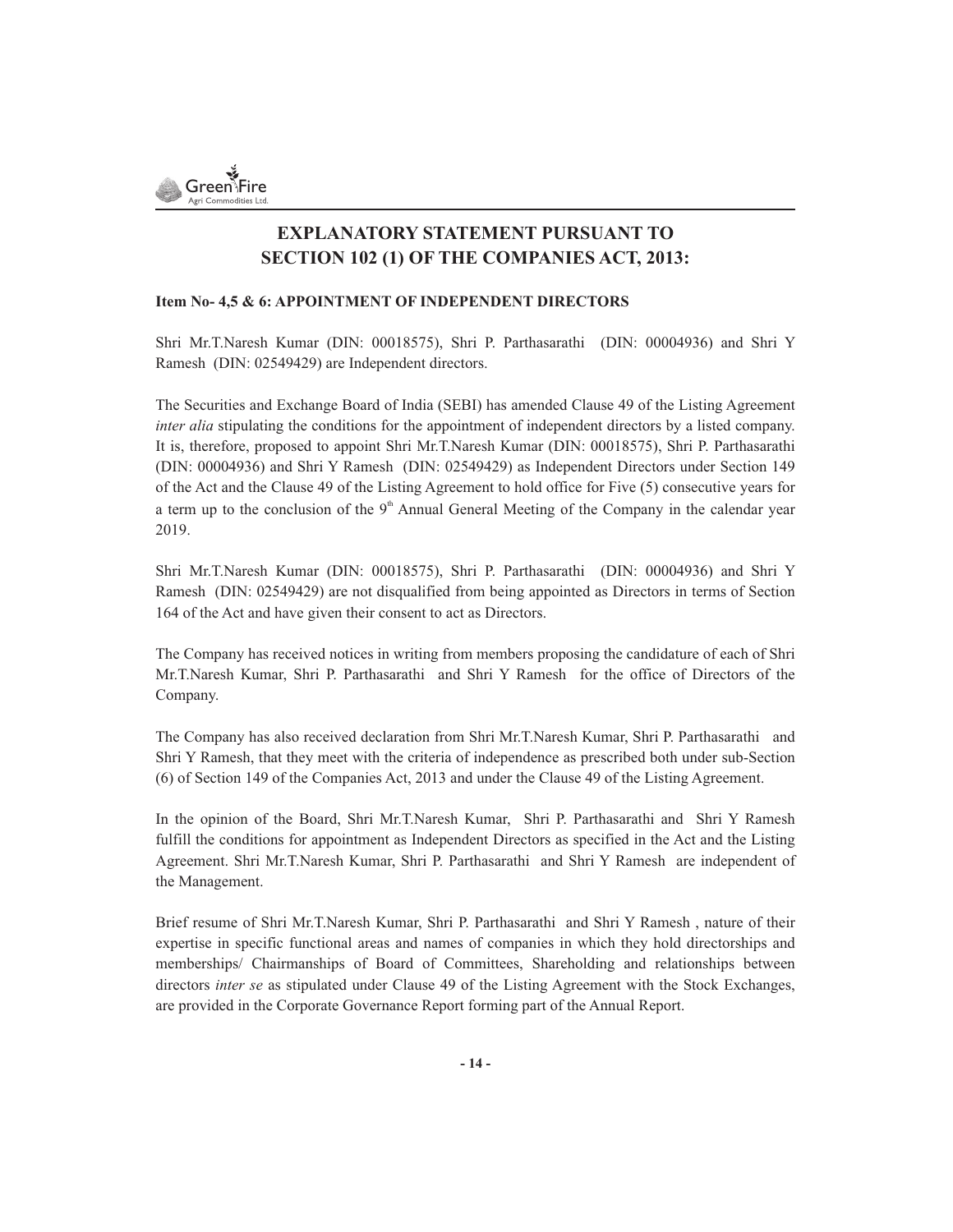# EXPLANATORY STATEMENT PURSUANT TO SECTION 102 (1) OF THE COMPANIES ACT, 2013:

**Item No- 4,5 & 6: APPOINTMENT OF INDEPENDENT DIRECTORS**

Shri Mr.T.Naresh Kumar (DIN: 00018575), Shri P. Parthasarathi (DIN: 00004936) and Shri Y Ramesh (DIN: 02549429) are Independent directors.

The Securities and Exchange Board of India (SEBI) has amended Clause 49 of the Listing Agreement *inter alia* stipulating the conditions for the appointment of independent directors by a listed company. It is, therefore, proposed to appoint Shri Mr.T.Naresh Kumar (DIN: 00018575), Shri P. Parthasarathi (DIN: 00004936) and Shri Y Ramesh (DIN: 02549429) as Independent Directors under Section 149 of the Act and the Clause 49 of the Listing Agreement to hold office for Five (5) consecutive years for a term up to the conclusion of the 9th Annual General Meeting of the Company in the calendar year 2019.

Shri Mr.T.Naresh Kumar (DIN: 00018575), Shri P. Parthasarathi (DIN: 00004936) and Shri Y Ramesh (DIN: 02549429) are not disqualified from being appointed as Directors in terms of Section 164 of the Act and have given their consent to act as Directors.

The Company has received notices in writing from members proposing the candidature of each of Shri Mr.T.Naresh Kumar, Shri P. Parthasarathi and Shri Y Ramesh for the office of Directors of the Company.

The Company has also received declaration from Shri Mr.T.Naresh Kumar, Shri P. Parthasarathi and Shri Y Ramesh, that they meet with the criteria of independence as prescribed both under sub-Section (6) of Section 149 of the Companies Act, 2013 and under the Clause 49 of the Listing Agreement.

In the opinion of the Board, Shri Mr.T.Naresh Kumar, Shri P. Parthasarathi and Shri Y Ramesh fulfill the conditions for appointment as Independent Directors as specified in the Act and the Listing Agreement. Shri Mr.T.Naresh Kumar, Shri P. Parthasarathi and Shri Y Ramesh are independent of the Management.

Brief resume of Shri Mr.T.Naresh Kumar, Shri P. Parthasarathi and Shri Y Ramesh , nature of their expertise in specific functional areas and names of companies in which they hold directorships and memberships/ Chairmanships of Board of Committees, Shareholding and relationships between directors *inter se* as stipulated under Clause 49 of the Listing Agreement with the Stock Exchanges, are provided in the Corporate Governance Report forming part of the Annual Report.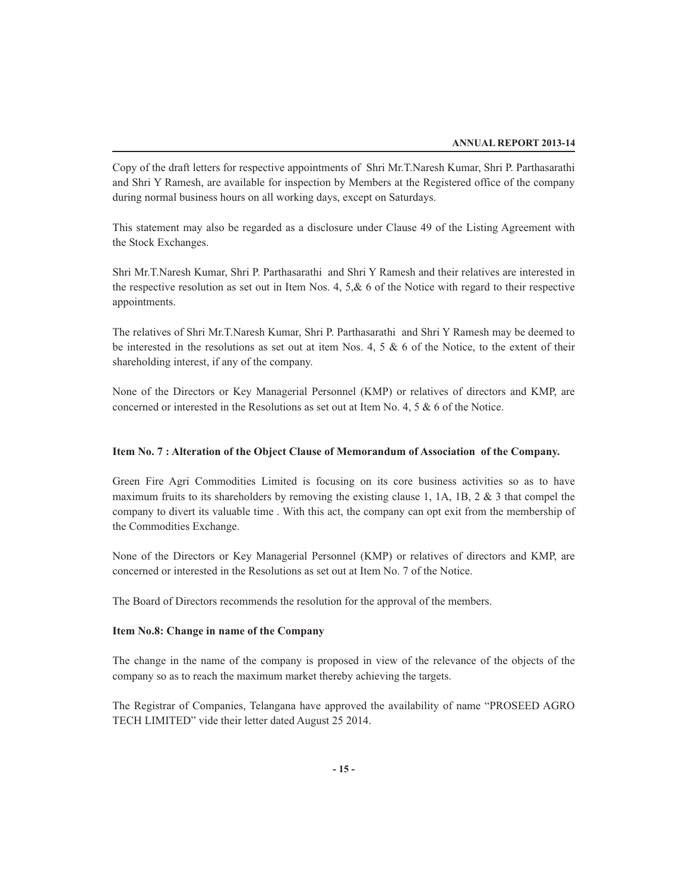Copy of the draft letters for respective appointments of Shri Mr.T.Naresh Kumar, Shri P. Parthasarathi and Shri Y Ramesh, are available for inspection by Members at the Registered office of the company during normal business hours on all working days, except on Saturdays.

This statement may also be regarded as a disclosure under Clause 49 of the Listing Agreement with the Stock Exchanges.

Shri Mr.T.Naresh Kumar, Shri P. Parthasarathi and Shri Y Ramesh and their relatives are interested in the respective resolution as set out in Item Nos. 4, 5,& 6 of the Notice with regard to their respective appointments.

The relatives of Shri Mr.T.Naresh Kumar, Shri P. Parthasarathi and Shri Y Ramesh may be deemed to be interested in the resolutions as set out at item Nos. 4, 5 & 6 of the Notice, to the extent of their shareholding interest, if any of the company.

None of the Directors or Key Managerial Personnel (KMP) or relatives of directors and KMP, are concerned or interested in the Resolutions as set out at Item No. 4, 5 & 6 of the Notice.

**Item No. 7 : Alteration of the Object Clause of Memorandum of Association of the Company.**

Green Fire Agri Commodities Limited is focusing on its core business activities so as to have maximum fruits to its shareholders by removing the existing clause 1, 1A, 1B, 2 & 3 that compel the company to divert its valuable time . With this act, the company can opt exit from the membership of the Commodities Exchange.

None of the Directors or Key Managerial Personnel (KMP) or relatives of directors and KMP, are concerned or interested in the Resolutions as set out at Item No. 7 of the Notice.

The Board of Directors recommends the resolution for the approval of the members.

**Item No.8: Change in name of the Company**

The change in the name of the company is proposed in view of the relevance of the objects of the company so as to reach the maximum market thereby achieving the targets.

The Registrar of Companies, Telangana have approved the availability of name "PROSEED AGRO TECH LIMITED" vide their letter dated August 25 2014.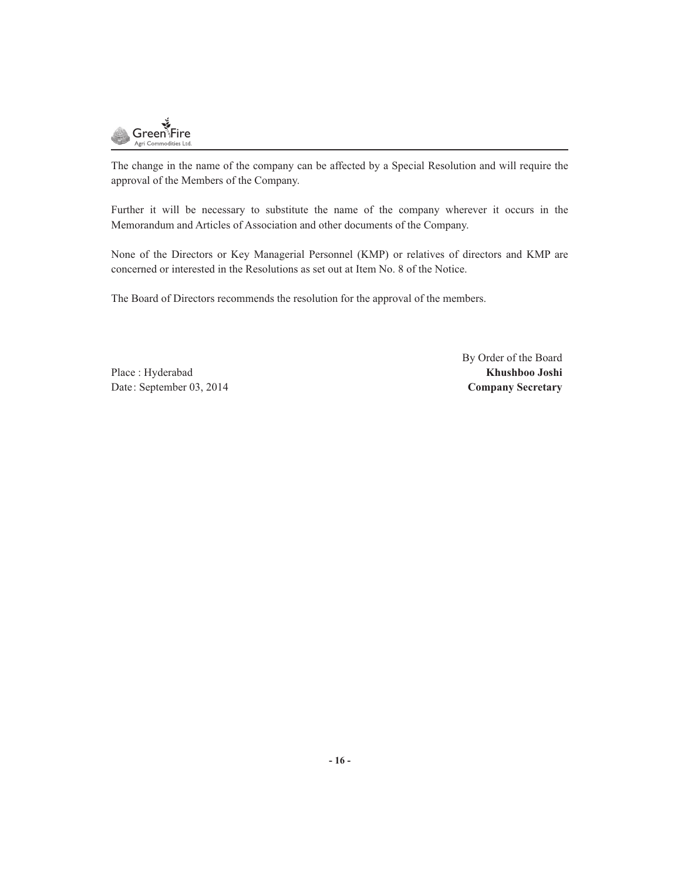The change in the name of the company can be affected by a Special Resolution and will require the approval of the Members of the Company.

Further it will be necessary to substitute the name of the company wherever it occurs in the Memorandum and Articles of Association and other documents of the Company.

None of the Directors or Key Managerial Personnel (KMP) or relatives of directors and KMP are concerned or interested in the Resolutions as set out at Item No. 8 of the Notice.

The Board of Directors recommends the resolution for the approval of the members.

By Order of the Board
**Khushboo Joshi**
**Company Secretary**

Place : Hyderabad
Date: September 03, 2014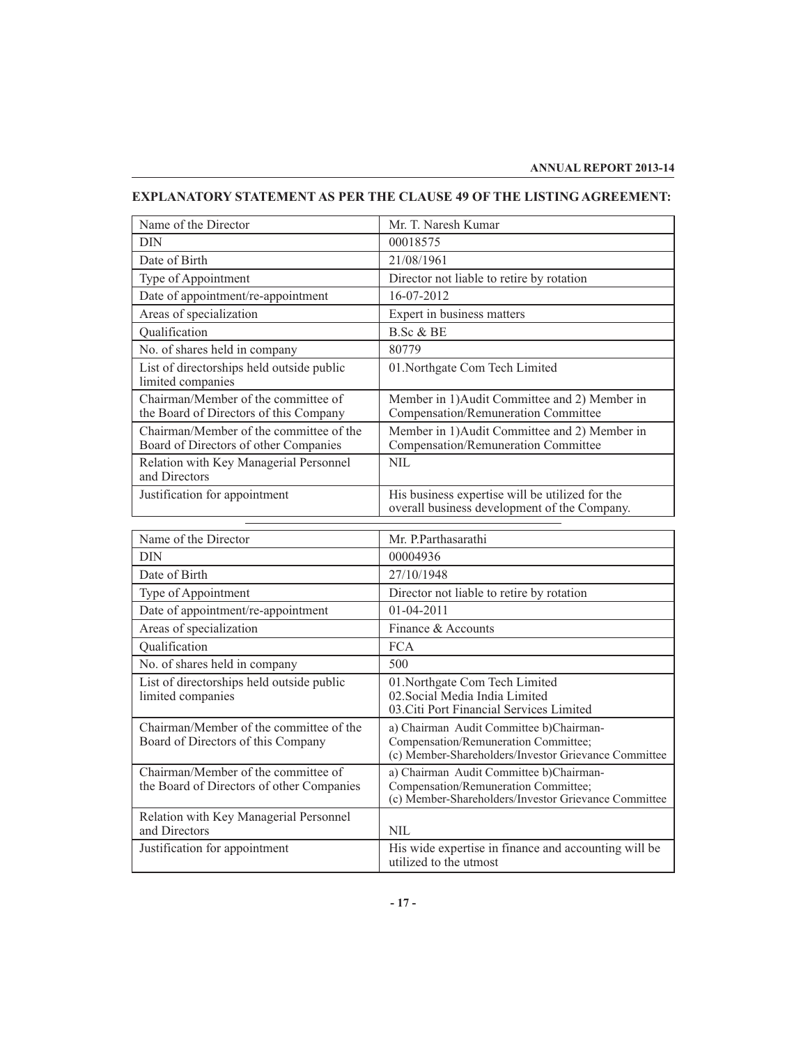## EXPLANATORY STATEMENT AS PER THE CLAUSE 49 OF THE LISTING AGREEMENT:

| Name of the Director | Mr. T. Naresh Kumar |
|---|---|
| DIN | 00018575 |
| Date of Birth | 21/08/1961 |
| Type of Appointment | Director not liable to retire by rotation |
| Date of appointment/re-appointment | 16-07-2012 |
| Areas of specialization | Expert in business matters |
| Qualification | B.Sc & BE |
| No. of shares held in company | 80779 |
| List of directorships held outside public limited companies | 01.Northgate Com Tech Limited |
| Chairman/Member of the committee of the Board of Directors of this Company | Member in 1)Audit Committee and 2) Member in Compensation/Remuneration Committee |
| Chairman/Member of the committee of the Board of Directors of other Companies | Member in 1)Audit Committee and 2) Member in Compensation/Remuneration Committee |
| Relation with Key Managerial Personnel and Directors | NIL |
| Justification for appointment | His business expertise will be utilized for the overall business development of the Company. |

| Name of the Director | Mr. P.Parthasarathi |
|---|---|
| DIN | 00004936 |
| Date of Birth | 27/10/1948 |
| Type of Appointment | Director not liable to retire by rotation |
| Date of appointment/re-appointment | 01-04-2011 |
| Areas of specialization | Finance & Accounts |
| Qualification | FCA |
| No. of shares held in company | 500 |
| List of directorships held outside public limited companies | 01.Northgate Com Tech Limited<br>02.Social Media India Limited<br>03.Citi Port Financial Services Limited |
| Chairman/Member of the committee of the Board of Directors of this Company | a) Chairman Audit Committee b)Chairman- Compensation/Remuneration Committee;<br>(c) Member-Shareholders/Investor Grievance Committee |
| Chairman/Member of the committee of the Board of Directors of other Companies | a) Chairman Audit Committee b)Chairman- Compensation/Remuneration Committee;<br>(c) Member-Shareholders/Investor Grievance Committee |
| Relation with Key Managerial Personnel and Directors | NIL |
| Justification for appointment | His wide expertise in finance and accounting will be utilized to the utmost |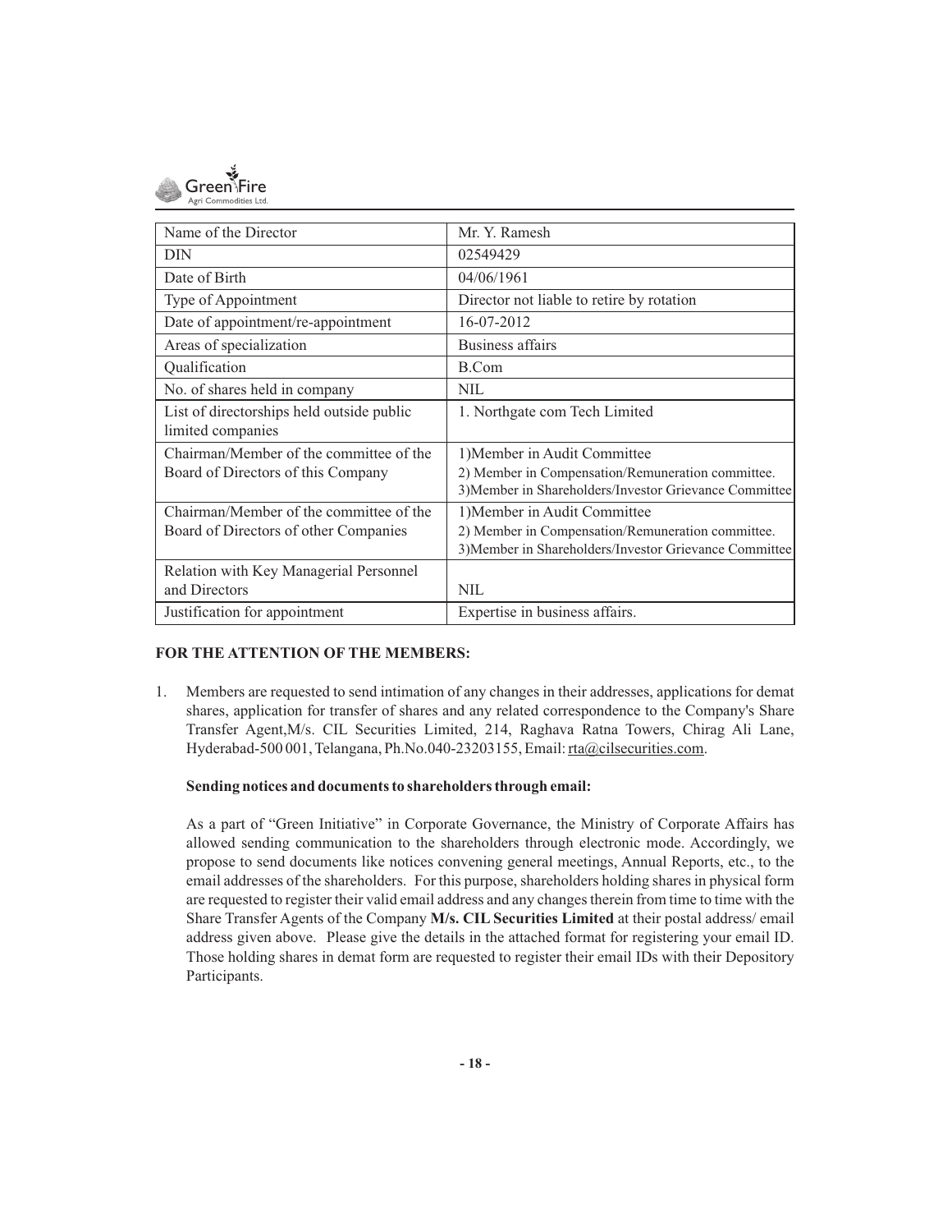| Name of the Director | Mr. Y. Ramesh |
| --- | --- |
| DIN | 02549429 |
| Date of Birth | 04/06/1961 |
| Type of Appointment | Director not liable to retire by rotation |
| Date of appointment/re-appointment | 16-07-2012 |
| Areas of specialization | Business affairs |
| Qualification | B.Com |
| No. of shares held in company | NIL |
| List of directorships held outside public limited companies | 1. Northgate com Tech Limited |
| Chairman/Member of the committee of the Board of Directors of this Company | 1)Member in Audit Committee<br>2) Member in Compensation/Remuneration committee.<br>3)Member in Shareholders/Investor Grievance Committee |
| Chairman/Member of the committee of the Board of Directors of other Companies | 1)Member in Audit Committee<br>2) Member in Compensation/Remuneration committee.<br>3)Member in Shareholders/Investor Grievance Committee |
| Relation with Key Managerial Personnel and Directors | NIL |
| Justification for appointment | Expertise in business affairs. |

**FOR THE ATTENTION OF THE MEMBERS:**

1. Members are requested to send intimation of any changes in their addresses, applications for demat shares, application for transfer of shares and any related correspondence to the Company's Share Transfer Agent,M/s. CIL Securities Limited, 214, Raghava Ratna Towers, Chirag Ali Lane, Hyderabad-500 001, Telangana, Ph.No.040-23203155, Email: rta@cilsecurities.com.

   **Sending notices and documents to shareholders through email:**

   As a part of "Green Initiative" in Corporate Governance, the Ministry of Corporate Affairs has allowed sending communication to the shareholders through electronic mode. Accordingly, we propose to send documents like notices convening general meetings, Annual Reports, etc., to the email addresses of the shareholders. For this purpose, shareholders holding shares in physical form are requested to register their valid email address and any changes therein from time to time with the Share Transfer Agents of the Company **M/s. CIL Securities Limited** at their postal address/ email address given above. Please give the details in the attached format for registering your email ID. Those holding shares in demat form are requested to register their email IDs with their Depository Participants.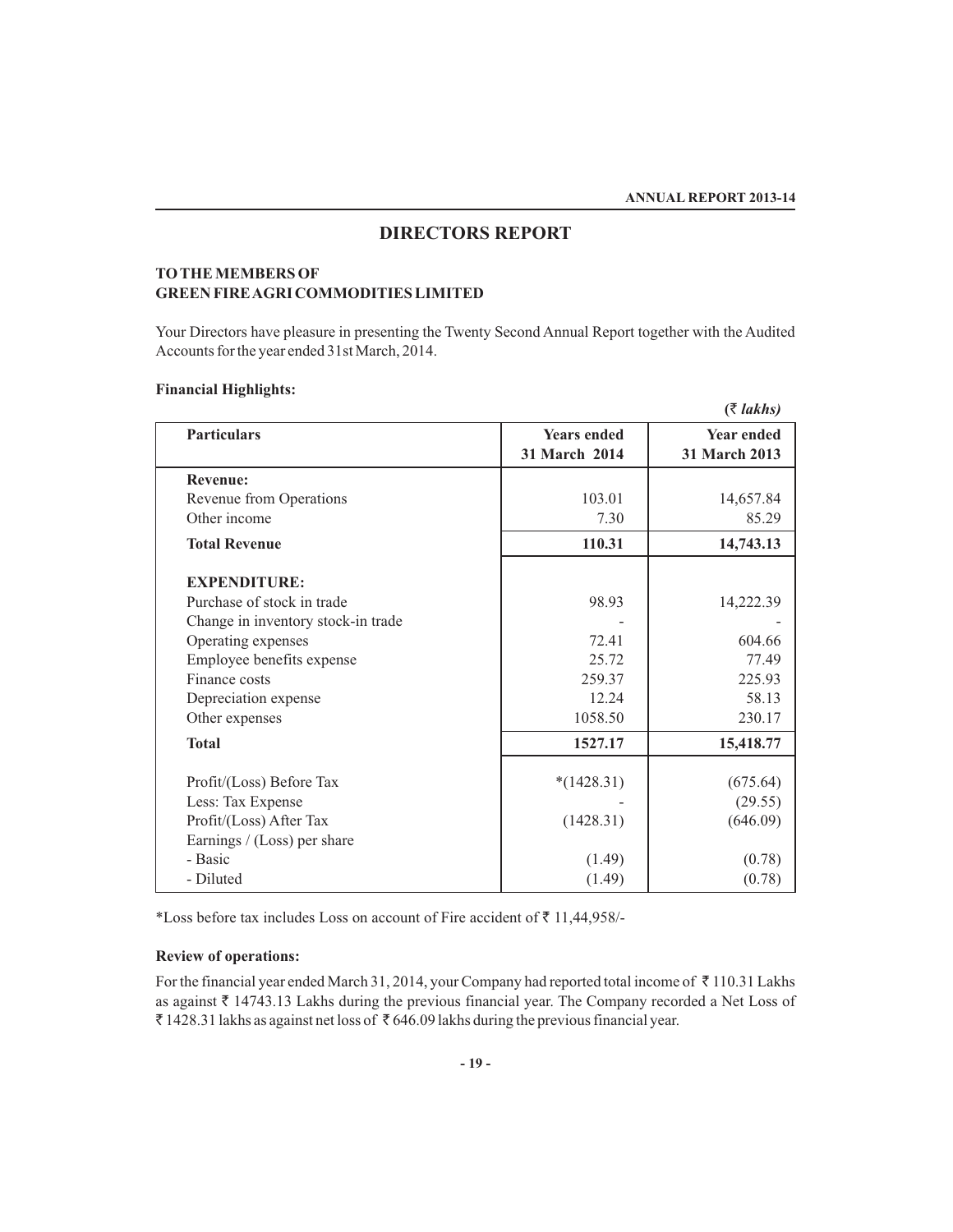# DIRECTORS REPORT

**TO THE MEMBERS OF**
**GREEN FIRE AGRI COMMODITIES LIMITED**

Your Directors have pleasure in presenting the Twenty Second Annual Report together with the Audited Accounts for the year ended 31st March, 2014.

**Financial Highlights:**

*(₹ lakhs)*

| Particulars | Years ended 31 March 2014 | Year ended 31 March 2013 |
|---|---|---|
| **Revenue:** | | |
| Revenue from Operations | 103.01 | 14,657.84 |
| Other income | 7.30 | 85.29 |
| **Total Revenue** | **110.31** | **14,743.13** |
| **EXPENDITURE:** | | |
| Purchase of stock in trade | 98.93 | 14,222.39 |
| Change in inventory stock-in trade | - | - |
| Operating expenses | 72.41 | 604.66 |
| Employee benefits expense | 25.72 | 77.49 |
| Finance costs | 259.37 | 225.93 |
| Depreciation expense | 12.24 | 58.13 |
| Other expenses | 1058.50 | 230.17 |
| **Total** | **1527.17** | **15,418.77** |
| Profit/(Loss) Before Tax | *(1428.31) | (675.64) |
| Less: Tax Expense | - | (29.55) |
| Profit/(Loss) After Tax | (1428.31) | (646.09) |
| Earnings / (Loss) per share | | |
| - Basic | (1.49) | (0.78) |
| - Diluted | (1.49) | (0.78) |

*Loss before tax includes Loss on account of Fire accident of ₹ 11,44,958/-

**Review of operations:**

For the financial year ended March 31, 2014, your Company had reported total income of ₹ 110.31 Lakhs as against ₹ 14743.13 Lakhs during the previous financial year. The Company recorded a Net Loss of ₹ 1428.31 lakhs as against net loss of ₹ 646.09 lakhs during the previous financial year.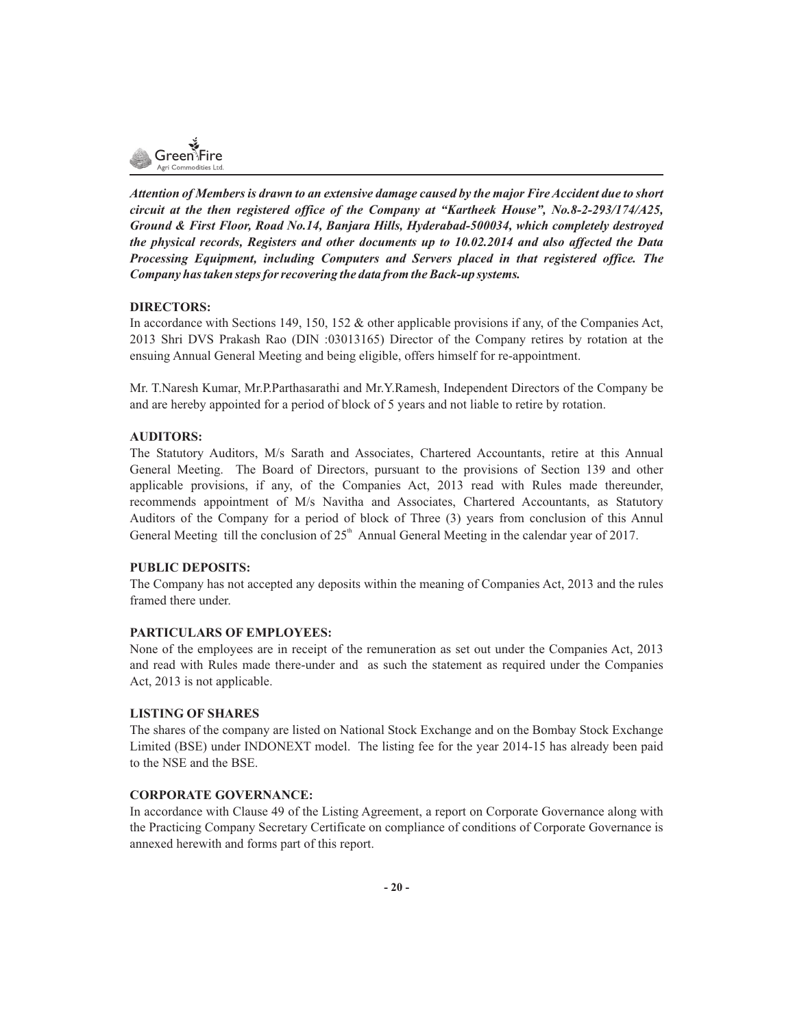***Attention of Members is drawn to an extensive damage caused by the major Fire Accident due to short circuit at the then registered office of the Company at "Kartheek House", No.8-2-293/174/A25, Ground & First Floor, Road No.14, Banjara Hills, Hyderabad-500034, which completely destroyed the physical records, Registers and other documents up to 10.02.2014 and also affected the Data Processing Equipment, including Computers and Servers placed in that registered office. The Company has taken steps for recovering the data from the Back-up systems.***

**DIRECTORS:**

In accordance with Sections 149, 150, 152 & other applicable provisions if any, of the Companies Act, 2013 Shri DVS Prakash Rao (DIN :03013165) Director of the Company retires by rotation at the ensuing Annual General Meeting and being eligible, offers himself for re-appointment.

Mr. T.Naresh Kumar, Mr.P.Parthasarathi and Mr.Y.Ramesh, Independent Directors of the Company be and are hereby appointed for a period of block of 5 years and not liable to retire by rotation.

**AUDITORS:**

The Statutory Auditors, M/s Sarath and Associates, Chartered Accountants, retire at this Annual General Meeting. The Board of Directors, pursuant to the provisions of Section 139 and other applicable provisions, if any, of the Companies Act, 2013 read with Rules made thereunder, recommends appointment of M/s Navitha and Associates, Chartered Accountants, as Statutory Auditors of the Company for a period of block of Three (3) years from conclusion of this Annul General Meeting till the conclusion of 25th Annual General Meeting in the calendar year of 2017.

**PUBLIC DEPOSITS:**

The Company has not accepted any deposits within the meaning of Companies Act, 2013 and the rules framed there under.

**PARTICULARS OF EMPLOYEES:**

None of the employees are in receipt of the remuneration as set out under the Companies Act, 2013 and read with Rules made there-under and as such the statement as required under the Companies Act, 2013 is not applicable.

**LISTING OF SHARES**

The shares of the company are listed on National Stock Exchange and on the Bombay Stock Exchange Limited (BSE) under INDONEXT model. The listing fee for the year 2014-15 has already been paid to the NSE and the BSE.

**CORPORATE GOVERNANCE:**

In accordance with Clause 49 of the Listing Agreement, a report on Corporate Governance along with the Practicing Company Secretary Certificate on compliance of conditions of Corporate Governance is annexed herewith and forms part of this report.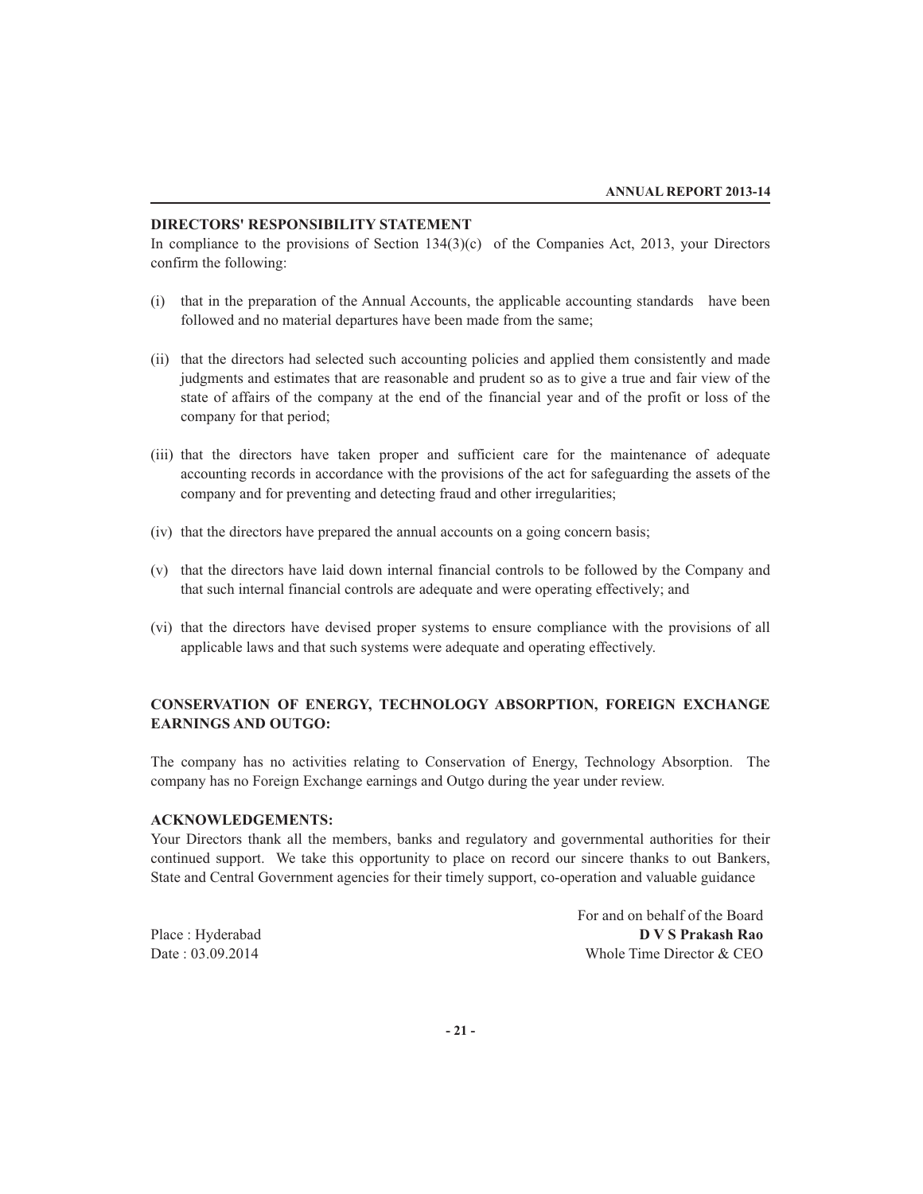## DIRECTORS' RESPONSIBILITY STATEMENT

In compliance to the provisions of Section 134(3)(c) of the Companies Act, 2013, your Directors confirm the following:

(i) that in the preparation of the Annual Accounts, the applicable accounting standards have been followed and no material departures have been made from the same;

(ii) that the directors had selected such accounting policies and applied them consistently and made judgments and estimates that are reasonable and prudent so as to give a true and fair view of the state of affairs of the company at the end of the financial year and of the profit or loss of the company for that period;

(iii) that the directors have taken proper and sufficient care for the maintenance of adequate accounting records in accordance with the provisions of the act for safeguarding the assets of the company and for preventing and detecting fraud and other irregularities;

(iv) that the directors have prepared the annual accounts on a going concern basis;

(v) that the directors have laid down internal financial controls to be followed by the Company and that such internal financial controls are adequate and were operating effectively; and

(vi) that the directors have devised proper systems to ensure compliance with the provisions of all applicable laws and that such systems were adequate and operating effectively.

## CONSERVATION OF ENERGY, TECHNOLOGY ABSORPTION, FOREIGN EXCHANGE EARNINGS AND OUTGO:

The company has no activities relating to Conservation of Energy, Technology Absorption. The company has no Foreign Exchange earnings and Outgo during the year under review.

## ACKNOWLEDGEMENTS:

Your Directors thank all the members, banks and regulatory and governmental authorities for their continued support. We take this opportunity to place on record our sincere thanks to out Bankers, State and Central Government agencies for their timely support, co-operation and valuable guidance

For and on behalf of the Board

Place : Hyderabad
Date : 03.09.2014

**D V S Prakash Rao**
Whole Time Director & CEO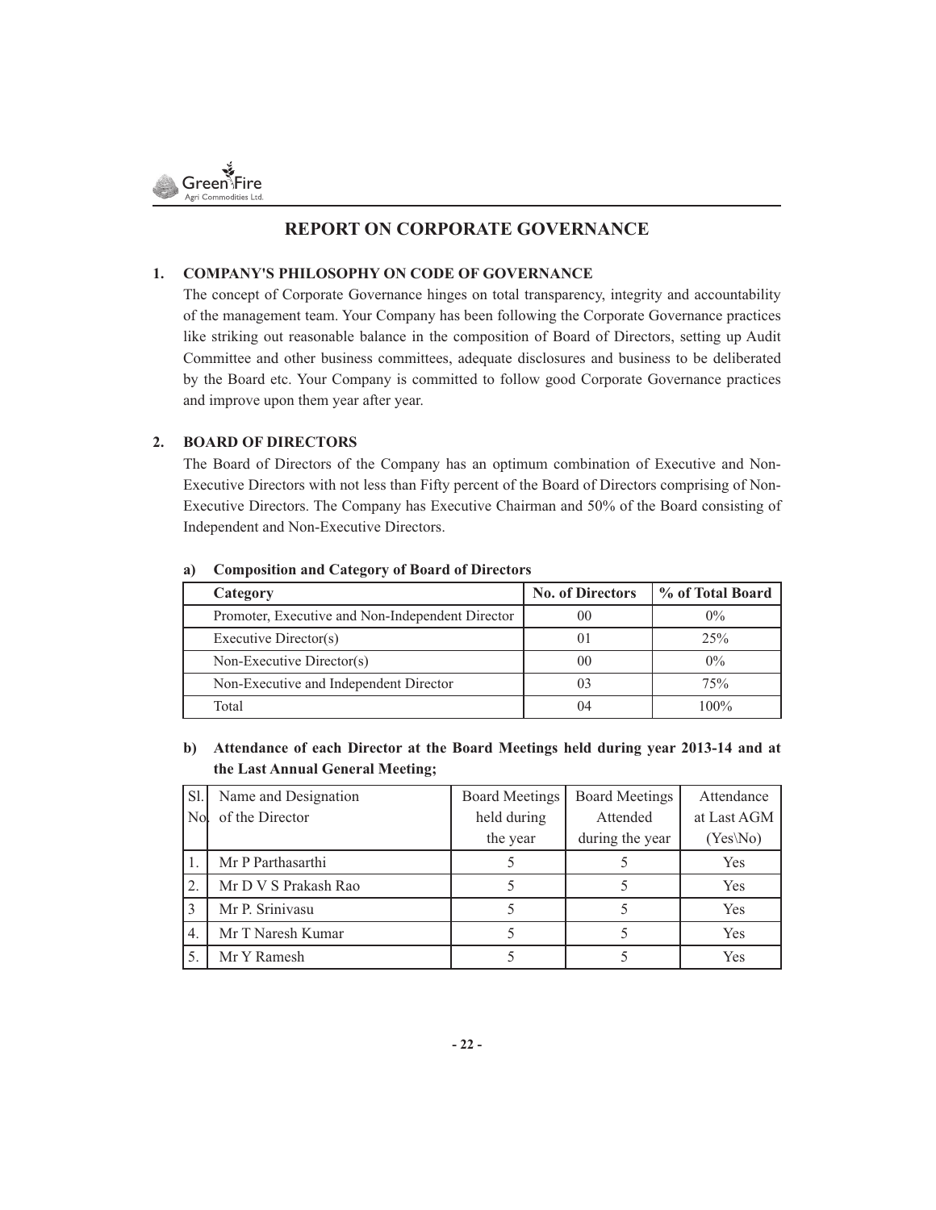# REPORT ON CORPORATE GOVERNANCE

## 1. COMPANY'S PHILOSOPHY ON CODE OF GOVERNANCE

The concept of Corporate Governance hinges on total transparency, integrity and accountability of the management team. Your Company has been following the Corporate Governance practices like striking out reasonable balance in the composition of Board of Directors, setting up Audit Committee and other business committees, adequate disclosures and business to be deliberated by the Board etc. Your Company is committed to follow good Corporate Governance practices and improve upon them year after year.

## 2. BOARD OF DIRECTORS

The Board of Directors of the Company has an optimum combination of Executive and Non-Executive Directors with not less than Fifty percent of the Board of Directors comprising of Non-Executive Directors. The Company has Executive Chairman and 50% of the Board consisting of Independent and Non-Executive Directors.

### a) Composition and Category of Board of Directors

| Category | No. of Directors | % of Total Board |
|---|---|---|
| Promoter, Executive and Non-Independent Director | 00 | 0% |
| Executive Director(s) | 01 | 25% |
| Non-Executive Director(s) | 00 | 0% |
| Non-Executive and Independent Director | 03 | 75% |
| Total | 04 | 100% |

### b) Attendance of each Director at the Board Meetings held during year 2013-14 and at the Last Annual General Meeting;

| Sl. No. | Name and Designation of the Director | Board Meetings held during the year | Board Meetings Attended during the year | Attendance at Last AGM (Yes\No) |
|---|---|---|---|---|
| 1. | Mr P Parthasarthi | 5 | 5 | Yes |
| 2. | Mr D V S Prakash Rao | 5 | 5 | Yes |
| 3 | Mr P. Srinivasu | 5 | 5 | Yes |
| 4. | Mr T Naresh Kumar | 5 | 5 | Yes |
| 5. | Mr Y Ramesh | 5 | 5 | Yes |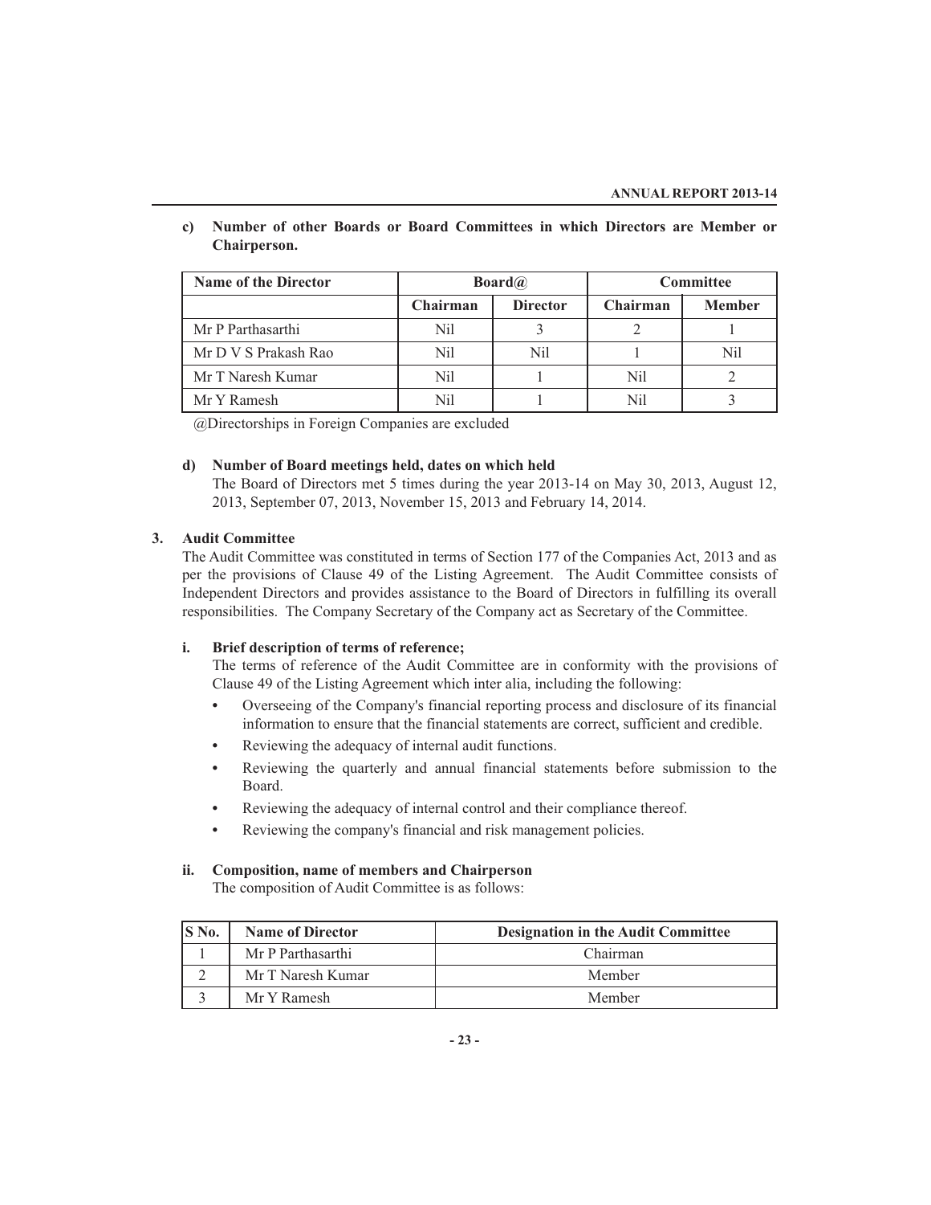**c) Number of other Boards or Board Committees in which Directors are Member or Chairperson.**

| Name of the Director | Board@ | | Committee | |
|---|---|---|---|---|
| | Chairman | Director | Chairman | Member |
| Mr P Parthasarthi | Nil | 3 | 2 | 1 |
| Mr D V S Prakash Rao | Nil | Nil | 1 | Nil |
| Mr T Naresh Kumar | Nil | 1 | Nil | 2 |
| Mr Y Ramesh | Nil | 1 | Nil | 3 |

@Directorships in Foreign Companies are excluded

**d) Number of Board meetings held, dates on which held**

The Board of Directors met 5 times during the year 2013-14 on May 30, 2013, August 12, 2013, September 07, 2013, November 15, 2013 and February 14, 2014.

## 3. Audit Committee

The Audit Committee was constituted in terms of Section 177 of the Companies Act, 2013 and as per the provisions of Clause 49 of the Listing Agreement. The Audit Committee consists of Independent Directors and provides assistance to the Board of Directors in fulfilling its overall responsibilities. The Company Secretary of the Company act as Secretary of the Committee.

**i. Brief description of terms of reference;**

The terms of reference of the Audit Committee are in conformity with the provisions of Clause 49 of the Listing Agreement which inter alia, including the following:

- Overseeing of the Company's financial reporting process and disclosure of its financial information to ensure that the financial statements are correct, sufficient and credible.
- Reviewing the adequacy of internal audit functions.
- Reviewing the quarterly and annual financial statements before submission to the Board.
- Reviewing the adequacy of internal control and their compliance thereof.
- Reviewing the company's financial and risk management policies.

**ii. Composition, name of members and Chairperson**

The composition of Audit Committee is as follows:

| S No. | Name of Director | Designation in the Audit Committee |
|---|---|---|
| 1 | Mr P Parthasarthi | Chairman |
| 2 | Mr T Naresh Kumar | Member |
| 3 | Mr Y Ramesh | Member |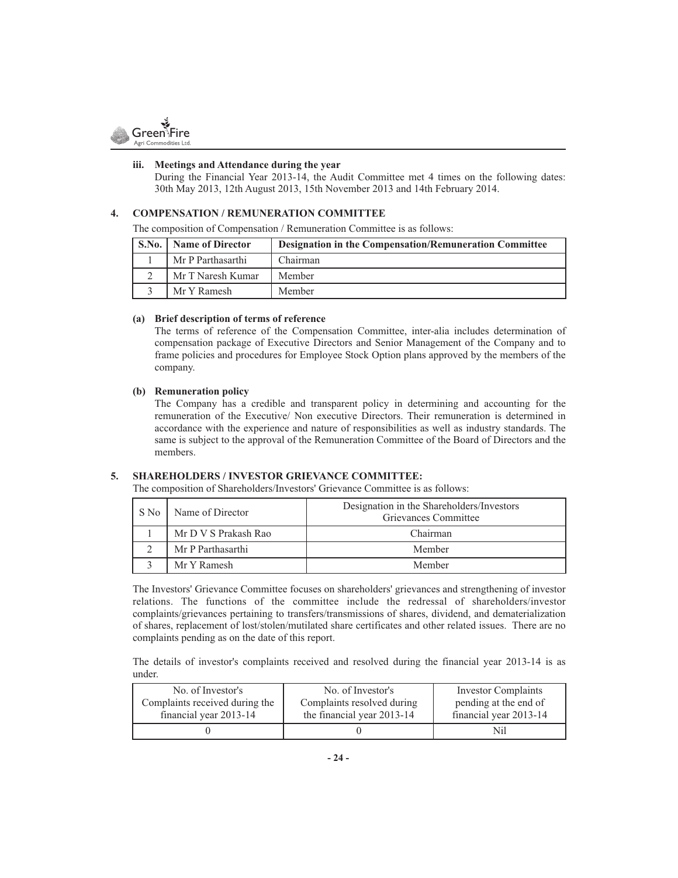**iii. Meetings and Attendance during the year**

During the Financial Year 2013-14, the Audit Committee met 4 times on the following dates: 30th May 2013, 12th August 2013, 15th November 2013 and 14th February 2014.

## 4. COMPENSATION / REMUNERATION COMMITTEE

The composition of Compensation / Remuneration Committee is as follows:

| S.No. | Name of Director | Designation in the Compensation/Remuneration Committee |
|---|---|---|
| 1 | Mr P Parthasarthi | Chairman |
| 2 | Mr T Naresh Kumar | Member |
| 3 | Mr Y Ramesh | Member |

**(a) Brief description of terms of reference**

The terms of reference of the Compensation Committee, inter-alia includes determination of compensation package of Executive Directors and Senior Management of the Company and to frame policies and procedures for Employee Stock Option plans approved by the members of the company.

**(b) Remuneration policy**

The Company has a credible and transparent policy in determining and accounting for the remuneration of the Executive/ Non executive Directors. Their remuneration is determined in accordance with the experience and nature of responsibilities as well as industry standards. The same is subject to the approval of the Remuneration Committee of the Board of Directors and the members.

## 5. SHAREHOLDERS / INVESTOR GRIEVANCE COMMITTEE:

The composition of Shareholders/Investors' Grievance Committee is as follows:

| S No | Name of Director | Designation in the Shareholders/Investors Grievances Committee |
|---|---|---|
| 1 | Mr D V S Prakash Rao | Chairman |
| 2 | Mr P Parthasarthi | Member |
| 3 | Mr Y Ramesh | Member |

The Investors' Grievance Committee focuses on shareholders' grievances and strengthening of investor relations. The functions of the committee include the redressal of shareholders/investor complaints/grievances pertaining to transfers/transmissions of shares, dividend, and dematerialization of shares, replacement of lost/stolen/mutilated share certificates and other related issues. There are no complaints pending as on the date of this report.

The details of investor's complaints received and resolved during the financial year 2013-14 is as under.

| No. of Investor's Complaints received during the financial year 2013-14 | No. of Investor's Complaints resolved during the financial year 2013-14 | Investor Complaints pending at the end of financial year 2013-14 |
|---|---|---|
| 0 | 0 | Nil |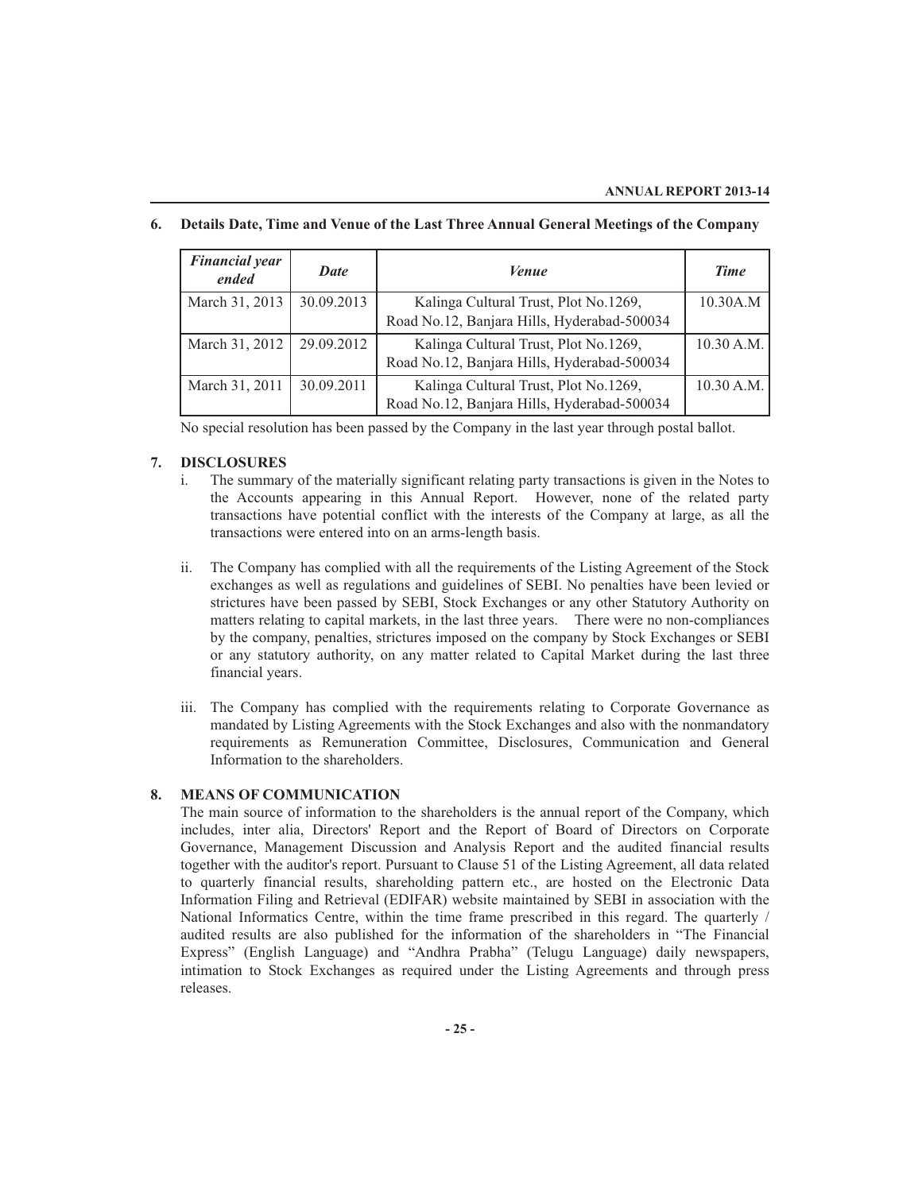## 6. Details Date, Time and Venue of the Last Three Annual General Meetings of the Company

| *Financial year ended* | *Date* | *Venue* | *Time* |
|---|---|---|---|
| March 31, 2013 | 30.09.2013 | Kalinga Cultural Trust, Plot No.1269, Road No.12, Banjara Hills, Hyderabad-500034 | 10.30A.M |
| March 31, 2012 | 29.09.2012 | Kalinga Cultural Trust, Plot No.1269, Road No.12, Banjara Hills, Hyderabad-500034 | 10.30 A.M. |
| March 31, 2011 | 30.09.2011 | Kalinga Cultural Trust, Plot No.1269, Road No.12, Banjara Hills, Hyderabad-500034 | 10.30 A.M. |

No special resolution has been passed by the Company in the last year through postal ballot.

## 7. DISCLOSURES

i. The summary of the materially significant relating party transactions is given in the Notes to the Accounts appearing in this Annual Report. However, none of the related party transactions have potential conflict with the interests of the Company at large, as all the transactions were entered into on an arms-length basis.

ii. The Company has complied with all the requirements of the Listing Agreement of the Stock exchanges as well as regulations and guidelines of SEBI. No penalties have been levied or strictures have been passed by SEBI, Stock Exchanges or any other Statutory Authority on matters relating to capital markets, in the last three years. There were no non-compliances by the company, penalties, strictures imposed on the company by Stock Exchanges or SEBI or any statutory authority, on any matter related to Capital Market during the last three financial years.

iii. The Company has complied with the requirements relating to Corporate Governance as mandated by Listing Agreements with the Stock Exchanges and also with the nonmandatory requirements as Remuneration Committee, Disclosures, Communication and General Information to the shareholders.

## 8. MEANS OF COMMUNICATION

The main source of information to the shareholders is the annual report of the Company, which includes, inter alia, Directors' Report and the Report of Board of Directors on Corporate Governance, Management Discussion and Analysis Report and the audited financial results together with the auditor's report. Pursuant to Clause 51 of the Listing Agreement, all data related to quarterly financial results, shareholding pattern etc., are hosted on the Electronic Data Information Filing and Retrieval (EDIFAR) website maintained by SEBI in association with the National Informatics Centre, within the time frame prescribed in this regard. The quarterly / audited results are also published for the information of the shareholders in "The Financial Express" (English Language) and "Andhra Prabha" (Telugu Language) daily newspapers, intimation to Stock Exchanges as required under the Listing Agreements and through press releases.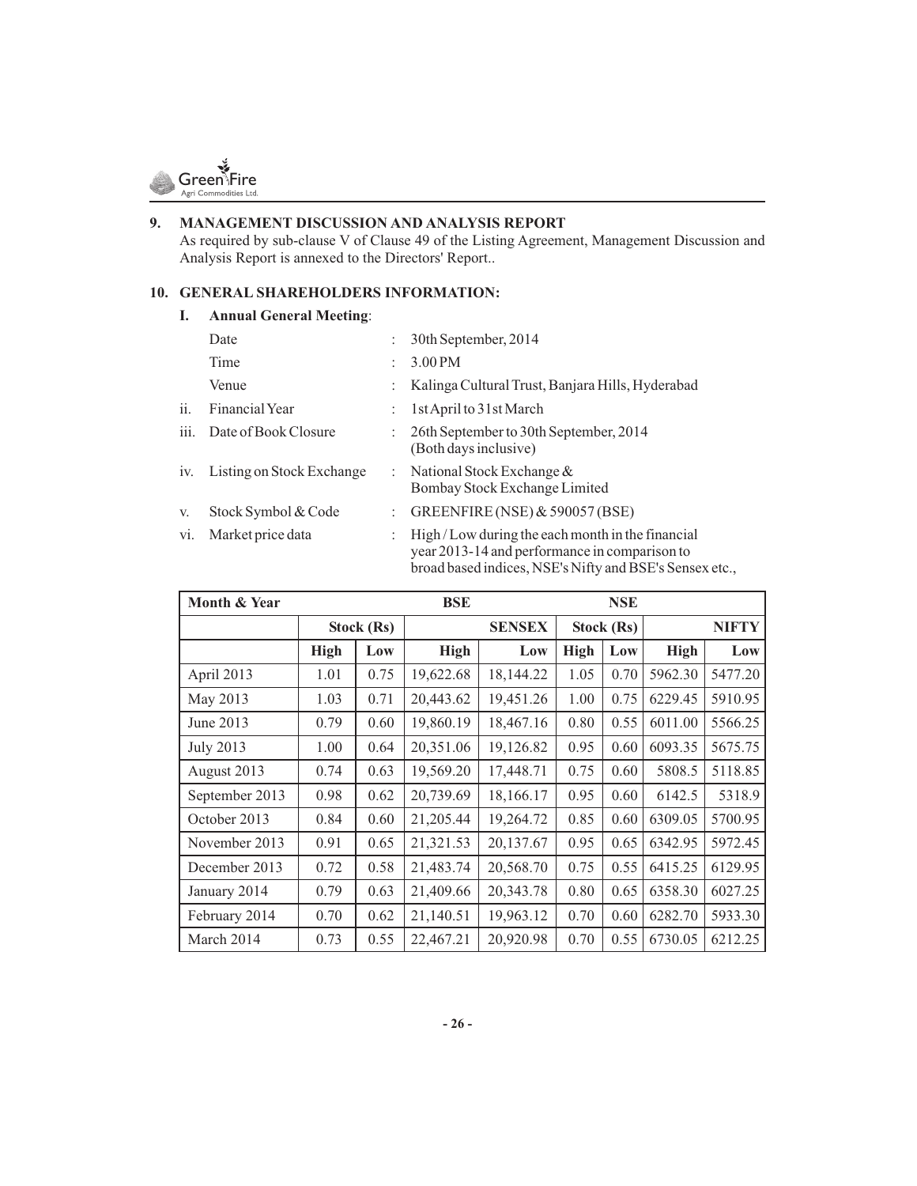## 9. MANAGEMENT DISCUSSION AND ANALYSIS REPORT

As required by sub-clause V of Clause 49 of the Listing Agreement, Management Discussion and Analysis Report is annexed to the Directors' Report..

## 10. GENERAL SHAREHOLDERS INFORMATION:

### I. Annual General Meeting:

| | | |
|---|---|---|
| Date | : | 30th September, 2014 |
| Time | : | 3.00 PM |
| Venue | : | Kalinga Cultural Trust, Banjara Hills, Hyderabad |
| ii. Financial Year | : | 1st April to 31st March |
| iii. Date of Book Closure | : | 26th September to 30th September, 2014 (Both days inclusive) |
| iv. Listing on Stock Exchange | : | National Stock Exchange & Bombay Stock Exchange Limited |
| v. Stock Symbol & Code | : | GREENFIRE (NSE) & 590057 (BSE) |
| vi. Market price data | : | High / Low during the each month in the financial year 2013-14 and performance in comparison to broad based indices, NSE's Nifty and BSE's Sensex etc., |

| Month & Year | BSE | | | | NSE | | | |
|---|---|---|---|---|---|---|---|---|
| | Stock (Rs) | | SENSEX | | Stock (Rs) | | NIFTY | |
| | High | Low | High | Low | High | Low | High | Low |
| April 2013 | 1.01 | 0.75 | 19,622.68 | 18,144.22 | 1.05 | 0.70 | 5962.30 | 5477.20 |
| May 2013 | 1.03 | 0.71 | 20,443.62 | 19,451.26 | 1.00 | 0.75 | 6229.45 | 5910.95 |
| June 2013 | 0.79 | 0.60 | 19,860.19 | 18,467.16 | 0.80 | 0.55 | 6011.00 | 5566.25 |
| July 2013 | 1.00 | 0.64 | 20,351.06 | 19,126.82 | 0.95 | 0.60 | 6093.35 | 5675.75 |
| August 2013 | 0.74 | 0.63 | 19,569.20 | 17,448.71 | 0.75 | 0.60 | 5808.5 | 5118.85 |
| September 2013 | 0.98 | 0.62 | 20,739.69 | 18,166.17 | 0.95 | 0.60 | 6142.5 | 5318.9 |
| October 2013 | 0.84 | 0.60 | 21,205.44 | 19,264.72 | 0.85 | 0.60 | 6309.05 | 5700.95 |
| November 2013 | 0.91 | 0.65 | 21,321.53 | 20,137.67 | 0.95 | 0.65 | 6342.95 | 5972.45 |
| December 2013 | 0.72 | 0.58 | 21,483.74 | 20,568.70 | 0.75 | 0.55 | 6415.25 | 6129.95 |
| January 2014 | 0.79 | 0.63 | 21,409.66 | 20,343.78 | 0.80 | 0.65 | 6358.30 | 6027.25 |
| February 2014 | 0.70 | 0.62 | 21,140.51 | 19,963.12 | 0.70 | 0.60 | 6282.70 | 5933.30 |
| March 2014 | 0.73 | 0.55 | 22,467.21 | 20,920.98 | 0.70 | 0.55 | 6730.05 | 6212.25 |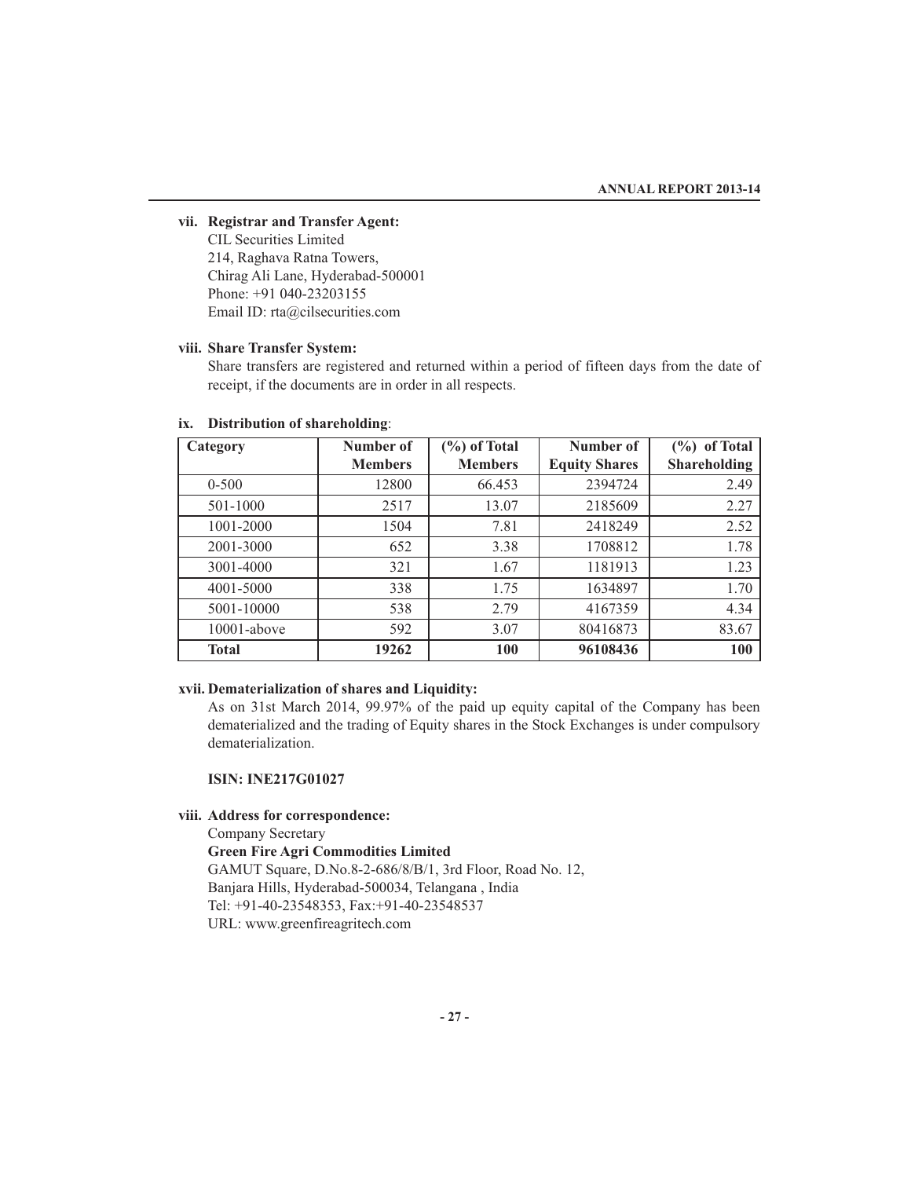**vii. Registrar and Transfer Agent:**

CIL Securities Limited
214, Raghava Ratna Towers,
Chirag Ali Lane, Hyderabad-500001
Phone: +91 040-23203155
Email ID: rta@cilsecurities.com

**viii. Share Transfer System:**

Share transfers are registered and returned within a period of fifteen days from the date of receipt, if the documents are in order in all respects.

**ix. Distribution of shareholding**:

| Category | Number of Members | (%) of Total Members | Number of Equity Shares | (%) of Total Shareholding |
|---|---|---|---|---|
| 0-500 | 12800 | 66.453 | 2394724 | 2.49 |
| 501-1000 | 2517 | 13.07 | 2185609 | 2.27 |
| 1001-2000 | 1504 | 7.81 | 2418249 | 2.52 |
| 2001-3000 | 652 | 3.38 | 1708812 | 1.78 |
| 3001-4000 | 321 | 1.67 | 1181913 | 1.23 |
| 4001-5000 | 338 | 1.75 | 1634897 | 1.70 |
| 5001-10000 | 538 | 2.79 | 4167359 | 4.34 |
| 10001-above | 592 | 3.07 | 80416873 | 83.67 |
| **Total** | **19262** | **100** | **96108436** | **100** |

**xvii. Dematerialization of shares and Liquidity:**

As on 31st March 2014, 99.97% of the paid up equity capital of the Company has been dematerialized and the trading of Equity shares in the Stock Exchanges is under compulsory dematerialization.

**ISIN: INE217G01027**

**viii. Address for correspondence:**

Company Secretary
**Green Fire Agri Commodities Limited**
GAMUT Square, D.No.8-2-686/8/B/1, 3rd Floor, Road No. 12,
Banjara Hills, Hyderabad-500034, Telangana , India
Tel: +91-40-23548353, Fax:+91-40-23548537
URL: www.greenfireagritech.com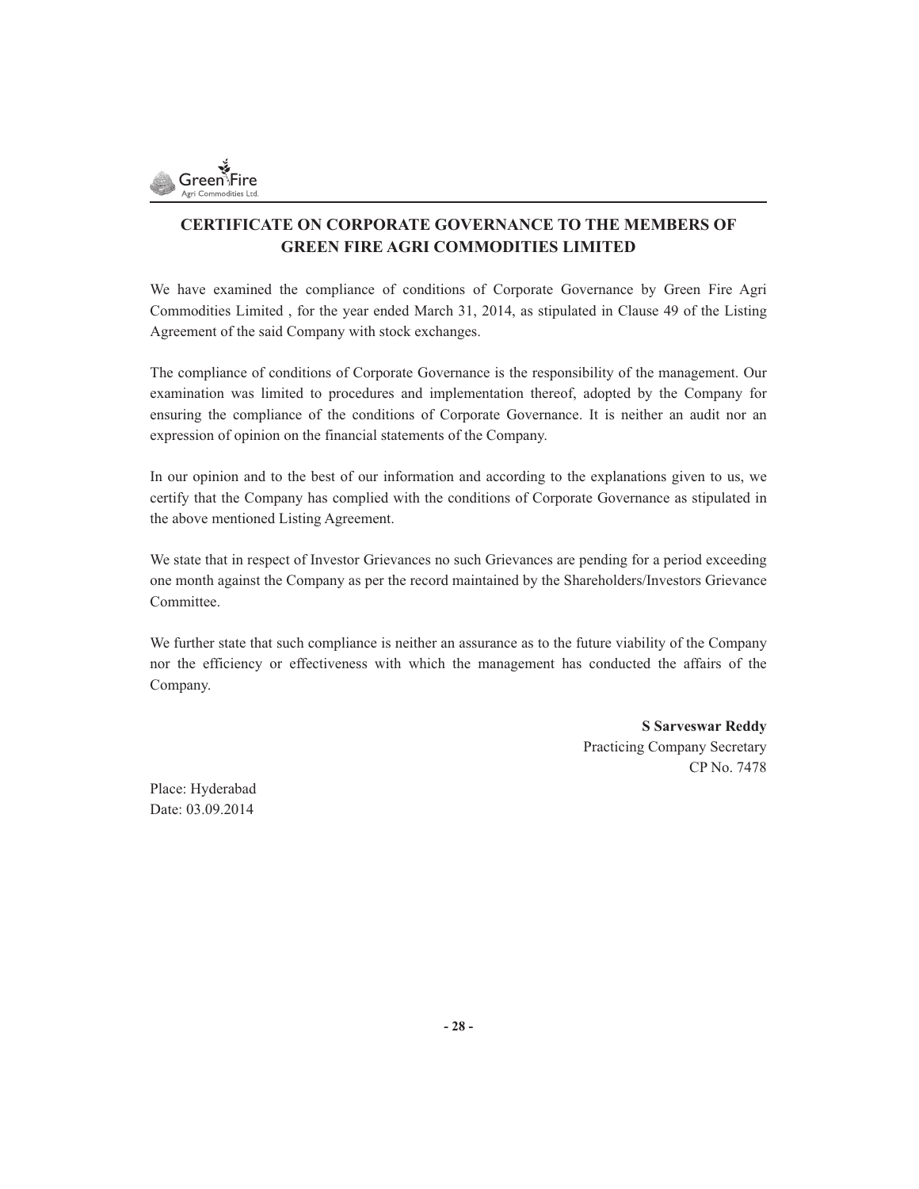## CERTIFICATE ON CORPORATE GOVERNANCE TO THE MEMBERS OF GREEN FIRE AGRI COMMODITIES LIMITED

We have examined the compliance of conditions of Corporate Governance by Green Fire Agri Commodities Limited , for the year ended March 31, 2014, as stipulated in Clause 49 of the Listing Agreement of the said Company with stock exchanges.

The compliance of conditions of Corporate Governance is the responsibility of the management. Our examination was limited to procedures and implementation thereof, adopted by the Company for ensuring the compliance of the conditions of Corporate Governance. It is neither an audit nor an expression of opinion on the financial statements of the Company.

In our opinion and to the best of our information and according to the explanations given to us, we certify that the Company has complied with the conditions of Corporate Governance as stipulated in the above mentioned Listing Agreement.

We state that in respect of Investor Grievances no such Grievances are pending for a period exceeding one month against the Company as per the record maintained by the Shareholders/Investors Grievance Committee.

We further state that such compliance is neither an assurance as to the future viability of the Company nor the efficiency or effectiveness with which the management has conducted the affairs of the Company.

**S Sarveswar Reddy**
Practicing Company Secretary
CP No. 7478

Place: Hyderabad
Date: 03.09.2014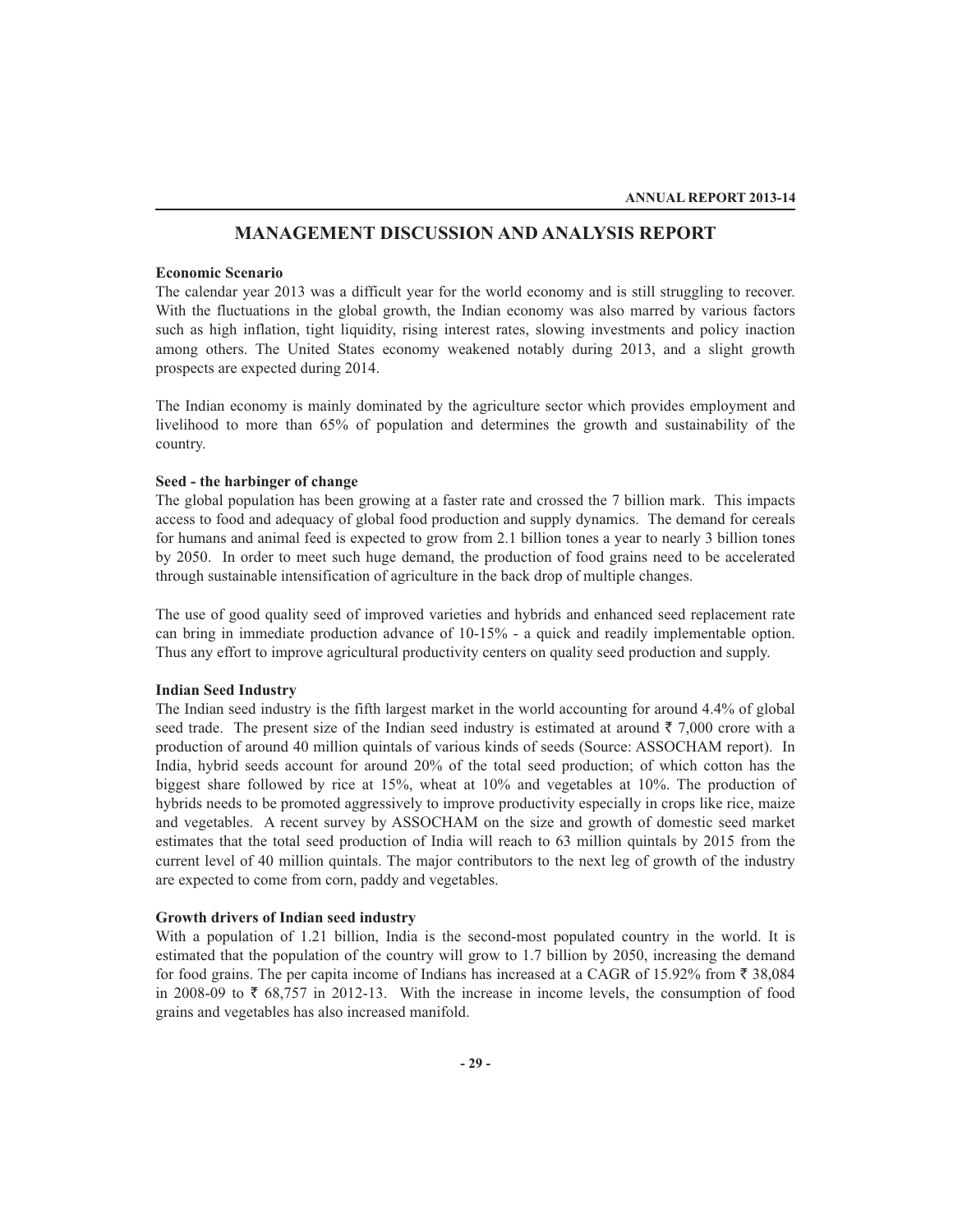# MANAGEMENT DISCUSSION AND ANALYSIS REPORT

**Economic Scenario**

The calendar year 2013 was a difficult year for the world economy and is still struggling to recover. With the fluctuations in the global growth, the Indian economy was also marred by various factors such as high inflation, tight liquidity, rising interest rates, slowing investments and policy inaction among others. The United States economy weakened notably during 2013, and a slight growth prospects are expected during 2014.

The Indian economy is mainly dominated by the agriculture sector which provides employment and livelihood to more than 65% of population and determines the growth and sustainability of the country.

**Seed - the harbinger of change**

The global population has been growing at a faster rate and crossed the 7 billion mark. This impacts access to food and adequacy of global food production and supply dynamics. The demand for cereals for humans and animal feed is expected to grow from 2.1 billion tones a year to nearly 3 billion tones by 2050. In order to meet such huge demand, the production of food grains need to be accelerated through sustainable intensification of agriculture in the back drop of multiple changes.

The use of good quality seed of improved varieties and hybrids and enhanced seed replacement rate can bring in immediate production advance of 10-15% - a quick and readily implementable option. Thus any effort to improve agricultural productivity centers on quality seed production and supply.

**Indian Seed Industry**

The Indian seed industry is the fifth largest market in the world accounting for around 4.4% of global seed trade. The present size of the Indian seed industry is estimated at around ₹ 7,000 crore with a production of around 40 million quintals of various kinds of seeds (Source: ASSOCHAM report). In India, hybrid seeds account for around 20% of the total seed production; of which cotton has the biggest share followed by rice at 15%, wheat at 10% and vegetables at 10%. The production of hybrids needs to be promoted aggressively to improve productivity especially in crops like rice, maize and vegetables. A recent survey by ASSOCHAM on the size and growth of domestic seed market estimates that the total seed production of India will reach to 63 million quintals by 2015 from the current level of 40 million quintals. The major contributors to the next leg of growth of the industry are expected to come from corn, paddy and vegetables.

**Growth drivers of Indian seed industry**

With a population of 1.21 billion, India is the second-most populated country in the world. It is estimated that the population of the country will grow to 1.7 billion by 2050, increasing the demand for food grains. The per capita income of Indians has increased at a CAGR of 15.92% from ₹ 38,084 in 2008-09 to ₹ 68,757 in 2012-13. With the increase in income levels, the consumption of food grains and vegetables has also increased manifold.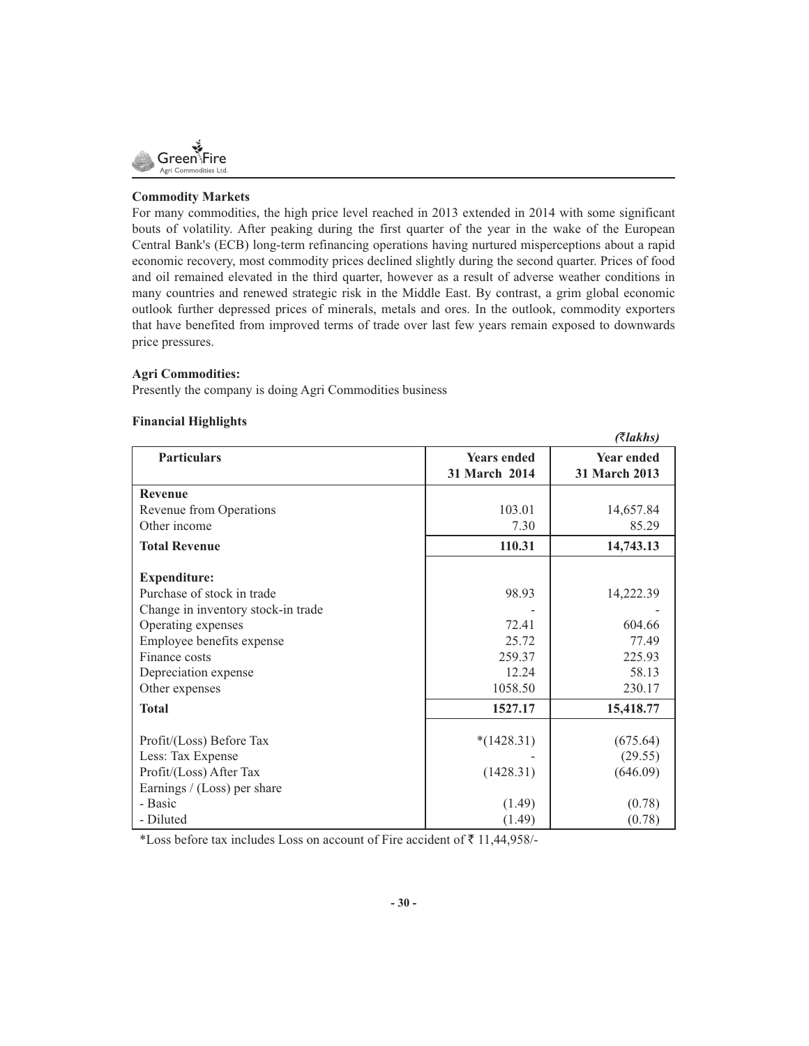### Commodity Markets

For many commodities, the high price level reached in 2013 extended in 2014 with some significant bouts of volatility. After peaking during the first quarter of the year in the wake of the European Central Bank's (ECB) long-term refinancing operations having nurtured misperceptions about a rapid economic recovery, most commodity prices declined slightly during the second quarter. Prices of food and oil remained elevated in the third quarter, however as a result of adverse weather conditions in many countries and renewed strategic risk in the Middle East. By contrast, a grim global economic outlook further depressed prices of minerals, metals and ores. In the outlook, commodity exporters that have benefited from improved terms of trade over last few years remain exposed to downwards price pressures.

### Agri Commodities:

Presently the company is doing Agri Commodities business

### Financial Highlights

*(₹lakhs)*

| Particulars | Years ended 31 March 2014 | Year ended 31 March 2013 |
|---|---|---|
| **Revenue** | | |
| Revenue from Operations | 103.01 | 14,657.84 |
| Other income | 7.30 | 85.29 |
| **Total Revenue** | **110.31** | **14,743.13** |
| **Expenditure:** | | |
| Purchase of stock in trade | 98.93 | 14,222.39 |
| Change in inventory stock-in trade | - | - |
| Operating expenses | 72.41 | 604.66 |
| Employee benefits expense | 25.72 | 77.49 |
| Finance costs | 259.37 | 225.93 |
| Depreciation expense | 12.24 | 58.13 |
| Other expenses | 1058.50 | 230.17 |
| **Total** | **1527.17** | **15,418.77** |
| Profit/(Loss) Before Tax | *(1428.31) | (675.64) |
| Less: Tax Expense | - | (29.55) |
| Profit/(Loss) After Tax | (1428.31) | (646.09) |
| Earnings / (Loss) per share | | |
| - Basic | (1.49) | (0.78) |
| - Diluted | (1.49) | (0.78) |

*Loss before tax includes Loss on account of Fire accident of ₹ 11,44,958/-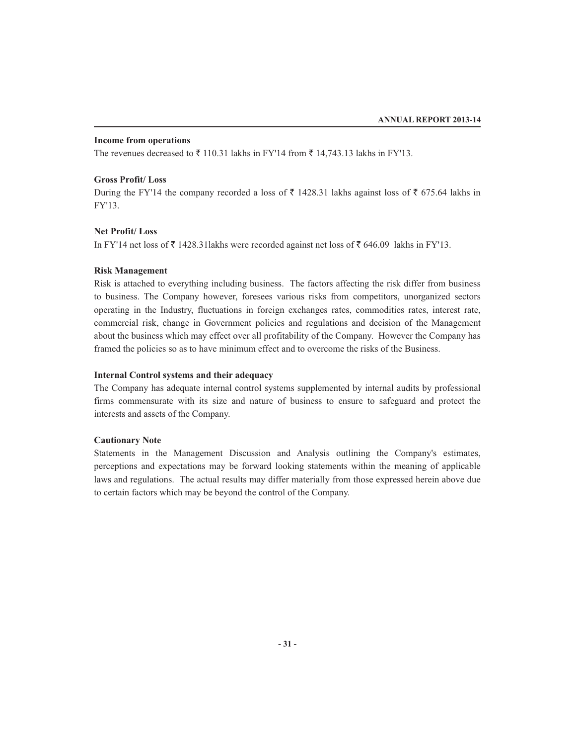**Income from operations**

The revenues decreased to ₹ 110.31 lakhs in FY'14 from ₹ 14,743.13 lakhs in FY'13.

**Gross Profit/ Loss**

During the FY'14 the company recorded a loss of ₹ 1428.31 lakhs against loss of ₹ 675.64 lakhs in FY'13.

**Net Profit/ Loss**

In FY'14 net loss of ₹ 1428.31lakhs were recorded against net loss of ₹ 646.09 lakhs in FY'13.

**Risk Management**

Risk is attached to everything including business. The factors affecting the risk differ from business to business. The Company however, foresees various risks from competitors, unorganized sectors operating in the Industry, fluctuations in foreign exchanges rates, commodities rates, interest rate, commercial risk, change in Government policies and regulations and decision of the Management about the business which may effect over all profitability of the Company. However the Company has framed the policies so as to have minimum effect and to overcome the risks of the Business.

**Internal Control systems and their adequacy**

The Company has adequate internal control systems supplemented by internal audits by professional firms commensurate with its size and nature of business to ensure to safeguard and protect the interests and assets of the Company.

**Cautionary Note**

Statements in the Management Discussion and Analysis outlining the Company's estimates, perceptions and expectations may be forward looking statements within the meaning of applicable laws and regulations. The actual results may differ materially from those expressed herein above due to certain factors which may be beyond the control of the Company.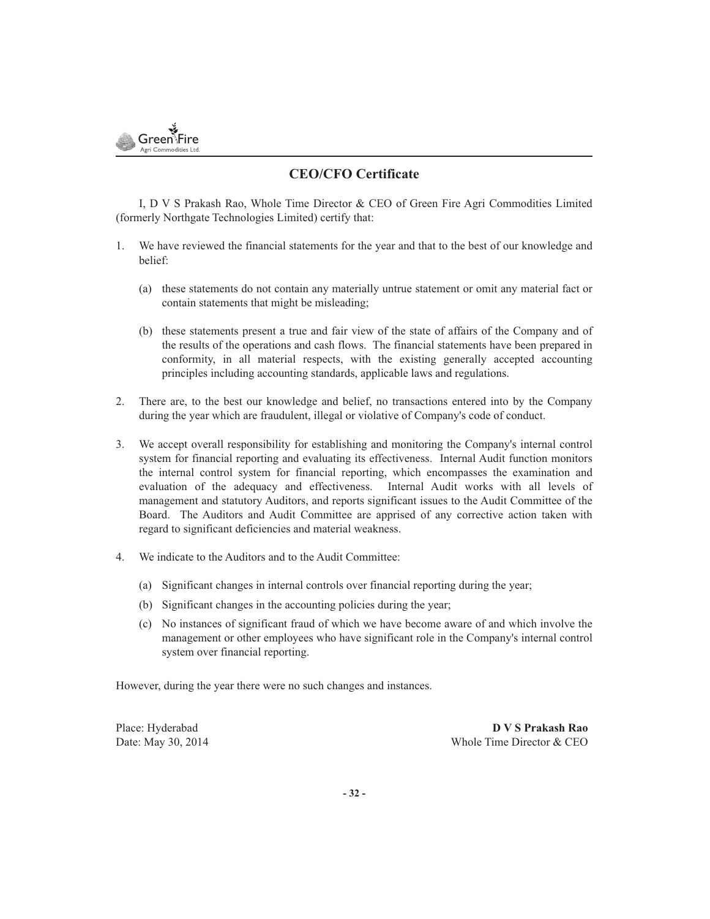## CEO/CFO Certificate

I, D V S Prakash Rao, Whole Time Director & CEO of Green Fire Agri Commodities Limited (formerly Northgate Technologies Limited) certify that:

1. We have reviewed the financial statements for the year and that to the best of our knowledge and belief:

   (a) these statements do not contain any materially untrue statement or omit any material fact or contain statements that might be misleading;

   (b) these statements present a true and fair view of the state of affairs of the Company and of the results of the operations and cash flows. The financial statements have been prepared in conformity, in all material respects, with the existing generally accepted accounting principles including accounting standards, applicable laws and regulations.

2. There are, to the best our knowledge and belief, no transactions entered into by the Company during the year which are fraudulent, illegal or violative of Company's code of conduct.

3. We accept overall responsibility for establishing and monitoring the Company's internal control system for financial reporting and evaluating its effectiveness. Internal Audit function monitors the internal control system for financial reporting, which encompasses the examination and evaluation of the adequacy and effectiveness. Internal Audit works with all levels of management and statutory Auditors, and reports significant issues to the Audit Committee of the Board. The Auditors and Audit Committee are apprised of any corrective action taken with regard to significant deficiencies and material weakness.

4. We indicate to the Auditors and to the Audit Committee:

   (a) Significant changes in internal controls over financial reporting during the year;

   (b) Significant changes in the accounting policies during the year;

   (c) No instances of significant fraud of which we have become aware of and which involve the management or other employees who have significant role in the Company's internal control system over financial reporting.

However, during the year there were no such changes and instances.

Place: Hyderabad
Date: May 30, 2014

**D V S Prakash Rao**
Whole Time Director & CEO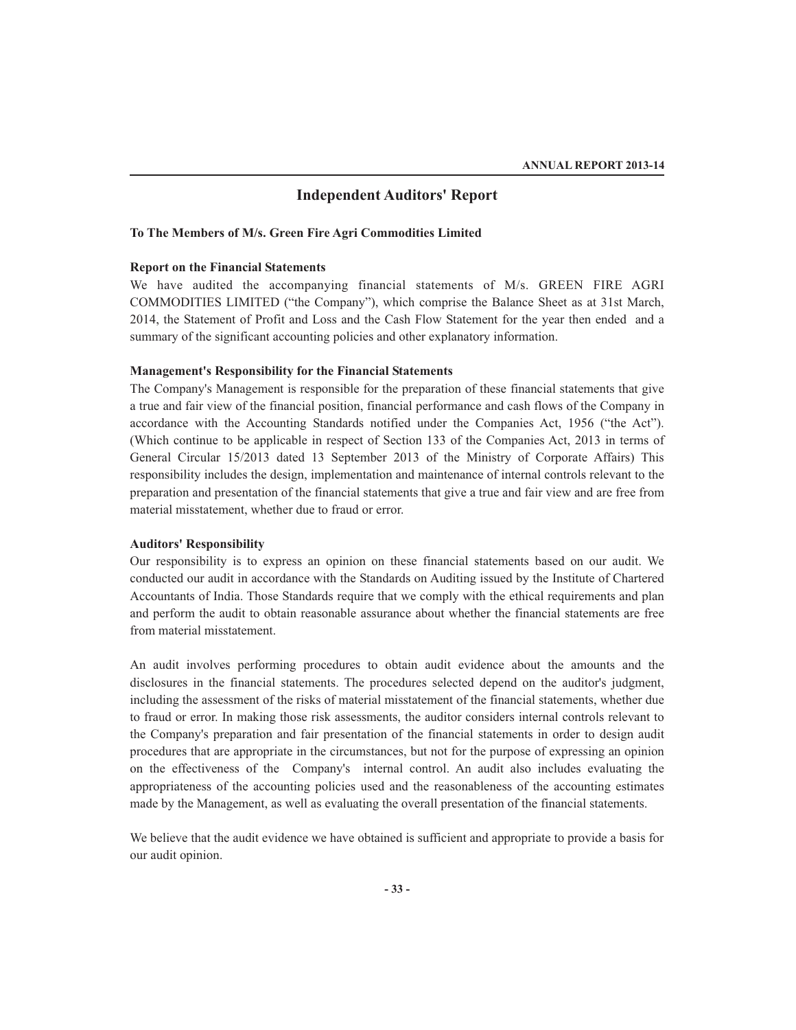# Independent Auditors' Report

**To The Members of M/s. Green Fire Agri Commodities Limited**

**Report on the Financial Statements**

We have audited the accompanying financial statements of M/s. GREEN FIRE AGRI COMMODITIES LIMITED ("the Company"), which comprise the Balance Sheet as at 31st March, 2014, the Statement of Profit and Loss and the Cash Flow Statement for the year then ended and a summary of the significant accounting policies and other explanatory information.

**Management's Responsibility for the Financial Statements**

The Company's Management is responsible for the preparation of these financial statements that give a true and fair view of the financial position, financial performance and cash flows of the Company in accordance with the Accounting Standards notified under the Companies Act, 1956 ("the Act"). (Which continue to be applicable in respect of Section 133 of the Companies Act, 2013 in terms of General Circular 15/2013 dated 13 September 2013 of the Ministry of Corporate Affairs) This responsibility includes the design, implementation and maintenance of internal controls relevant to the preparation and presentation of the financial statements that give a true and fair view and are free from material misstatement, whether due to fraud or error.

**Auditors' Responsibility**

Our responsibility is to express an opinion on these financial statements based on our audit. We conducted our audit in accordance with the Standards on Auditing issued by the Institute of Chartered Accountants of India. Those Standards require that we comply with the ethical requirements and plan and perform the audit to obtain reasonable assurance about whether the financial statements are free from material misstatement.

An audit involves performing procedures to obtain audit evidence about the amounts and the disclosures in the financial statements. The procedures selected depend on the auditor's judgment, including the assessment of the risks of material misstatement of the financial statements, whether due to fraud or error. In making those risk assessments, the auditor considers internal controls relevant to the Company's preparation and fair presentation of the financial statements in order to design audit procedures that are appropriate in the circumstances, but not for the purpose of expressing an opinion on the effectiveness of the Company's internal control. An audit also includes evaluating the appropriateness of the accounting policies used and the reasonableness of the accounting estimates made by the Management, as well as evaluating the overall presentation of the financial statements.

We believe that the audit evidence we have obtained is sufficient and appropriate to provide a basis for our audit opinion.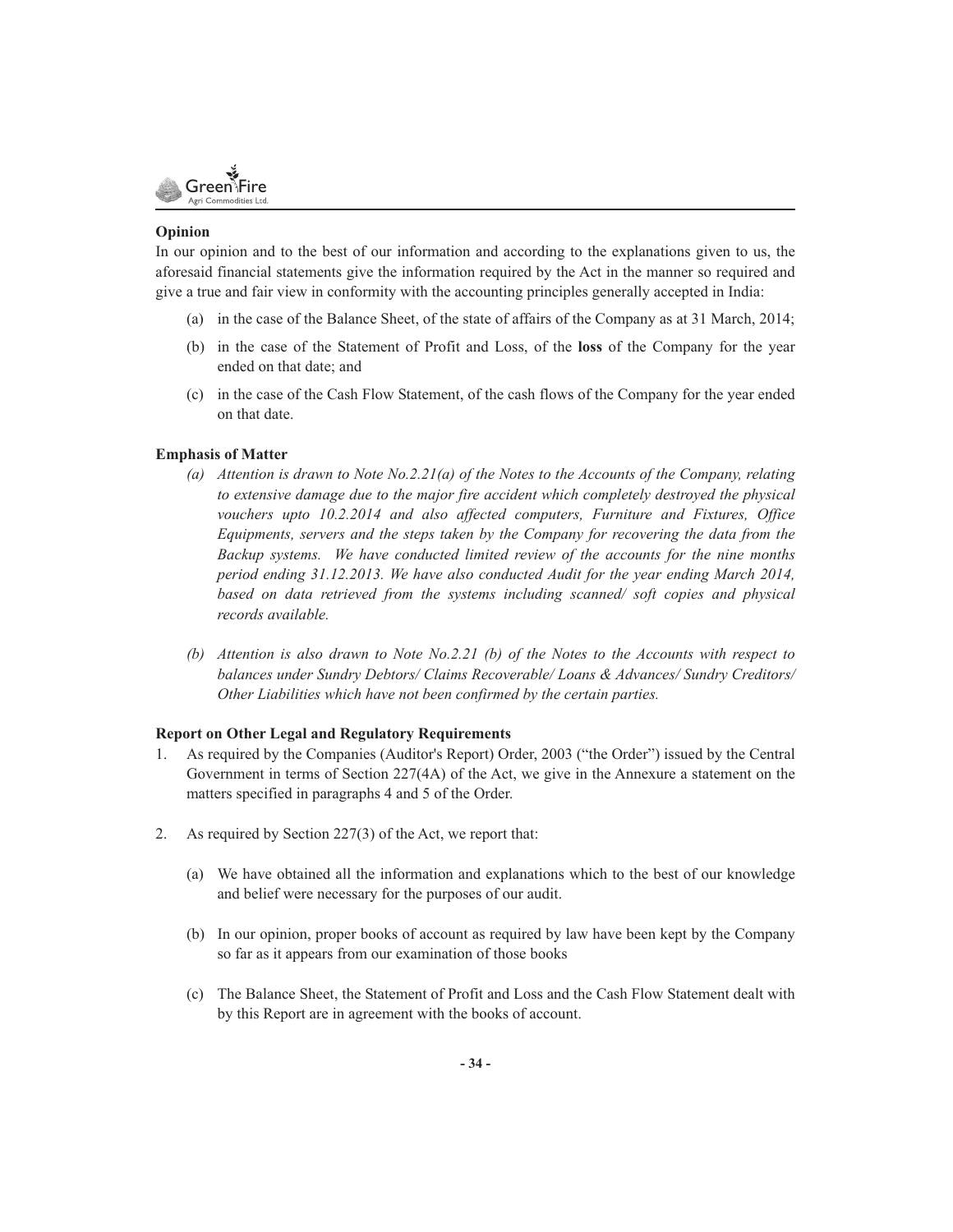**Opinion**

In our opinion and to the best of our information and according to the explanations given to us, the aforesaid financial statements give the information required by the Act in the manner so required and give a true and fair view in conformity with the accounting principles generally accepted in India:

(a) in the case of the Balance Sheet, of the state of affairs of the Company as at 31 March, 2014;

(b) in the case of the Statement of Profit and Loss, of the **loss** of the Company for the year ended on that date; and

(c) in the case of the Cash Flow Statement, of the cash flows of the Company for the year ended on that date.

**Emphasis of Matter**

*(a) Attention is drawn to Note No.2.21(a) of the Notes to the Accounts of the Company, relating to extensive damage due to the major fire accident which completely destroyed the physical vouchers upto 10.2.2014 and also affected computers, Furniture and Fixtures, Office Equipments, servers and the steps taken by the Company for recovering the data from the Backup systems. We have conducted limited review of the accounts for the nine months period ending 31.12.2013. We have also conducted Audit for the year ending March 2014, based on data retrieved from the systems including scanned/ soft copies and physical records available.*

*(b) Attention is also drawn to Note No.2.21 (b) of the Notes to the Accounts with respect to balances under Sundry Debtors/ Claims Recoverable/ Loans & Advances/ Sundry Creditors/ Other Liabilities which have not been confirmed by the certain parties.*

**Report on Other Legal and Regulatory Requirements**

1. As required by the Companies (Auditor's Report) Order, 2003 ("the Order") issued by the Central Government in terms of Section 227(4A) of the Act, we give in the Annexure a statement on the matters specified in paragraphs 4 and 5 of the Order.

2. As required by Section 227(3) of the Act, we report that:

   (a) We have obtained all the information and explanations which to the best of our knowledge and belief were necessary for the purposes of our audit.

   (b) In our opinion, proper books of account as required by law have been kept by the Company so far as it appears from our examination of those books

   (c) The Balance Sheet, the Statement of Profit and Loss and the Cash Flow Statement dealt with by this Report are in agreement with the books of account.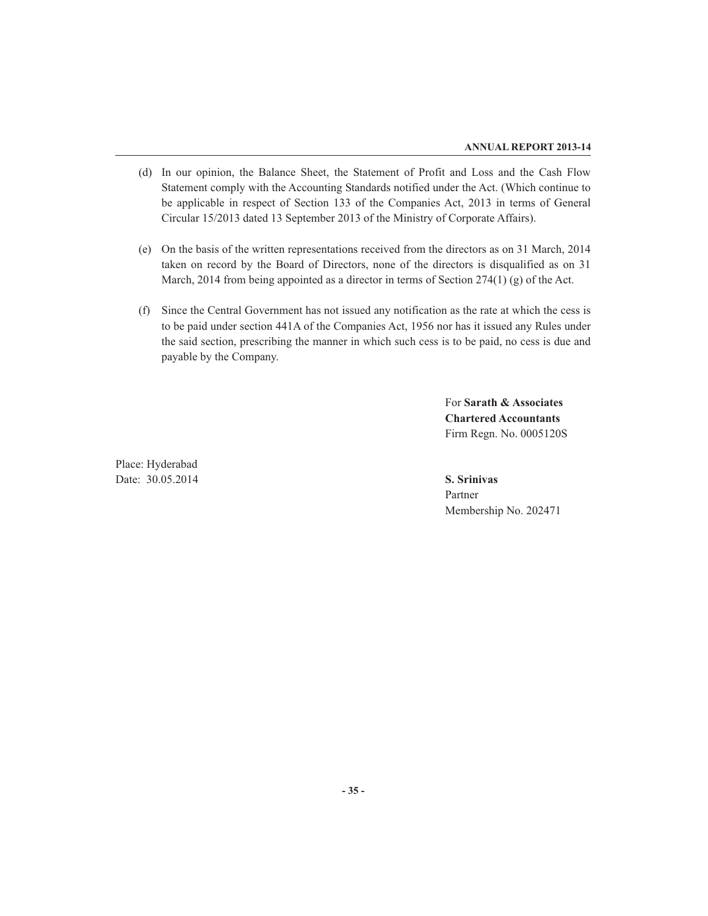(d) In our opinion, the Balance Sheet, the Statement of Profit and Loss and the Cash Flow Statement comply with the Accounting Standards notified under the Act. (Which continue to be applicable in respect of Section 133 of the Companies Act, 2013 in terms of General Circular 15/2013 dated 13 September 2013 of the Ministry of Corporate Affairs).

(e) On the basis of the written representations received from the directors as on 31 March, 2014 taken on record by the Board of Directors, none of the directors is disqualified as on 31 March, 2014 from being appointed as a director in terms of Section 274(1) (g) of the Act.

(f) Since the Central Government has not issued any notification as the rate at which the cess is to be paid under section 441A of the Companies Act, 1956 nor has it issued any Rules under the said section, prescribing the manner in which such cess is to be paid, no cess is due and payable by the Company.

For **Sarath & Associates**
**Chartered Accountants**
Firm Regn. No. 0005120S

Place: Hyderabad
Date: 30.05.2014

**S. Srinivas**
Partner
Membership No. 202471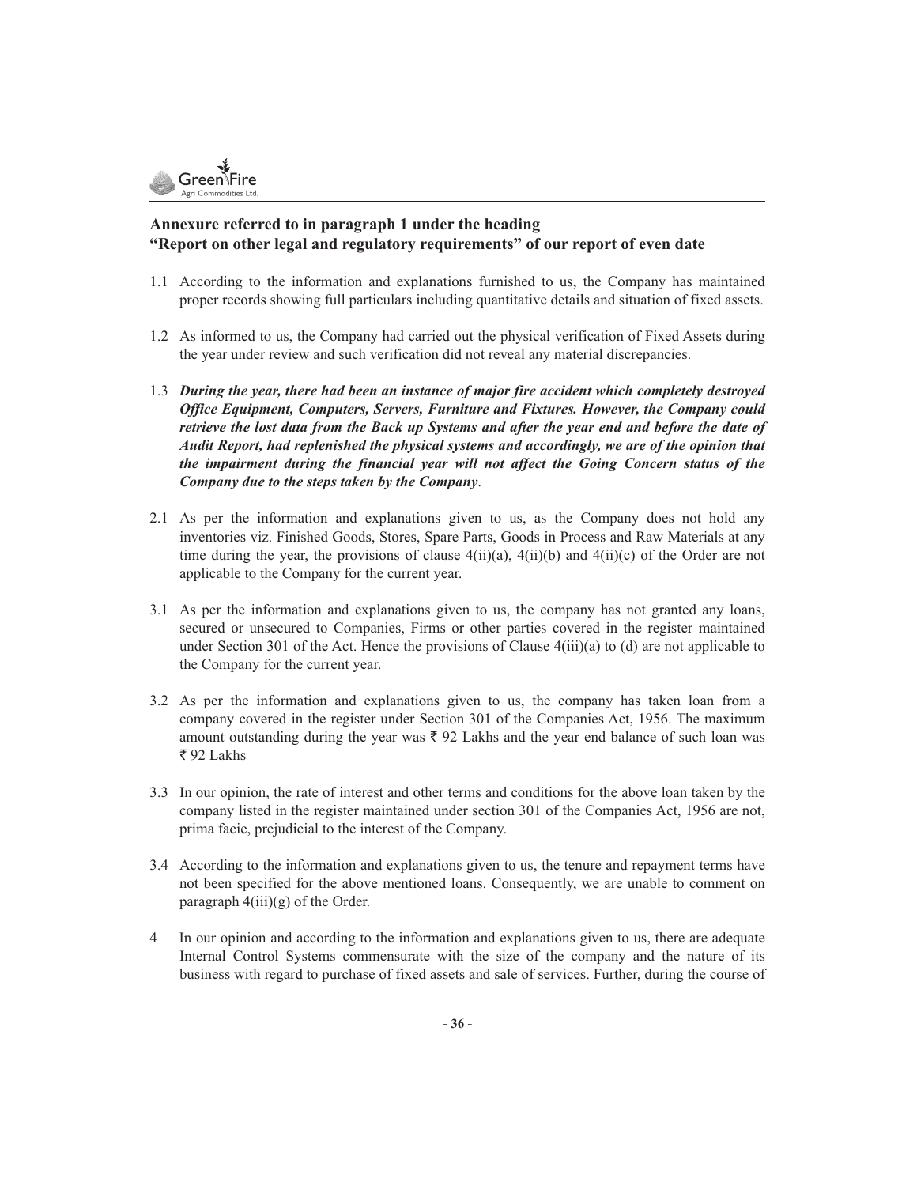## Annexure referred to in paragraph 1 under the heading "Report on other legal and regulatory requirements" of our report of even date

1.1 According to the information and explanations furnished to us, the Company has maintained proper records showing full particulars including quantitative details and situation of fixed assets.

1.2 As informed to us, the Company had carried out the physical verification of Fixed Assets during the year under review and such verification did not reveal any material discrepancies.

1.3 ***During the year, there had been an instance of major fire accident which completely destroyed Office Equipment, Computers, Servers, Furniture and Fixtures. However, the Company could retrieve the lost data from the Back up Systems and after the year end and before the date of Audit Report, had replenished the physical systems and accordingly, we are of the opinion that the impairment during the financial year will not affect the Going Concern status of the Company due to the steps taken by the Company***.

2.1 As per the information and explanations given to us, as the Company does not hold any inventories viz. Finished Goods, Stores, Spare Parts, Goods in Process and Raw Materials at any time during the year, the provisions of clause 4(ii)(a), 4(ii)(b) and 4(ii)(c) of the Order are not applicable to the Company for the current year.

3.1 As per the information and explanations given to us, the company has not granted any loans, secured or unsecured to Companies, Firms or other parties covered in the register maintained under Section 301 of the Act. Hence the provisions of Clause 4(iii)(a) to (d) are not applicable to the Company for the current year.

3.2 As per the information and explanations given to us, the company has taken loan from a company covered in the register under Section 301 of the Companies Act, 1956. The maximum amount outstanding during the year was ₹ 92 Lakhs and the year end balance of such loan was ₹ 92 Lakhs

3.3 In our opinion, the rate of interest and other terms and conditions for the above loan taken by the company listed in the register maintained under section 301 of the Companies Act, 1956 are not, prima facie, prejudicial to the interest of the Company.

3.4 According to the information and explanations given to us, the tenure and repayment terms have not been specified for the above mentioned loans. Consequently, we are unable to comment on paragraph 4(iii)(g) of the Order.

4 In our opinion and according to the information and explanations given to us, there are adequate Internal Control Systems commensurate with the size of the company and the nature of its business with regard to purchase of fixed assets and sale of services. Further, during the course of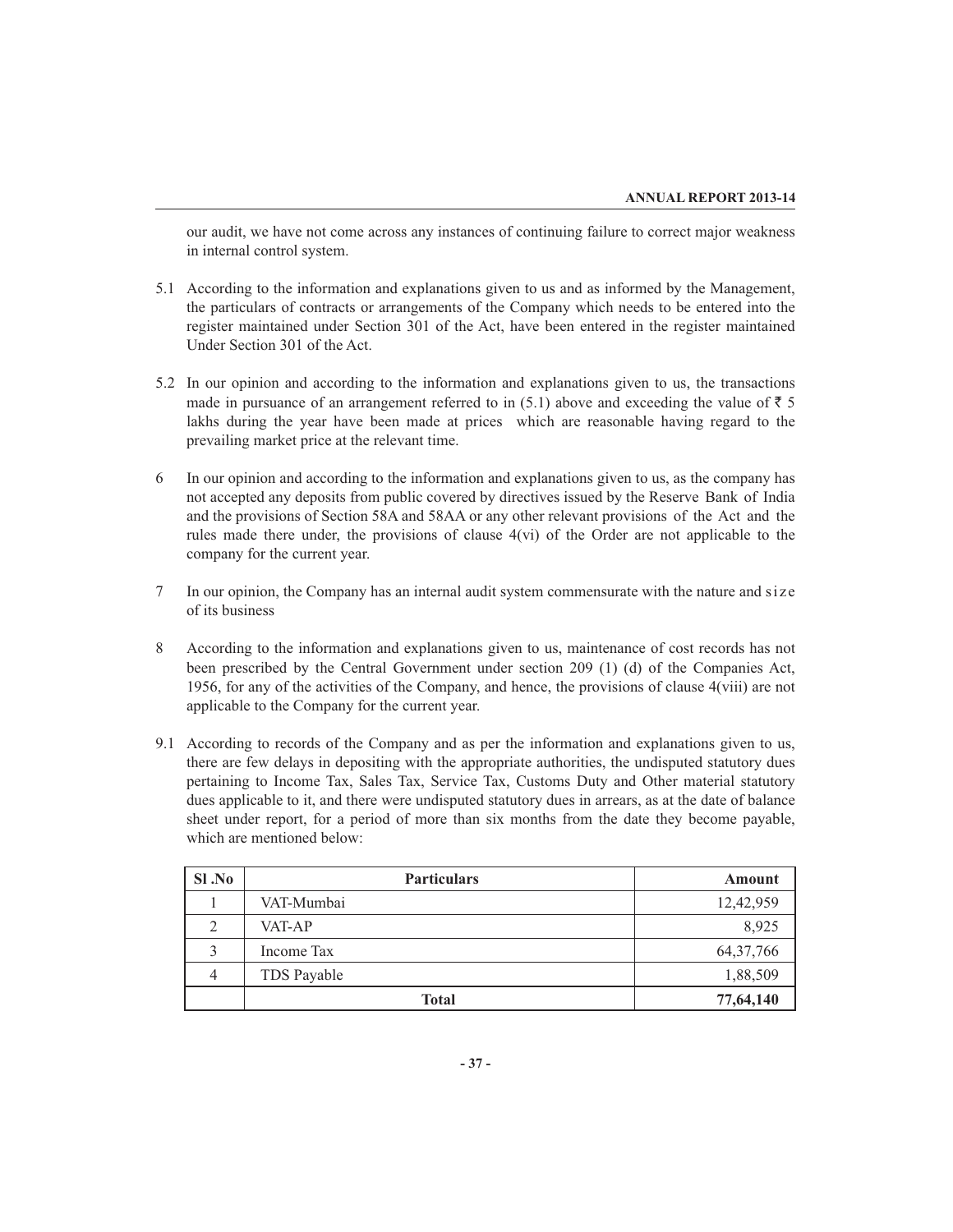our audit, we have not come across any instances of continuing failure to correct major weakness in internal control system.

5.1 According to the information and explanations given to us and as informed by the Management, the particulars of contracts or arrangements of the Company which needs to be entered into the register maintained under Section 301 of the Act, have been entered in the register maintained Under Section 301 of the Act.

5.2 In our opinion and according to the information and explanations given to us, the transactions made in pursuance of an arrangement referred to in (5.1) above and exceeding the value of ₹ 5 lakhs during the year have been made at prices which are reasonable having regard to the prevailing market price at the relevant time.

6 In our opinion and according to the information and explanations given to us, as the company has not accepted any deposits from public covered by directives issued by the Reserve Bank of India and the provisions of Section 58A and 58AA or any other relevant provisions of the Act and the rules made there under, the provisions of clause 4(vi) of the Order are not applicable to the company for the current year.

7 In our opinion, the Company has an internal audit system commensurate with the nature and size of its business

8 According to the information and explanations given to us, maintenance of cost records has not been prescribed by the Central Government under section 209 (1) (d) of the Companies Act, 1956, for any of the activities of the Company, and hence, the provisions of clause 4(viii) are not applicable to the Company for the current year.

9.1 According to records of the Company and as per the information and explanations given to us, there are few delays in depositing with the appropriate authorities, the undisputed statutory dues pertaining to Income Tax, Sales Tax, Service Tax, Customs Duty and Other material statutory dues applicable to it, and there were undisputed statutory dues in arrears, as at the date of balance sheet under report, for a period of more than six months from the date they become payable, which are mentioned below:

| Sl .No | Particulars | Amount |
|---|---|---|
| 1 | VAT-Mumbai | 12,42,959 |
| 2 | VAT-AP | 8,925 |
| 3 | Income Tax | 64,37,766 |
| 4 | TDS Payable | 1,88,509 |
| | **Total** | **77,64,140** |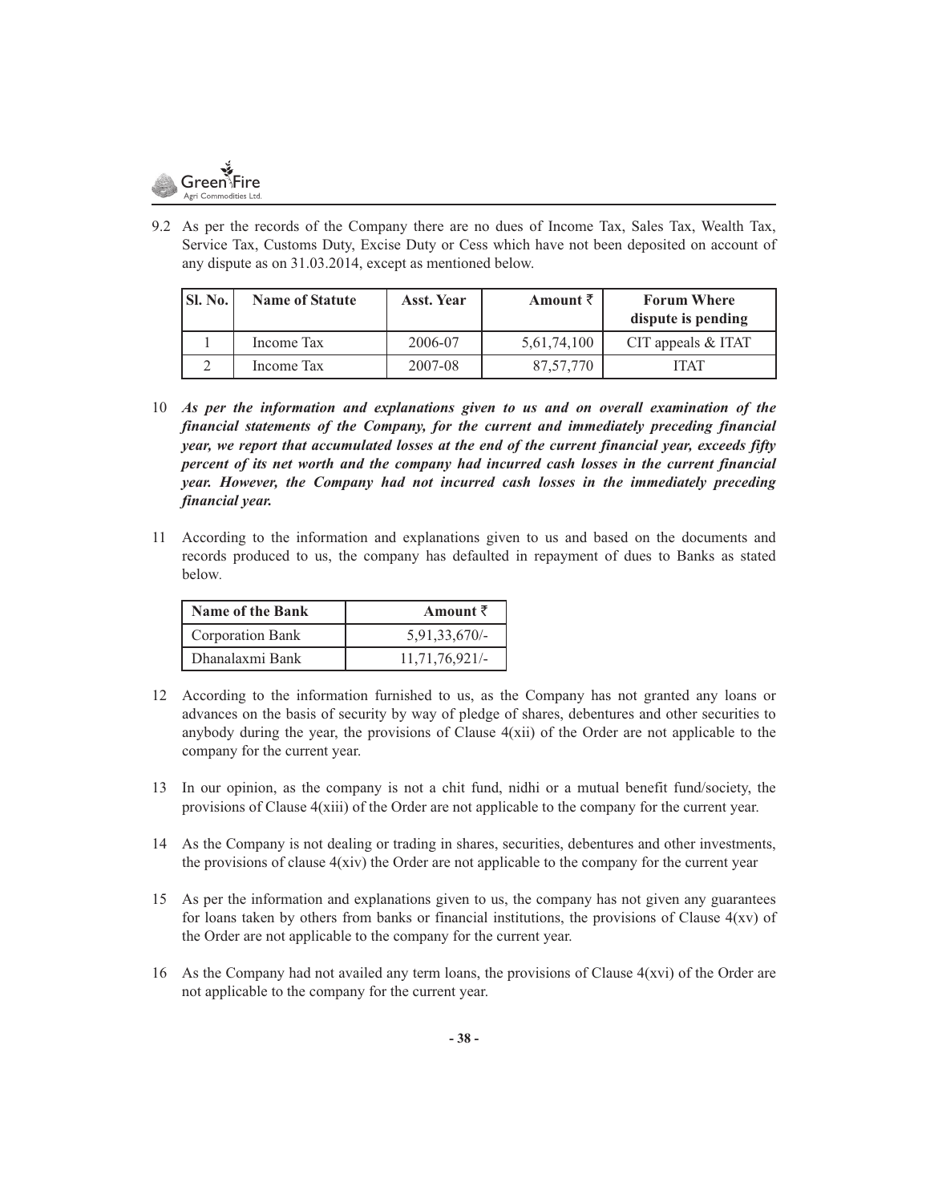9.2 As per the records of the Company there are no dues of Income Tax, Sales Tax, Wealth Tax, Service Tax, Customs Duty, Excise Duty or Cess which have not been deposited on account of any dispute as on 31.03.2014, except as mentioned below.

| Sl. No. | Name of Statute | Asst. Year | Amount ₹ | Forum Where dispute is pending |
|---|---|---|---|---|
| 1 | Income Tax | 2006-07 | 5,61,74,100 | CIT appeals & ITAT |
| 2 | Income Tax | 2007-08 | 87,57,770 | ITAT |

10 ***As per the information and explanations given to us and on overall examination of the financial statements of the Company, for the current and immediately preceding financial year, we report that accumulated losses at the end of the current financial year, exceeds fifty percent of its net worth and the company had incurred cash losses in the current financial year. However, the Company had not incurred cash losses in the immediately preceding financial year.***

11 According to the information and explanations given to us and based on the documents and records produced to us, the company has defaulted in repayment of dues to Banks as stated below.

| Name of the Bank | Amount ₹ |
|---|---|
| Corporation Bank | 5,91,33,670/- |
| Dhanalaxmi Bank | 11,71,76,921/- |

12 According to the information furnished to us, as the Company has not granted any loans or advances on the basis of security by way of pledge of shares, debentures and other securities to anybody during the year, the provisions of Clause 4(xii) of the Order are not applicable to the company for the current year.

13 In our opinion, as the company is not a chit fund, nidhi or a mutual benefit fund/society, the provisions of Clause 4(xiii) of the Order are not applicable to the company for the current year.

14 As the Company is not dealing or trading in shares, securities, debentures and other investments, the provisions of clause 4(xiv) the Order are not applicable to the company for the current year

15 As per the information and explanations given to us, the company has not given any guarantees for loans taken by others from banks or financial institutions, the provisions of Clause 4(xv) of the Order are not applicable to the company for the current year.

16 As the Company had not availed any term loans, the provisions of Clause 4(xvi) of the Order are not applicable to the company for the current year.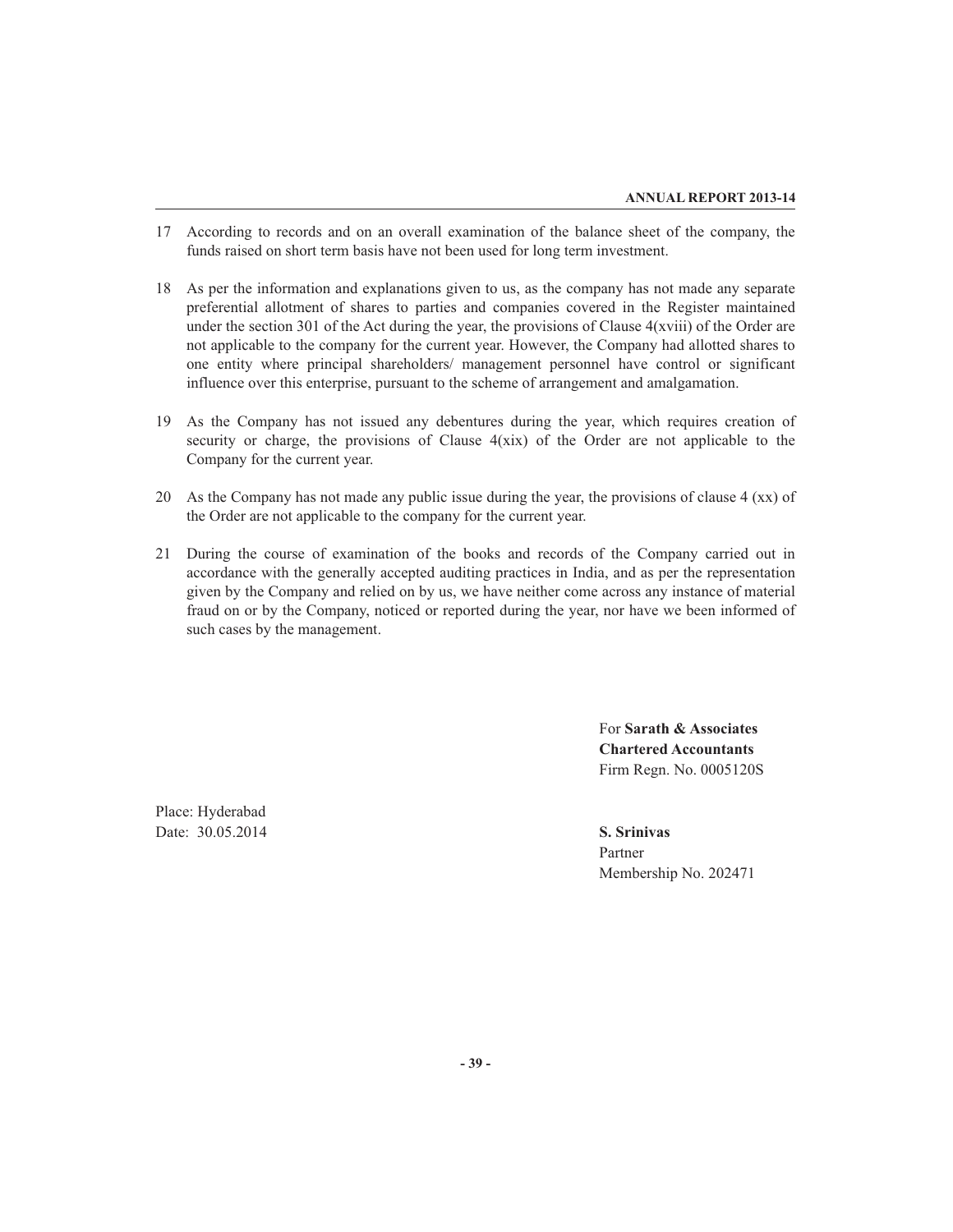17 According to records and on an overall examination of the balance sheet of the company, the funds raised on short term basis have not been used for long term investment.

18 As per the information and explanations given to us, as the company has not made any separate preferential allotment of shares to parties and companies covered in the Register maintained under the section 301 of the Act during the year, the provisions of Clause 4(xviii) of the Order are not applicable to the company for the current year. However, the Company had allotted shares to one entity where principal shareholders/ management personnel have control or significant influence over this enterprise, pursuant to the scheme of arrangement and amalgamation.

19 As the Company has not issued any debentures during the year, which requires creation of security or charge, the provisions of Clause 4(xix) of the Order are not applicable to the Company for the current year.

20 As the Company has not made any public issue during the year, the provisions of clause 4 (xx) of the Order are not applicable to the company for the current year.

21 During the course of examination of the books and records of the Company carried out in accordance with the generally accepted auditing practices in India, and as per the representation given by the Company and relied on by us, we have neither come across any instance of material fraud on or by the Company, noticed or reported during the year, nor have we been informed of such cases by the management.

For **Sarath & Associates**
**Chartered Accountants**
Firm Regn. No. 0005120S

Place: Hyderabad
Date: 30.05.2014

**S. Srinivas**
Partner
Membership No. 202471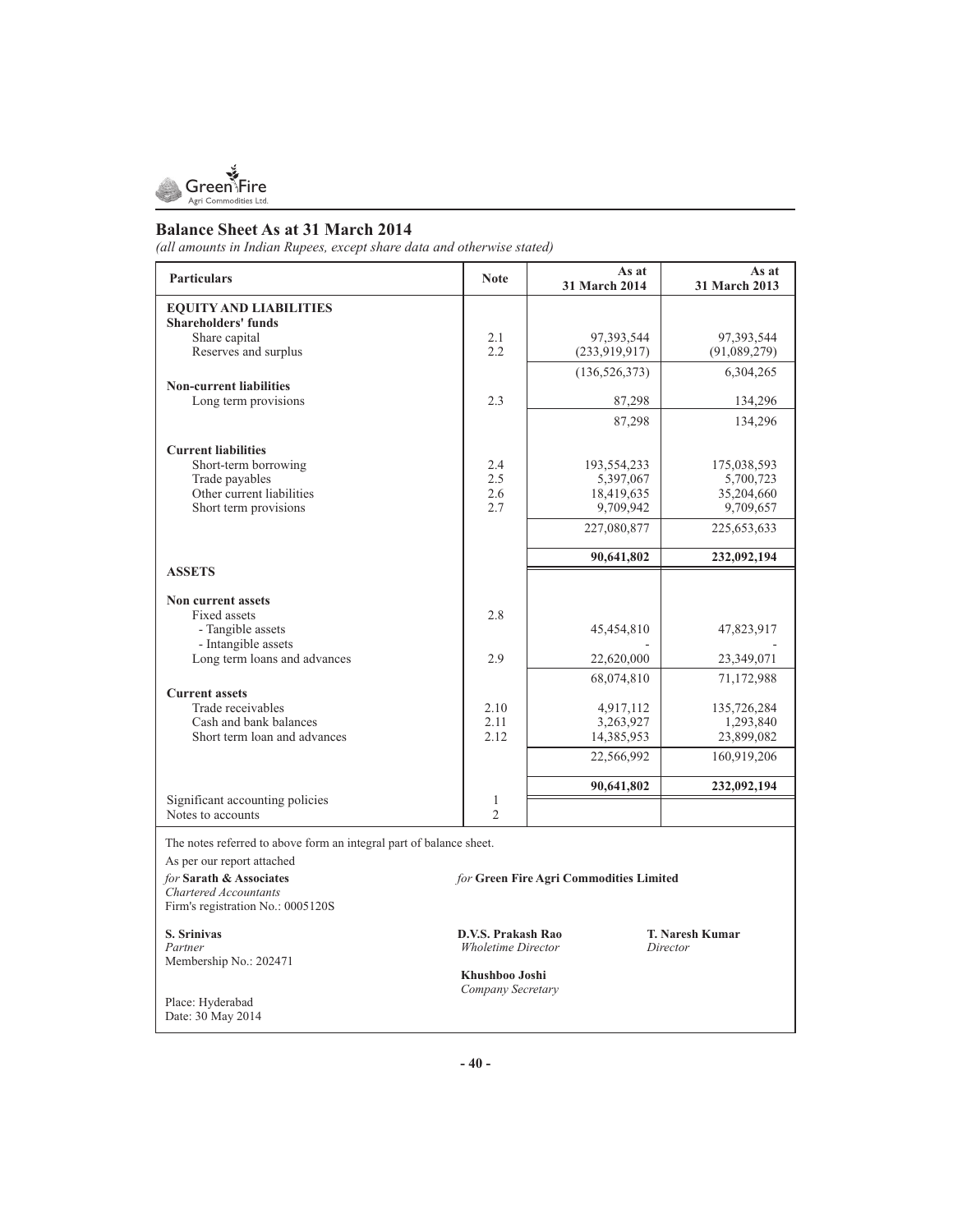## Balance Sheet As at 31 March 2014

*(all amounts in Indian Rupees, except share data and otherwise stated)*

| Particulars | Note | As at 31 March 2014 | As at 31 March 2013 |
|---|---|---|---|
| **EQUITY AND LIABILITIES** | | | |
| **Shareholders' funds** | | | |
| Share capital | 2.1 | 97,393,544 | 97,393,544 |
| Reserves and surplus | 2.2 | (233,919,917) | (91,089,279) |
| | | (136,526,373) | 6,304,265 |
| **Non-current liabilities** | | | |
| Long term provisions | 2.3 | 87,298 | 134,296 |
| | | 87,298 | 134,296 |
| **Current liabilities** | | | |
| Short-term borrowing | 2.4 | 193,554,233 | 175,038,593 |
| Trade payables | 2.5 | 5,397,067 | 5,700,723 |
| Other current liabilities | 2.6 | 18,419,635 | 35,204,660 |
| Short term provisions | 2.7 | 9,709,942 | 9,709,657 |
| | | 227,080,877 | 225,653,633 |
| | | **90,641,802** | **232,092,194** |
| **ASSETS** | | | |
| **Non current assets** | | | |
| Fixed assets | 2.8 | | |
| - Tangible assets | | 45,454,810 | 47,823,917 |
| - Intangible assets | | - | - |
| Long term loans and advances | 2.9 | 22,620,000 | 23,349,071 |
| | | 68,074,810 | 71,172,988 |
| **Current assets** | | | |
| Trade receivables | 2.10 | 4,917,112 | 135,726,284 |
| Cash and bank balances | 2.11 | 3,263,927 | 1,293,840 |
| Short term loan and advances | 2.12 | 14,385,953 | 23,899,082 |
| | | 22,566,992 | 160,919,206 |
| | | **90,641,802** | **232,092,194** |
| Significant accounting policies | 1 | | |
| Notes to accounts | 2 | | |

The notes referred to above form an integral part of balance sheet.

As per our report attached

*for* **Sarath & Associates**
*Chartered Accountants*
Firm's registration No.: 0005120S

**S. Srinivas**
*Partner*
Membership No.: 202471

Place: Hyderabad
Date: 30 May 2014

*for* **Green Fire Agri Commodities Limited**

**D.V.S. Prakash Rao**
*Wholetime Director*

**T. Naresh Kumar**
*Director*

**Khushboo Joshi**
*Company Secretary*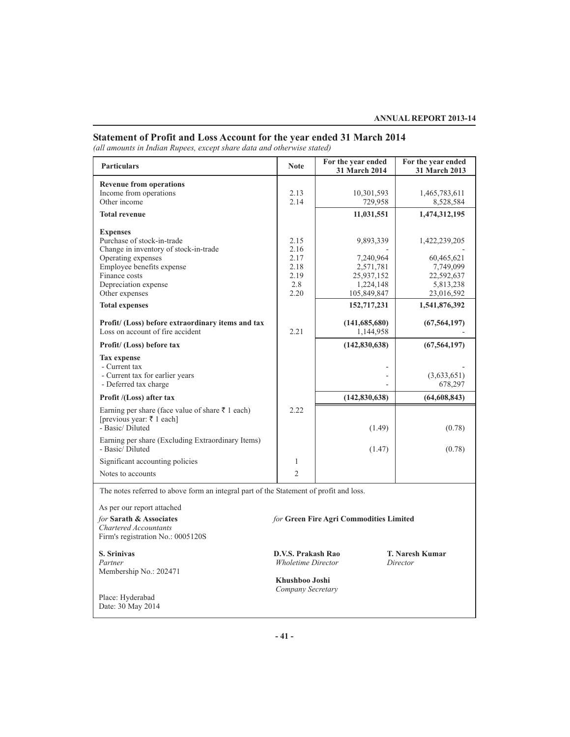## Statement of Profit and Loss Account for the year ended 31 March 2014

*(all amounts in Indian Rupees, except share data and otherwise stated)*

| Particulars | Note | For the year ended 31 March 2014 | For the year ended 31 March 2013 |
|---|---|---|---|
| **Revenue from operations** | | | |
| Income from operations | 2.13 | 10,301,593 | 1,465,783,611 |
| Other income | 2.14 | 729,958 | 8,528,584 |
| **Total revenue** | | **11,031,551** | **1,474,312,195** |
| **Expenses** | | | |
| Purchase of stock-in-trade | 2.15 | 9,893,339 | 1,422,239,205 |
| Change in inventory of stock-in-trade | 2.16 | - | - |
| Operating expenses | 2.17 | 7,240,964 | 60,465,621 |
| Employee benefits expense | 2.18 | 2,571,781 | 7,749,099 |
| Finance costs | 2.19 | 25,937,152 | 22,592,637 |
| Depreciation expense | 2.8 | 1,224,148 | 5,813,238 |
| Other expenses | 2.20 | 105,849,847 | 23,016,592 |
| **Total expenses** | | **152,717,231** | **1,541,876,392** |
| **Profit/ (Loss) before extraordinary items and tax** | | **(141,685,680)** | **(67,564,197)** |
| Loss on account of fire accident | 2.21 | 1,144,958 | - |
| **Profit/ (Loss) before tax** | | **(142,830,638)** | **(67,564,197)** |
| **Tax expense** | | | |
| - Current tax | | - | - |
| - Current tax for earlier years | | - | (3,633,651) |
| - Deferred tax charge | | - | 678,297 |
| **Profit /(Loss) after tax** | | **(142,830,638)** | **(64,608,843)** |
| Earning per share (face value of share ₹ 1 each) [previous year: ₹ 1 each] | 2.22 | | |
| - Basic/ Diluted | | (1.49) | (0.78) |
| Earning per share (Excluding Extraordinary Items) | | | |
| - Basic/ Diluted | | (1.47) | (0.78) |
| Significant accounting policies | 1 | | |
| Notes to accounts | 2 | | |

The notes referred to above form an integral part of the Statement of profit and loss.

As per our report attached

*for* **Sarath & Associates**
*Chartered Accountants*
Firm's registration No.: 0005120S

*for* **Green Fire Agri Commodities Limited**

**S. Srinivas**
*Partner*
Membership No.: 202471

**D.V.S. Prakash Rao**
*Wholetime Director*

**T. Naresh Kumar**
*Director*

**Khushboo Joshi**
*Company Secretary*

Place: Hyderabad
Date: 30 May 2014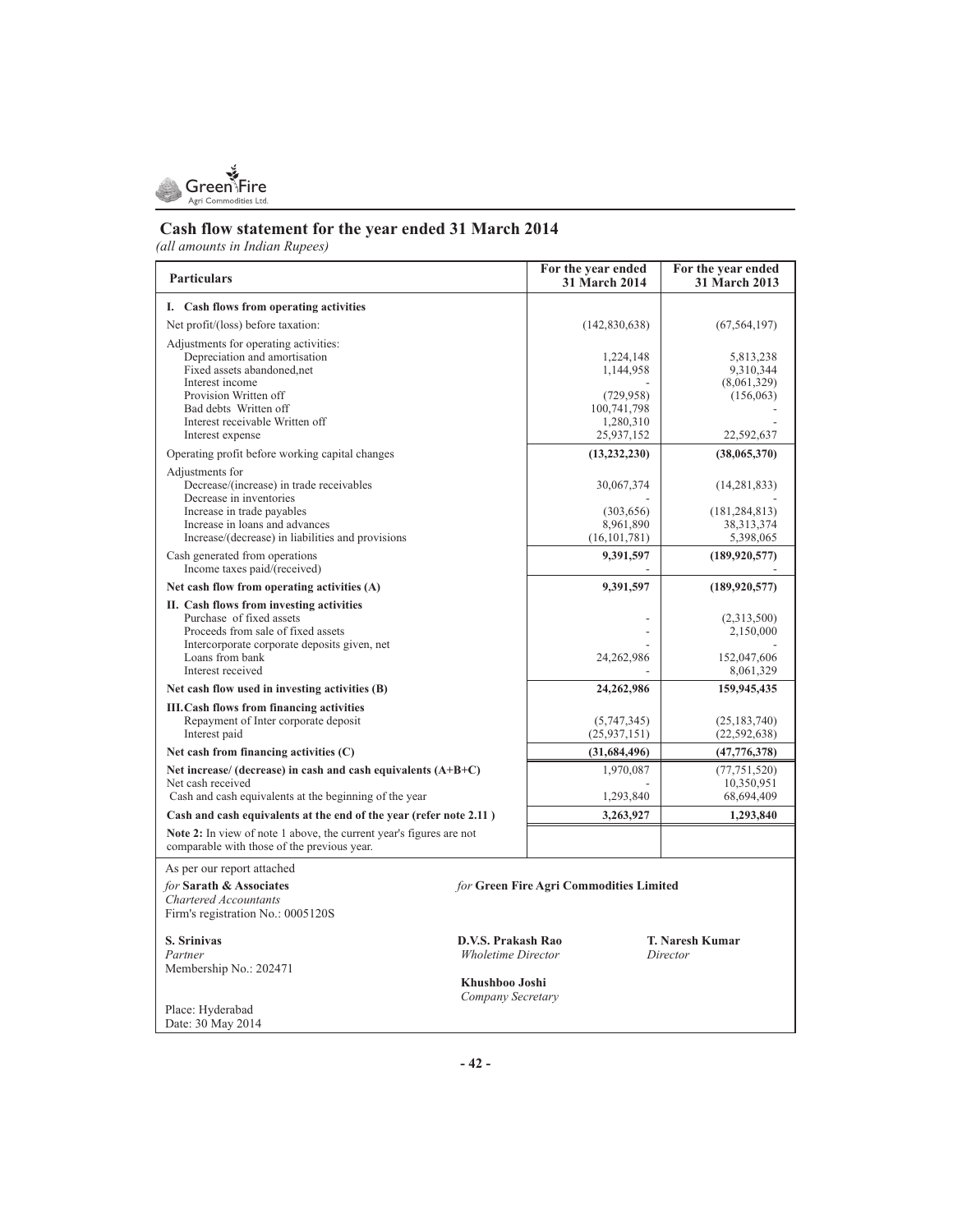## Cash flow statement for the year ended 31 March 2014

*(all amounts in Indian Rupees)*

| Particulars | For the year ended 31 March 2014 | For the year ended 31 March 2013 |
|---|---|---|
| **I. Cash flows from operating activities** | | |
| Net profit/(loss) before taxation: | (142,830,638) | (67,564,197) |
| Adjustments for operating activities: | | |
| Depreciation and amortisation | 1,224,148 | 5,813,238 |
| Fixed assets abandoned,net | 1,144,958 | 9,310,344 |
| Interest income | - | (8,061,329) |
| Provision Written off | (729,958) | (156,063) |
| Bad debts Written off | 100,741,798 | - |
| Interest receivable Written off | 1,280,310 | - |
| Interest expense | 25,937,152 | 22,592,637 |
| Operating profit before working capital changes | **(13,232,230)** | **(38,065,370)** |
| Adjustments for | | |
| Decrease/(increase) in trade receivables | 30,067,374 | (14,281,833) |
| Decrease in inventories | - | - |
| Increase in trade payables | (303,656) | (181,284,813) |
| Increase in loans and advances | 8,961,890 | 38,313,374 |
| Increase/(decrease) in liabilities and provisions | (16,101,781) | 5,398,065 |
| Cash generated from operations | **9,391,597** | **(189,920,577)** |
| Income taxes paid/(received) | - | - |
| **Net cash flow from operating activities (A)** | **9,391,597** | **(189,920,577)** |
| **II. Cash flows from investing activities** | | |
| Purchase of fixed assets | - | (2,313,500) |
| Proceeds from sale of fixed assets | - | 2,150,000 |
| Intercorporate corporate deposits given, net | - | - |
| Loans from bank | 24,262,986 | 152,047,606 |
| Interest received | - | 8,061,329 |
| **Net cash flow used in investing activities (B)** | **24,262,986** | **159,945,435** |
| **III. Cash flows from financing activities** | | |
| Repayment of Inter corporate deposit | (5,747,345) | (25,183,740) |
| Interest paid | (25,937,151) | (22,592,638) |
| **Net cash from financing activities (C)** | **(31,684,496)** | **(47,776,378)** |
| **Net increase/ (decrease) in cash and cash equivalents (A+B+C)** | 1,970,087 | (77,751,520) |
| Net cash received | - | 10,350,951 |
| Cash and cash equivalents at the beginning of the year | 1,293,840 | 68,694,409 |
| **Cash and cash equivalents at the end of the year (refer note 2.11 )** | **3,263,927** | **1,293,840** |
| **Note 2:** In view of note 1 above, the current year's figures are not comparable with those of the previous year. | | |

As per our report attached

*for* **Sarath & Associates**
*Chartered Accountants*
Firm's registration No.: 0005120S

**S. Srinivas**
*Partner*
Membership No.: 202471

Place: Hyderabad
Date: 30 May 2014

*for* **Green Fire Agri Commodities Limited**

**D.V.S. Prakash Rao**
*Wholetime Director*

**T. Naresh Kumar**
*Director*

**Khushboo Joshi**
*Company Secretary*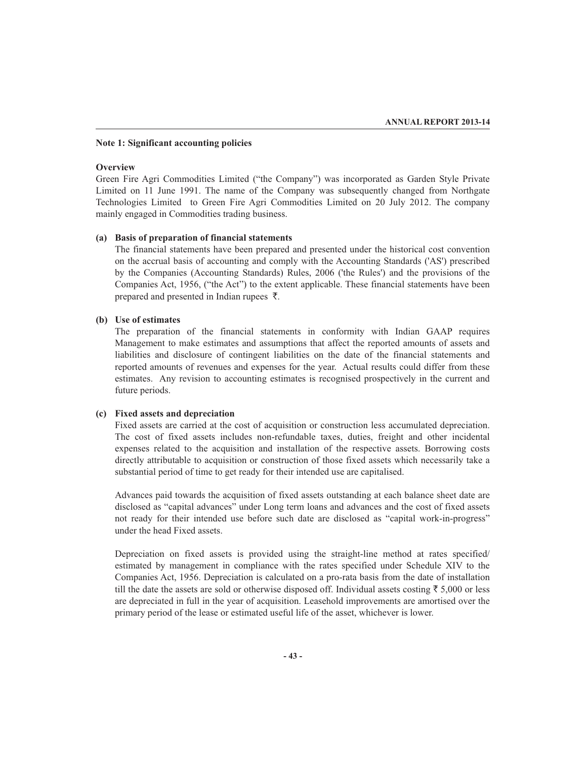## Note 1: Significant accounting policies

### Overview

Green Fire Agri Commodities Limited ("the Company") was incorporated as Garden Style Private Limited on 11 June 1991. The name of the Company was subsequently changed from Northgate Technologies Limited to Green Fire Agri Commodities Limited on 20 July 2012. The company mainly engaged in Commodities trading business.

**(a) Basis of preparation of financial statements**

The financial statements have been prepared and presented under the historical cost convention on the accrual basis of accounting and comply with the Accounting Standards ('AS') prescribed by the Companies (Accounting Standards) Rules, 2006 ('the Rules') and the provisions of the Companies Act, 1956, ("the Act") to the extent applicable. These financial statements have been prepared and presented in Indian rupees ₹.

**(b) Use of estimates**

The preparation of the financial statements in conformity with Indian GAAP requires Management to make estimates and assumptions that affect the reported amounts of assets and liabilities and disclosure of contingent liabilities on the date of the financial statements and reported amounts of revenues and expenses for the year. Actual results could differ from these estimates. Any revision to accounting estimates is recognised prospectively in the current and future periods.

**(c) Fixed assets and depreciation**

Fixed assets are carried at the cost of acquisition or construction less accumulated depreciation. The cost of fixed assets includes non-refundable taxes, duties, freight and other incidental expenses related to the acquisition and installation of the respective assets. Borrowing costs directly attributable to acquisition or construction of those fixed assets which necessarily take a substantial period of time to get ready for their intended use are capitalised.

Advances paid towards the acquisition of fixed assets outstanding at each balance sheet date are disclosed as "capital advances" under Long term loans and advances and the cost of fixed assets not ready for their intended use before such date are disclosed as "capital work-in-progress" under the head Fixed assets.

Depreciation on fixed assets is provided using the straight-line method at rates specified/ estimated by management in compliance with the rates specified under Schedule XIV to the Companies Act, 1956. Depreciation is calculated on a pro-rata basis from the date of installation till the date the assets are sold or otherwise disposed off. Individual assets costing ₹ 5,000 or less are depreciated in full in the year of acquisition. Leasehold improvements are amortised over the primary period of the lease or estimated useful life of the asset, whichever is lower.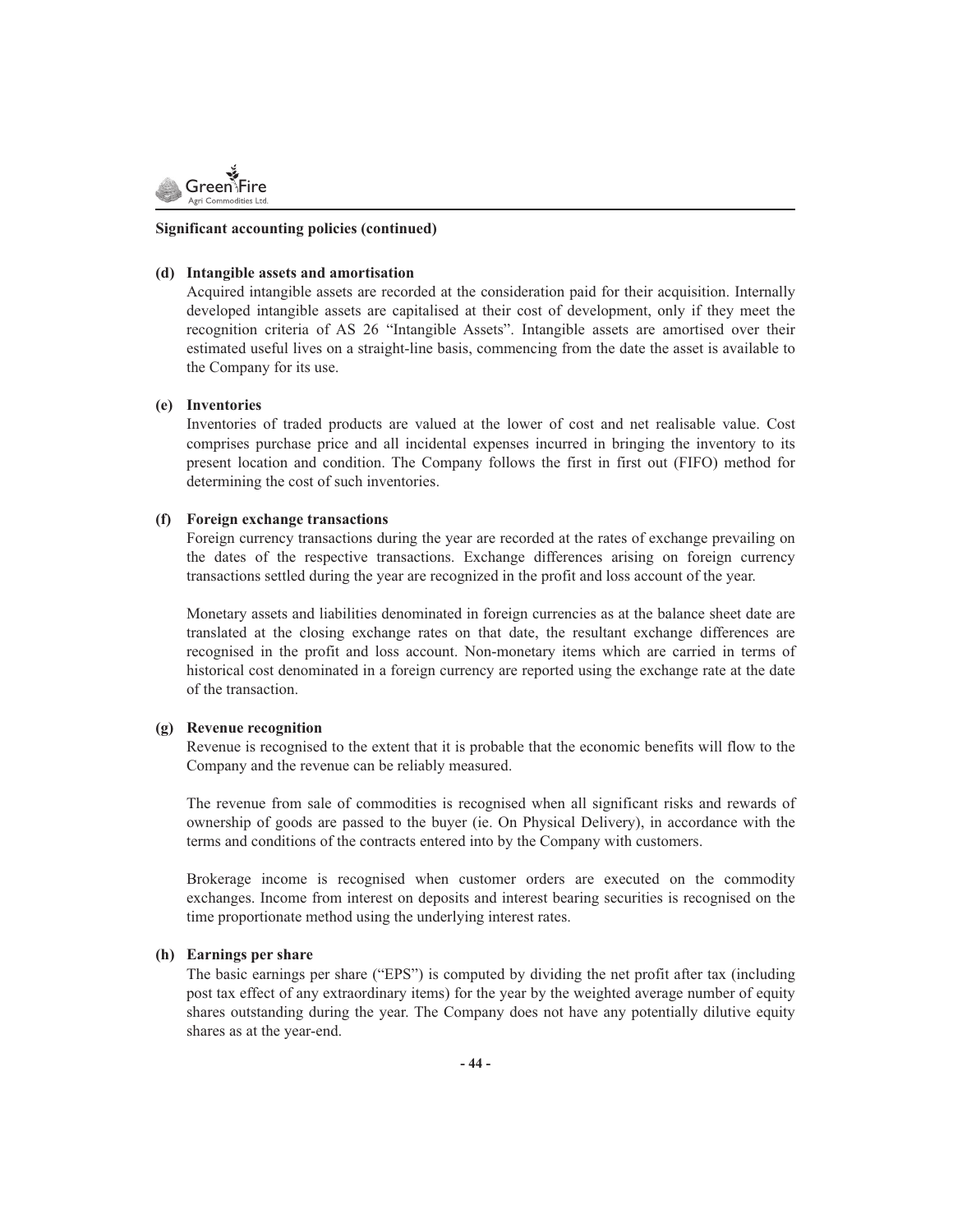**Significant accounting policies (continued)**

**(d) Intangible assets and amortisation**

Acquired intangible assets are recorded at the consideration paid for their acquisition. Internally developed intangible assets are capitalised at their cost of development, only if they meet the recognition criteria of AS 26 "Intangible Assets". Intangible assets are amortised over their estimated useful lives on a straight-line basis, commencing from the date the asset is available to the Company for its use.

**(e) Inventories**

Inventories of traded products are valued at the lower of cost and net realisable value. Cost comprises purchase price and all incidental expenses incurred in bringing the inventory to its present location and condition. The Company follows the first in first out (FIFO) method for determining the cost of such inventories.

**(f) Foreign exchange transactions**

Foreign currency transactions during the year are recorded at the rates of exchange prevailing on the dates of the respective transactions. Exchange differences arising on foreign currency transactions settled during the year are recognized in the profit and loss account of the year.

Monetary assets and liabilities denominated in foreign currencies as at the balance sheet date are translated at the closing exchange rates on that date, the resultant exchange differences are recognised in the profit and loss account. Non-monetary items which are carried in terms of historical cost denominated in a foreign currency are reported using the exchange rate at the date of the transaction.

**(g) Revenue recognition**

Revenue is recognised to the extent that it is probable that the economic benefits will flow to the Company and the revenue can be reliably measured.

The revenue from sale of commodities is recognised when all significant risks and rewards of ownership of goods are passed to the buyer (ie. On Physical Delivery), in accordance with the terms and conditions of the contracts entered into by the Company with customers.

Brokerage income is recognised when customer orders are executed on the commodity exchanges. Income from interest on deposits and interest bearing securities is recognised on the time proportionate method using the underlying interest rates.

**(h) Earnings per share**

The basic earnings per share ("EPS") is computed by dividing the net profit after tax (including post tax effect of any extraordinary items) for the year by the weighted average number of equity shares outstanding during the year. The Company does not have any potentially dilutive equity shares as at the year-end.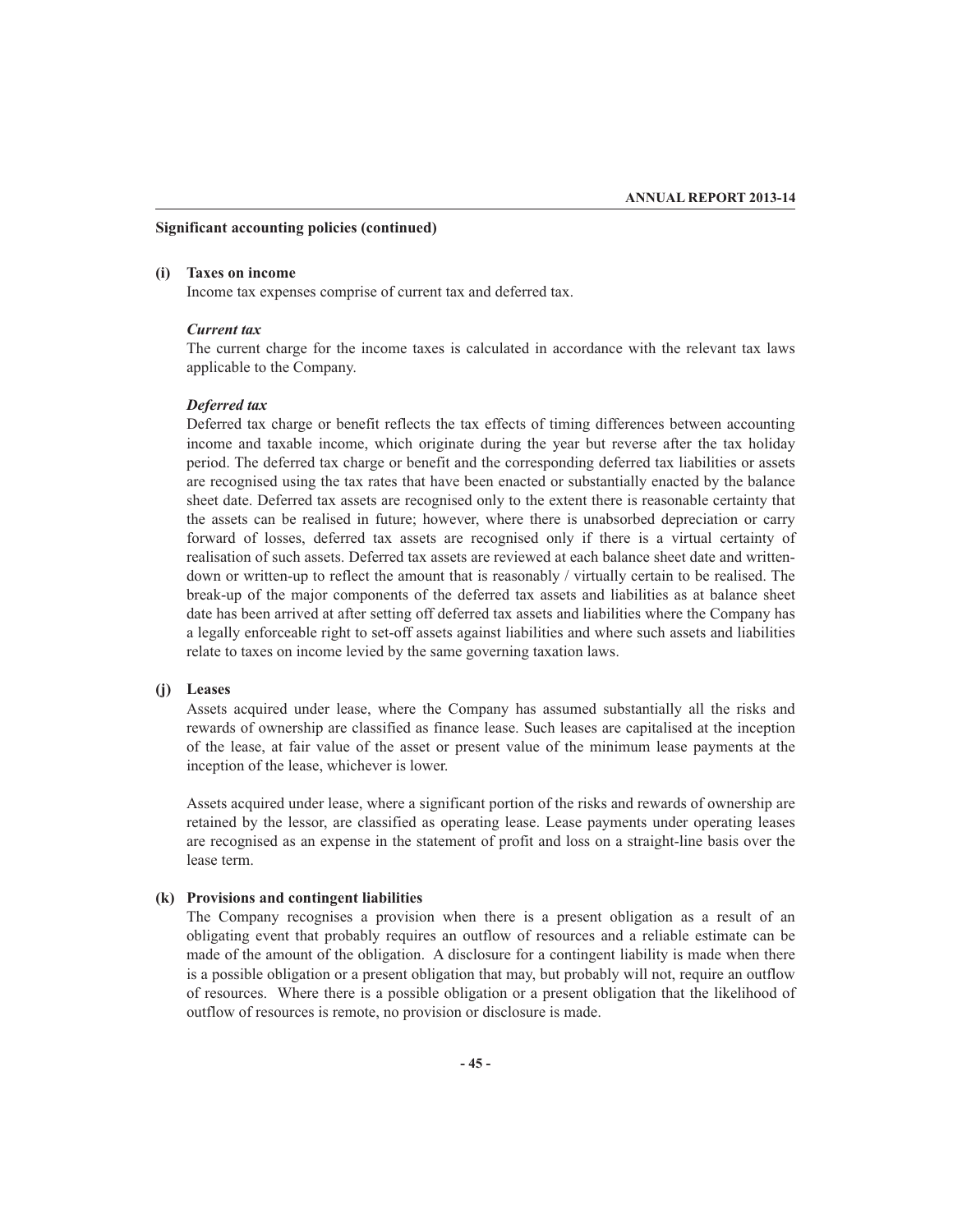**Significant accounting policies (continued)**

**(i) Taxes on income**

Income tax expenses comprise of current tax and deferred tax.

***Current tax***

The current charge for the income taxes is calculated in accordance with the relevant tax laws applicable to the Company.

***Deferred tax***

Deferred tax charge or benefit reflects the tax effects of timing differences between accounting income and taxable income, which originate during the year but reverse after the tax holiday period. The deferred tax charge or benefit and the corresponding deferred tax liabilities or assets are recognised using the tax rates that have been enacted or substantially enacted by the balance sheet date. Deferred tax assets are recognised only to the extent there is reasonable certainty that the assets can be realised in future; however, where there is unabsorbed depreciation or carry forward of losses, deferred tax assets are recognised only if there is a virtual certainty of realisation of such assets. Deferred tax assets are reviewed at each balance sheet date and written-down or written-up to reflect the amount that is reasonably / virtually certain to be realised. The break-up of the major components of the deferred tax assets and liabilities as at balance sheet date has been arrived at after setting off deferred tax assets and liabilities where the Company has a legally enforceable right to set-off assets against liabilities and where such assets and liabilities relate to taxes on income levied by the same governing taxation laws.

**(j) Leases**

Assets acquired under lease, where the Company has assumed substantially all the risks and rewards of ownership are classified as finance lease. Such leases are capitalised at the inception of the lease, at fair value of the asset or present value of the minimum lease payments at the inception of the lease, whichever is lower.

Assets acquired under lease, where a significant portion of the risks and rewards of ownership are retained by the lessor, are classified as operating lease. Lease payments under operating leases are recognised as an expense in the statement of profit and loss on a straight-line basis over the lease term.

**(k) Provisions and contingent liabilities**

The Company recognises a provision when there is a present obligation as a result of an obligating event that probably requires an outflow of resources and a reliable estimate can be made of the amount of the obligation. A disclosure for a contingent liability is made when there is a possible obligation or a present obligation that may, but probably will not, require an outflow of resources. Where there is a possible obligation or a present obligation that the likelihood of outflow of resources is remote, no provision or disclosure is made.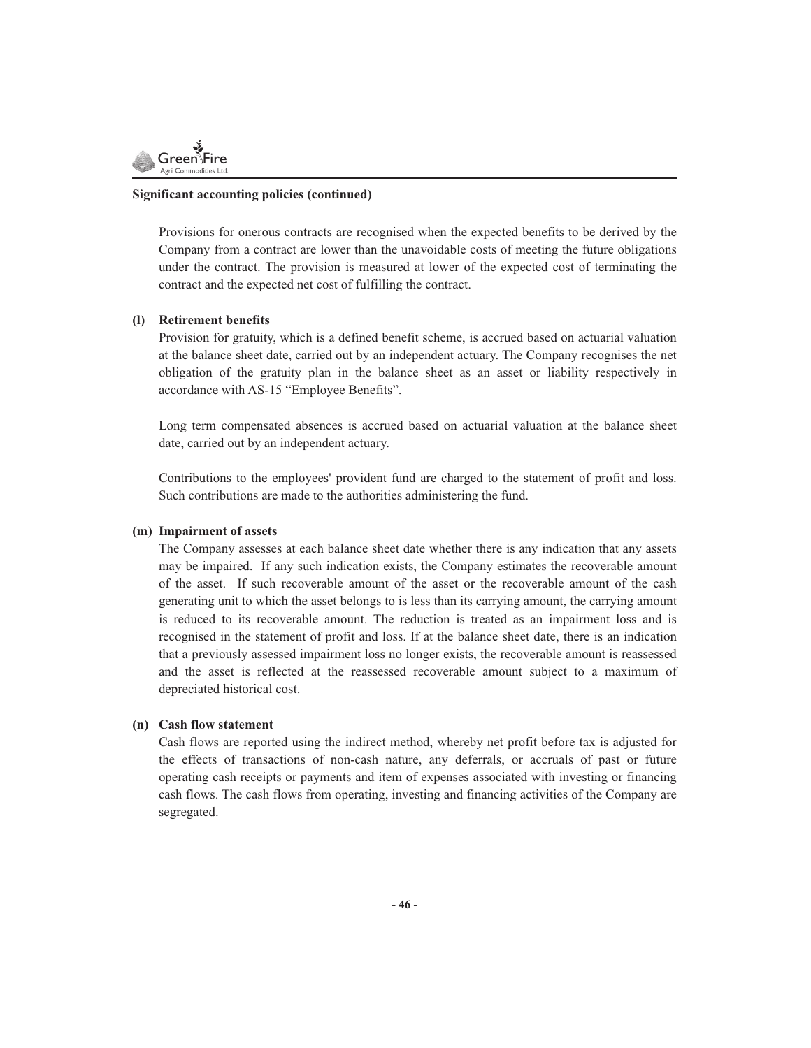**Significant accounting policies (continued)**

Provisions for onerous contracts are recognised when the expected benefits to be derived by the Company from a contract are lower than the unavoidable costs of meeting the future obligations under the contract. The provision is measured at lower of the expected cost of terminating the contract and the expected net cost of fulfilling the contract.

**(l) Retirement benefits**

Provision for gratuity, which is a defined benefit scheme, is accrued based on actuarial valuation at the balance sheet date, carried out by an independent actuary. The Company recognises the net obligation of the gratuity plan in the balance sheet as an asset or liability respectively in accordance with AS-15 "Employee Benefits".

Long term compensated absences is accrued based on actuarial valuation at the balance sheet date, carried out by an independent actuary.

Contributions to the employees' provident fund are charged to the statement of profit and loss. Such contributions are made to the authorities administering the fund.

**(m) Impairment of assets**

The Company assesses at each balance sheet date whether there is any indication that any assets may be impaired. If any such indication exists, the Company estimates the recoverable amount of the asset. If such recoverable amount of the asset or the recoverable amount of the cash generating unit to which the asset belongs to is less than its carrying amount, the carrying amount is reduced to its recoverable amount. The reduction is treated as an impairment loss and is recognised in the statement of profit and loss. If at the balance sheet date, there is an indication that a previously assessed impairment loss no longer exists, the recoverable amount is reassessed and the asset is reflected at the reassessed recoverable amount subject to a maximum of depreciated historical cost.

**(n) Cash flow statement**

Cash flows are reported using the indirect method, whereby net profit before tax is adjusted for the effects of transactions of non-cash nature, any deferrals, or accruals of past or future operating cash receipts or payments and item of expenses associated with investing or financing cash flows. The cash flows from operating, investing and financing activities of the Company are segregated.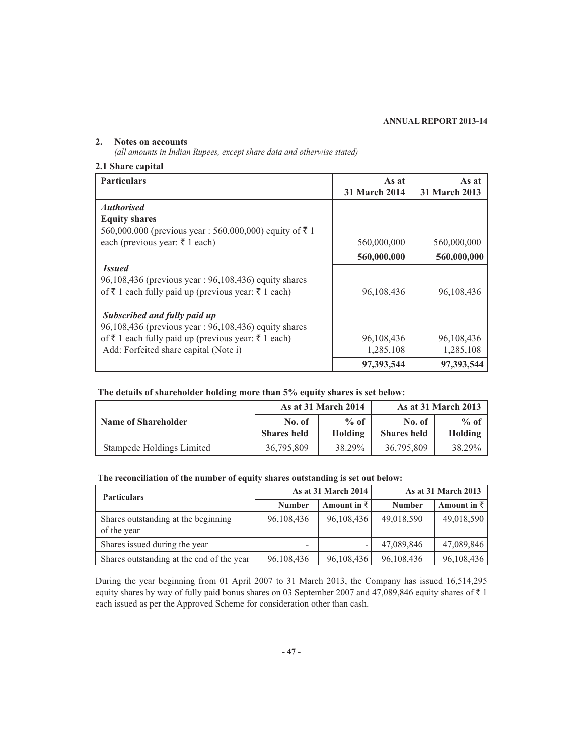## 2. Notes on accounts

*(all amounts in Indian Rupees, except share data and otherwise stated)*

### 2.1 Share capital

| Particulars | As at 31 March 2014 | As at 31 March 2013 |
|---|---|---|
| ***Authorised*** | | |
| **Equity shares** | | |
| 560,000,000 (previous year : 560,000,000) equity of ₹ 1 each (previous year: ₹ 1 each) | 560,000,000 | 560,000,000 |
| | **560,000,000** | **560,000,000** |
| ***Issued*** | | |
| 96,108,436 (previous year : 96,108,436) equity shares of ₹ 1 each fully paid up (previous year: ₹ 1 each) | 96,108,436 | 96,108,436 |
| ***Subscribed and fully paid up*** | | |
| 96,108,436 (previous year : 96,108,436) equity shares of ₹ 1 each fully paid up (previous year: ₹ 1 each) | 96,108,436 | 96,108,436 |
| Add: Forfeited share capital (Note i) | 1,285,108 | 1,285,108 |
| | **97,393,544** | **97,393,544** |

**The details of shareholder holding more than 5% equity shares is set below:**

| Name of Shareholder | As at 31 March 2014 | | As at 31 March 2013 | |
|---|---|---|---|---|
| | No. of Shares held | % of Holding | No. of Shares held | % of Holding |
| Stampede Holdings Limited | 36,795,809 | 38.29% | 36,795,809 | 38.29% |

**The reconciliation of the number of equity shares outstanding is set out below:**

| Particulars | As at 31 March 2014 | | As at 31 March 2013 | |
|---|---|---|---|---|
| | Number | Amount in ₹ | Number | Amount in ₹ |
| Shares outstanding at the beginning of the year | 96,108,436 | 96,108,436 | 49,018,590 | 49,018,590 |
| Shares issued during the year | - | - | 47,089,846 | 47,089,846 |
| Shares outstanding at the end of the year | 96,108,436 | 96,108,436 | 96,108,436 | 96,108,436 |

During the year beginning from 01 April 2007 to 31 March 2013, the Company has issued 16,514,295 equity shares by way of fully paid bonus shares on 03 September 2007 and 47,089,846 equity shares of ₹ 1 each issued as per the Approved Scheme for consideration other than cash.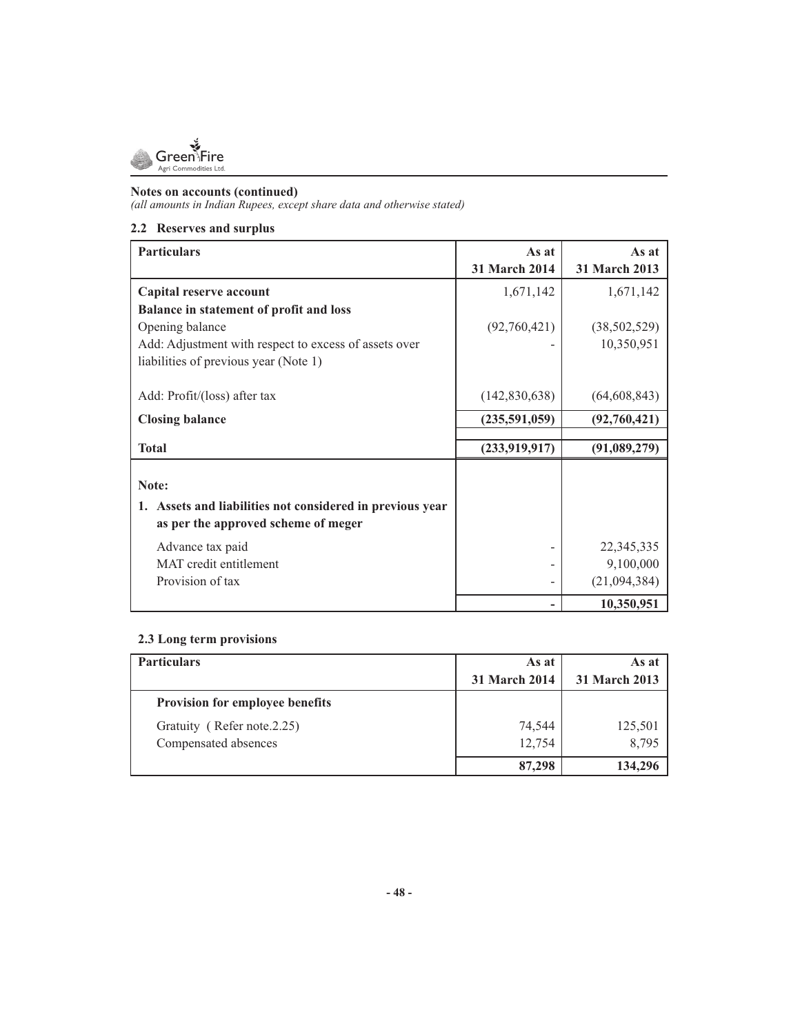**Notes on accounts (continued)**

*(all amounts in Indian Rupees, except share data and otherwise stated)*

## 2.2 Reserves and surplus

| Particulars | As at 31 March 2014 | As at 31 March 2013 |
|---|---|---|
| **Capital reserve account** | 1,671,142 | 1,671,142 |
| **Balance in statement of profit and loss** | | |
| Opening balance | (92,760,421) | (38,502,529) |
| Add: Adjustment with respect to excess of assets over liabilities of previous year (Note 1) | - | 10,350,951 |
| Add: Profit/(loss) after tax | (142,830,638) | (64,608,843) |
| **Closing balance** | **(235,591,059)** | **(92,760,421)** |
| **Total** | **(233,919,917)** | **(91,089,279)** |
| **Note:** | | |
| **1. Assets and liabilities not considered in previous year as per the approved scheme of meger** | | |
| Advance tax paid | - | 22,345,335 |
| MAT credit entitlement | - | 9,100,000 |
| Provision of tax | - | (21,094,384) |
| | **-** | **10,350,951** |

## 2.3 Long term provisions

| Particulars | As at 31 March 2014 | As at 31 March 2013 |
|---|---|---|
| **Provision for employee benefits** | | |
| Gratuity ( Refer note.2.25) | 74,544 | 125,501 |
| Compensated absences | 12,754 | 8,795 |
| | **87,298** | **134,296** |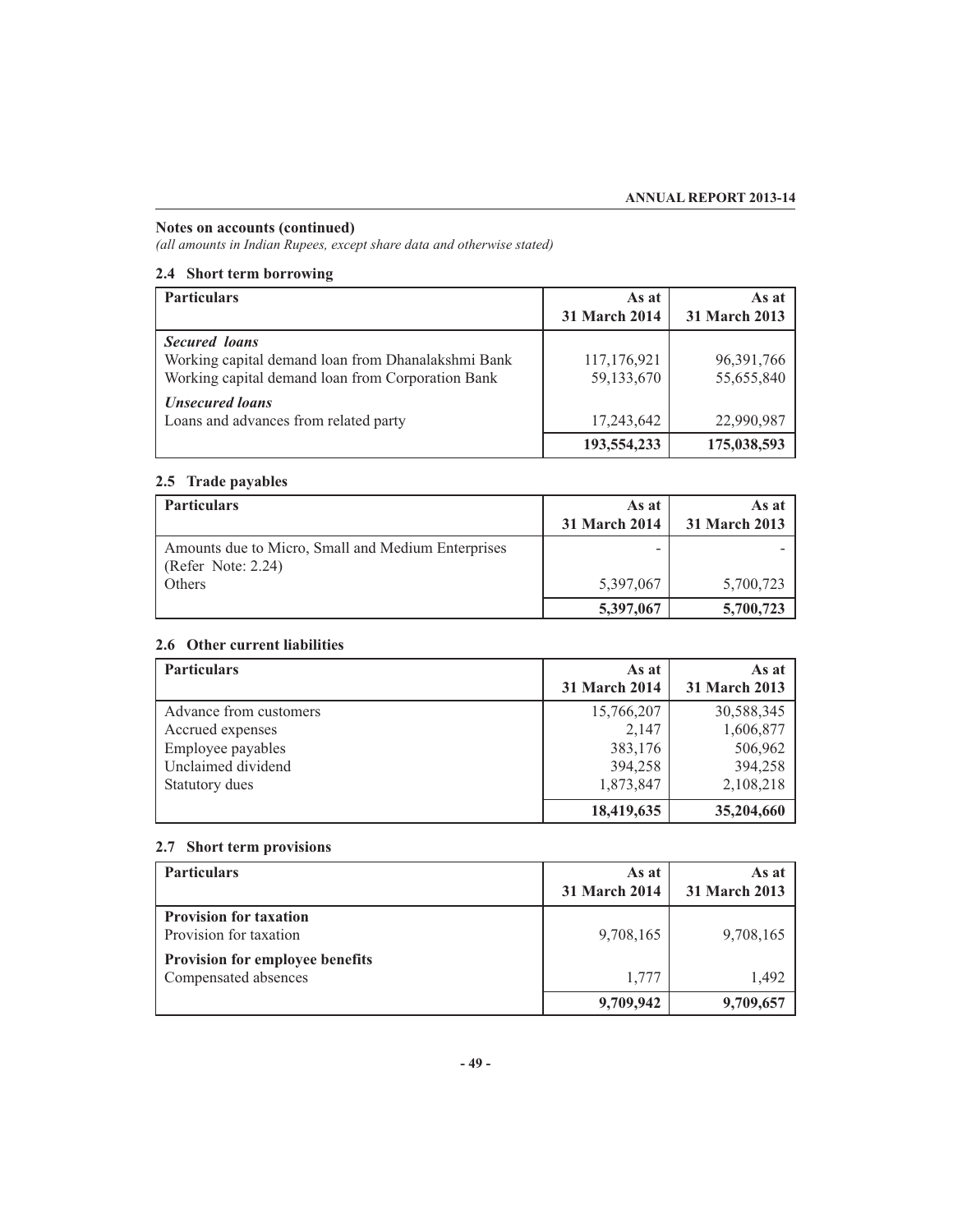**Notes on accounts (continued)**

*(all amounts in Indian Rupees, except share data and otherwise stated)*

### 2.4 Short term borrowing

| Particulars | As at 31 March 2014 | As at 31 March 2013 |
|---|---|---|
| ***Secured loans*** | | |
| Working capital demand loan from Dhanalakshmi Bank | 117,176,921 | 96,391,766 |
| Working capital demand loan from Corporation Bank | 59,133,670 | 55,655,840 |
| ***Unsecured loans*** | | |
| Loans and advances from related party | 17,243,642 | 22,990,987 |
| | **193,554,233** | **175,038,593** |

### 2.5 Trade payables

| Particulars | As at 31 March 2014 | As at 31 March 2013 |
|---|---|---|
| Amounts due to Micro, Small and Medium Enterprises (Refer Note: 2.24) | - | - |
| Others | 5,397,067 | 5,700,723 |
| | **5,397,067** | **5,700,723** |

### 2.6 Other current liabilities

| Particulars | As at 31 March 2014 | As at 31 March 2013 |
|---|---|---|
| Advance from customers | 15,766,207 | 30,588,345 |
| Accrued expenses | 2,147 | 1,606,877 |
| Employee payables | 383,176 | 506,962 |
| Unclaimed dividend | 394,258 | 394,258 |
| Statutory dues | 1,873,847 | 2,108,218 |
| | **18,419,635** | **35,204,660** |

### 2.7 Short term provisions

| Particulars | As at 31 March 2014 | As at 31 March 2013 |
|---|---|---|
| **Provision for taxation** | | |
| Provision for taxation | 9,708,165 | 9,708,165 |
| **Provision for employee benefits** | | |
| Compensated absences | 1,777 | 1,492 |
| | **9,709,942** | **9,709,657** |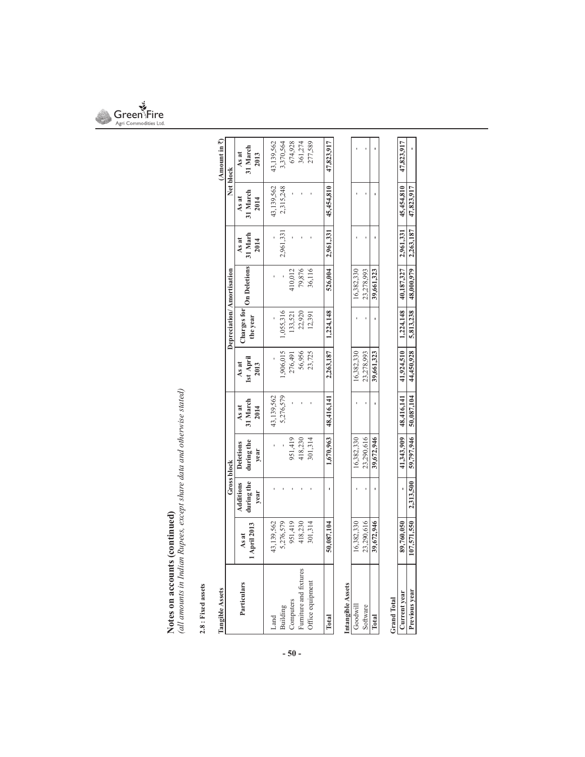# Notes on accounts (continued)

*(all amounts in Indian Rupees, except share data and otherwise stated)*

**2.8 : Fixed assets**

**(Amount in ₹)**

| Particulars | Gross block | | | | Depreciation/ Amortisation | | | | Net block | |
|---|---|---|---|---|---|---|---|---|---|---|
| | As at 1 April 2013 | Additions during the year | Deletions during the year | As at 31 March 2014 | As at 1st April 2013 | Charges for the year | On Deletions | As at 31 Marh 2014 | As at 31 March 2014 | As at 31 March 2013 |
| **Tangible Assets** | | | | | | | | | | |
| Land | 43,139,562 | - | - | 43,139,562 | - | - | - | - | 43,139,562 | 43,139,562 |
| Building | 5,276,579 | - | - | 5,276,579 | 1,906,015 | 1,055,316 | - | 2,961,331 | 2,315,248 | 3,370,564 |
| Computers | 951,419 | - | 951,419 | - | 276,491 | 133,521 | 410,012 | - | - | 674,928 |
| Furniture and fixtures | 418,230 | - | 418,230 | - | 56,956 | 22,920 | 79,876 | - | - | 361,274 |
| Office equipment | 301,314 | - | 301,314 | - | 23,725 | 12,391 | 36,116 | - | - | 277,589 |
| **Total** | **50,087,104** | **-** | **1,670,963** | **48,416,141** | **2,263,187** | **1,224,148** | **526,004** | **2,961,331** | **45,454,810** | **47,823,917** |
| **Intangible Assets** | | | | | | | | | | |
| Goodwill | 16,382,330 | - | 16,382,330 | - | 16,382,330 | - | 16,382,330 | - | - | - |
| Software | 23,290,616 | - | 23,290,616 | - | 23,278,993 | - | 23,278,993 | - | - | - |
| **Total** | **39,672,946** | **-** | **39,672,946** | **-** | **39,661,323** | **-** | **39,661,323** | **-** | **-** | **-** |
| **Grand Total** | | | | | | | | | | |
| **Current year** | **89,760,050** | **-** | **41,343,909** | **48,416,141** | **41,924,510** | **1,224,148** | **40,187,327** | **2,961,331** | **45,454,810** | **47,823,917** |
| **Previous year** | **107,571,550** | **2,313,500** | **59,797,946** | **50,087,104** | **44,450,928** | **5,813,238** | **48,000,979** | **2,263,187** | **47,823,917** | **-** |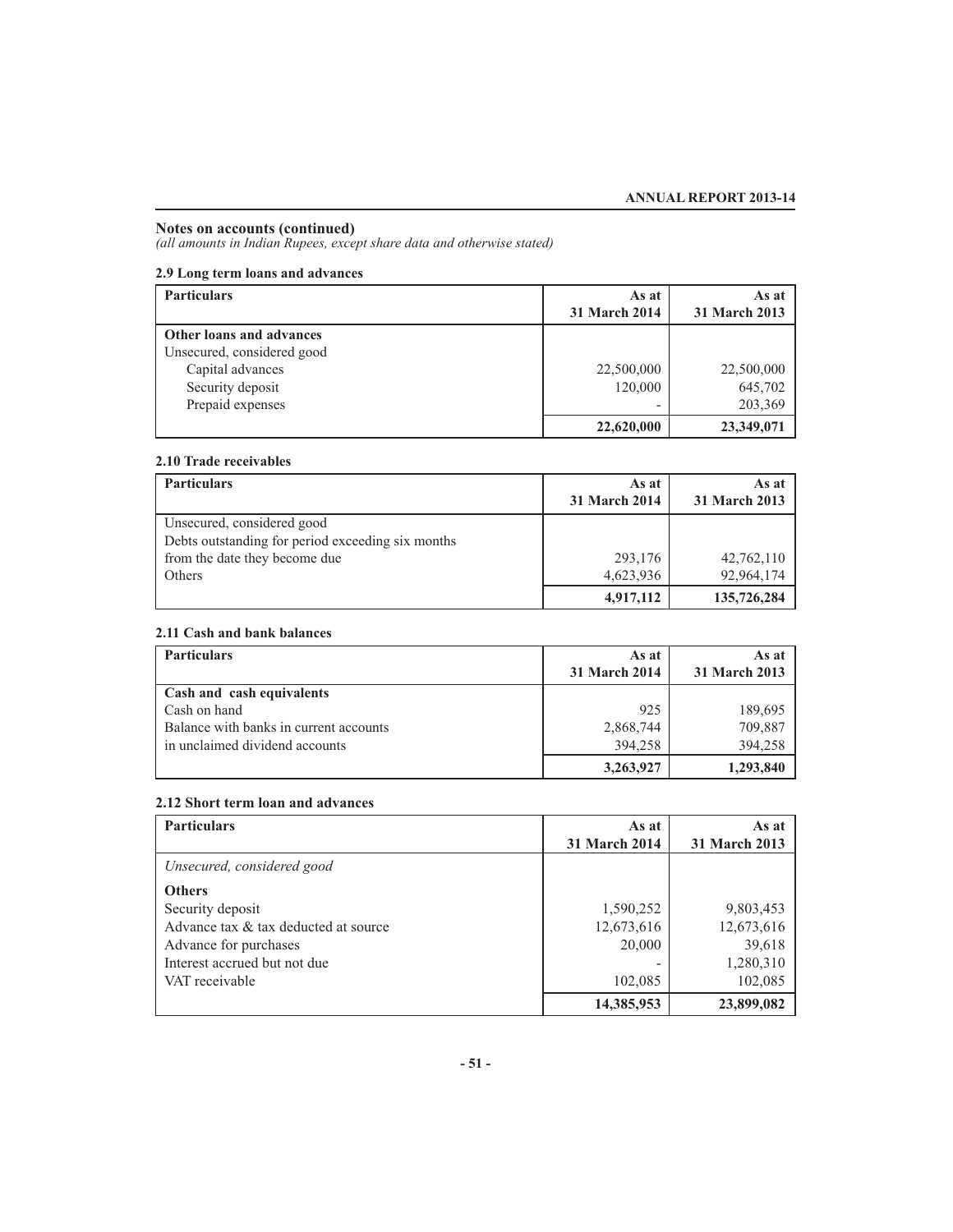## Notes on accounts (continued)

*(all amounts in Indian Rupees, except share data and otherwise stated)*

### 2.9 Long term loans and advances

| Particulars | As at 31 March 2014 | As at 31 March 2013 |
|---|---|---|
| **Other loans and advances** | | |
| Unsecured, considered good | | |
| Capital advances | 22,500,000 | 22,500,000 |
| Security deposit | 120,000 | 645,702 |
| Prepaid expenses | - | 203,369 |
| | **22,620,000** | **23,349,071** |

### 2.10 Trade receivables

| Particulars | As at 31 March 2014 | As at 31 March 2013 |
|---|---|---|
| Unsecured, considered good | | |
| Debts outstanding for period exceeding six months from the date they become due | 293,176 | 42,762,110 |
| Others | 4,623,936 | 92,964,174 |
| | **4,917,112** | **135,726,284** |

### 2.11 Cash and bank balances

| Particulars | As at 31 March 2014 | As at 31 March 2013 |
|---|---|---|
| **Cash and cash equivalents** | | |
| Cash on hand | 925 | 189,695 |
| Balance with banks in current accounts | 2,868,744 | 709,887 |
| in unclaimed dividend accounts | 394,258 | 394,258 |
| | **3,263,927** | **1,293,840** |

### 2.12 Short term loan and advances

| Particulars | As at 31 March 2014 | As at 31 March 2013 |
|---|---|---|
| *Unsecured, considered good* | | |
| **Others** | | |
| Security deposit | 1,590,252 | 9,803,453 |
| Advance tax & tax deducted at source | 12,673,616 | 12,673,616 |
| Advance for purchases | 20,000 | 39,618 |
| Interest accrued but not due | - | 1,280,310 |
| VAT receivable | 102,085 | 102,085 |
| | **14,385,953** | **23,899,082** |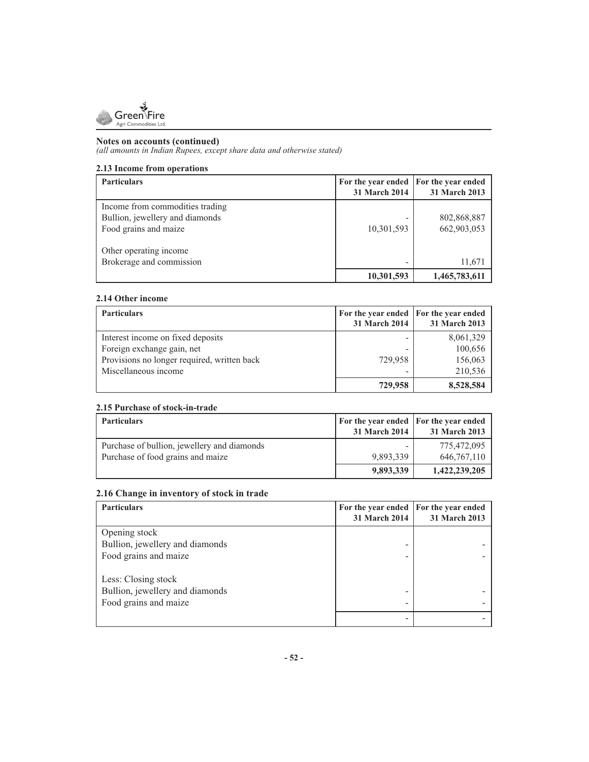**Notes on accounts (continued)**
*(all amounts in Indian Rupees, except share data and otherwise stated)*

### 2.13 Income from operations

| Particulars | For the year ended 31 March 2014 | For the year ended 31 March 2013 |
|---|---|---|
| Income from commodities trading | | |
| Bullion, jewellery and diamonds | - | 802,868,887 |
| Food grains and maize | 10,301,593 | 662,903,053 |
| Other operating income | | |
| Brokerage and commission | - | 11,671 |
| | **10,301,593** | **1,465,783,611** |

### 2.14 Other income

| Particulars | For the year ended 31 March 2014 | For the year ended 31 March 2013 |
|---|---|---|
| Interest income on fixed deposits | - | 8,061,329 |
| Foreign exchange gain, net | - | 100,656 |
| Provisions no longer required, written back | 729,958 | 156,063 |
| Miscellaneous income | - | 210,536 |
| | **729,958** | **8,528,584** |

### 2.15 Purchase of stock-in-trade

| Particulars | For the year ended 31 March 2014 | For the year ended 31 March 2013 |
|---|---|---|
| Purchase of bullion, jewellery and diamonds | - | 775,472,095 |
| Purchase of food grains and maize | 9,893,339 | 646,767,110 |
| | **9,893,339** | **1,422,239,205** |

### 2.16 Change in inventory of stock in trade

| Particulars | For the year ended 31 March 2014 | For the year ended 31 March 2013 |
|---|---|---|
| Opening stock | | |
| Bullion, jewellery and diamonds | - | - |
| Food grains and maize | - | - |
| Less: Closing stock | | |
| Bullion, jewellery and diamonds | - | - |
| Food grains and maize | - | - |
| | - | - |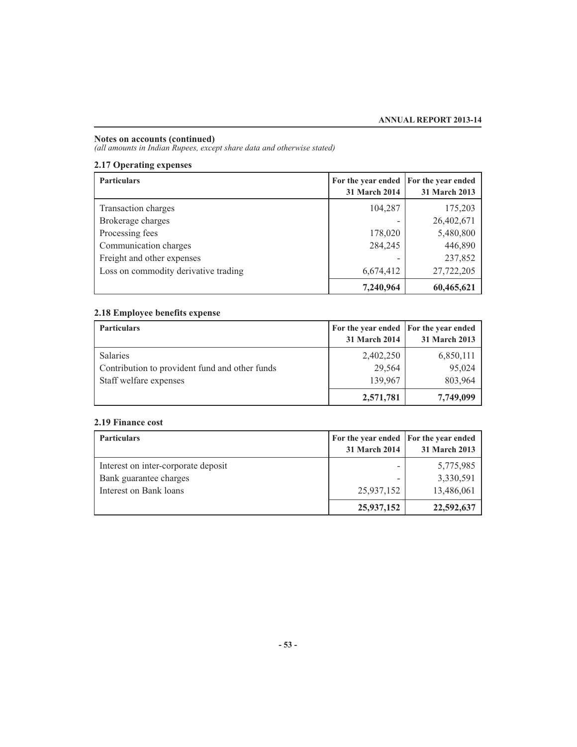**Notes on accounts (continued)**
*(all amounts in Indian Rupees, except share data and otherwise stated)*

### 2.17 Operating expenses

| Particulars | For the year ended 31 March 2014 | For the year ended 31 March 2013 |
|---|---|---|
| Transaction charges | 104,287 | 175,203 |
| Brokerage charges | - | 26,402,671 |
| Processing fees | 178,020 | 5,480,800 |
| Communication charges | 284,245 | 446,890 |
| Freight and other expenses | - | 237,852 |
| Loss on commodity derivative trading | 6,674,412 | 27,722,205 |
| | **7,240,964** | **60,465,621** |

### 2.18 Employee benefits expense

| Particulars | For the year ended 31 March 2014 | For the year ended 31 March 2013 |
|---|---|---|
| Salaries | 2,402,250 | 6,850,111 |
| Contribution to provident fund and other funds | 29,564 | 95,024 |
| Staff welfare expenses | 139,967 | 803,964 |
| | **2,571,781** | **7,749,099** |

### 2.19 Finance cost

| Particulars | For the year ended 31 March 2014 | For the year ended 31 March 2013 |
|---|---|---|
| Interest on inter-corporate deposit | - | 5,775,985 |
| Bank guarantee charges | - | 3,330,591 |
| Interest on Bank loans | 25,937,152 | 13,486,061 |
| | **25,937,152** | **22,592,637** |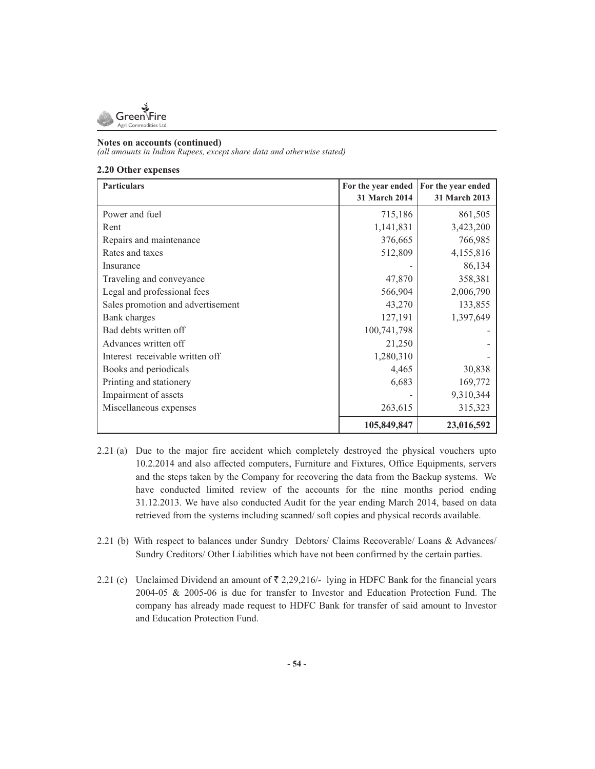**Notes on accounts (continued)**

*(all amounts in Indian Rupees, except share data and otherwise stated)*

**2.20 Other expenses**

| Particulars | For the year ended 31 March 2014 | For the year ended 31 March 2013 |
|---|---|---|
| Power and fuel | 715,186 | 861,505 |
| Rent | 1,141,831 | 3,423,200 |
| Repairs and maintenance | 376,665 | 766,985 |
| Rates and taxes | 512,809 | 4,155,816 |
| Insurance | - | 86,134 |
| Traveling and conveyance | 47,870 | 358,381 |
| Legal and professional fees | 566,904 | 2,006,790 |
| Sales promotion and advertisement | 43,270 | 133,855 |
| Bank charges | 127,191 | 1,397,649 |
| Bad debts written off | 100,741,798 | - |
| Advances written off | 21,250 | - |
| Interest receivable written off | 1,280,310 | - |
| Books and periodicals | 4,465 | 30,838 |
| Printing and stationery | 6,683 | 169,772 |
| Impairment of assets | - | 9,310,344 |
| Miscellaneous expenses | 263,615 | 315,323 |
| | **105,849,847** | **23,016,592** |

2.21 (a) Due to the major fire accident which completely destroyed the physical vouchers upto 10.2.2014 and also affected computers, Furniture and Fixtures, Office Equipments, servers and the steps taken by the Company for recovering the data from the Backup systems. We have conducted limited review of the accounts for the nine months period ending 31.12.2013. We have also conducted Audit for the year ending March 2014, based on data retrieved from the systems including scanned/ soft copies and physical records available.

2.21 (b) With respect to balances under Sundry Debtors/ Claims Recoverable/ Loans & Advances/ Sundry Creditors/ Other Liabilities which have not been confirmed by the certain parties.

2.21 (c) Unclaimed Dividend an amount of ₹ 2,29,216/- lying in HDFC Bank for the financial years 2004-05 & 2005-06 is due for transfer to Investor and Education Protection Fund. The company has already made request to HDFC Bank for transfer of said amount to Investor and Education Protection Fund.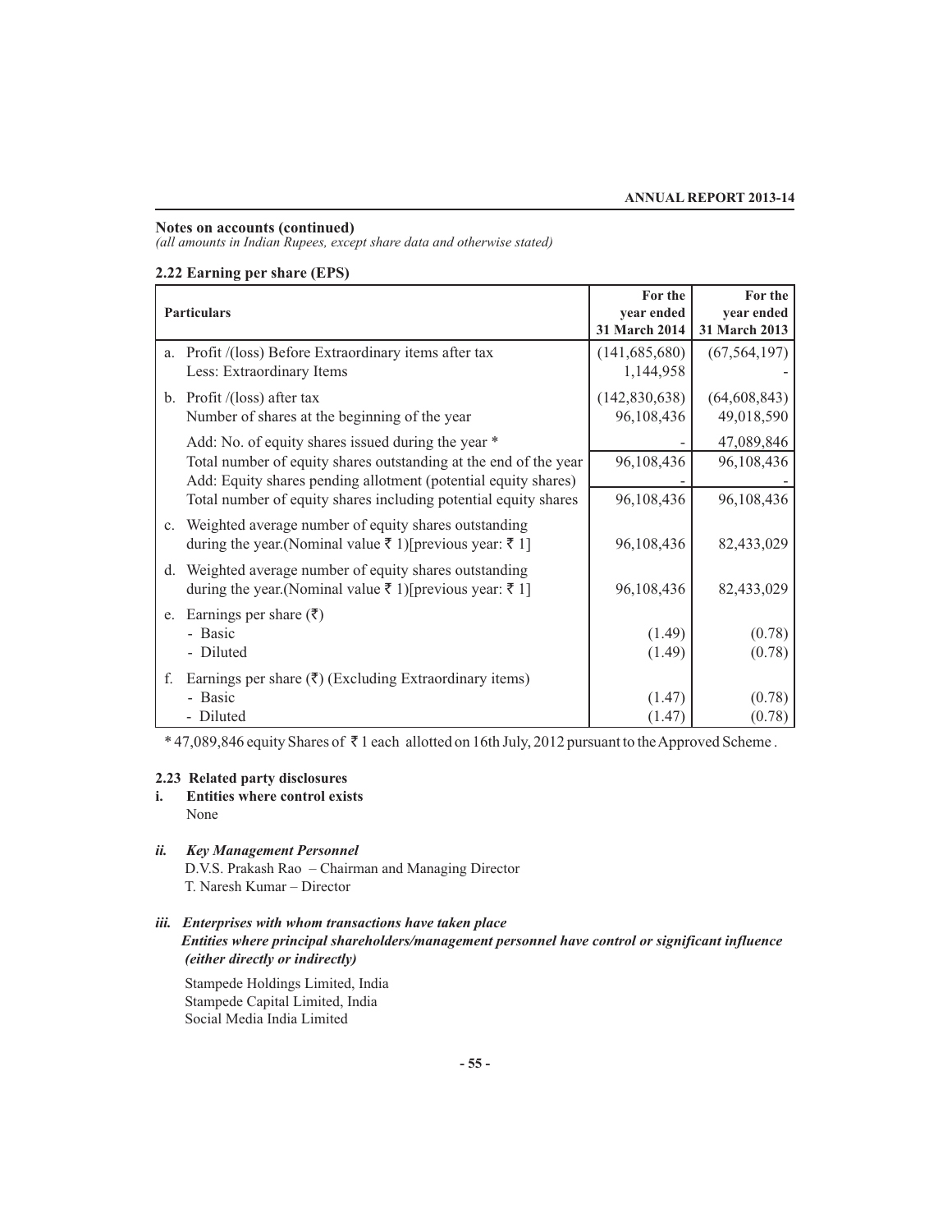**Notes on accounts (continued)**

*(all amounts in Indian Rupees, except share data and otherwise stated)*

### 2.22 Earning per share (EPS)

| Particulars | For the year ended 31 March 2014 | For the year ended 31 March 2013 |
|---|---|---|
| a. Profit /(loss) Before Extraordinary items after tax | (141,685,680) | (67,564,197) |
| Less: Extraordinary Items | 1,144,958 | - |
| b. Profit /(loss) after tax | (142,830,638) | (64,608,843) |
| Number of shares at the beginning of the year | 96,108,436 | 49,018,590 |
| Add: No. of equity shares issued during the year * | - | 47,089,846 |
| Total number of equity shares outstanding at the end of the year | 96,108,436 | 96,108,436 |
| Add: Equity shares pending allotment (potential equity shares) | - | - |
| Total number of equity shares including potential equity shares | 96,108,436 | 96,108,436 |
| c. Weighted average number of equity shares outstanding during the year.(Nominal value ₹ 1)[previous year: ₹ 1] | 96,108,436 | 82,433,029 |
| d. Weighted average number of equity shares outstanding during the year.(Nominal value ₹ 1)[previous year: ₹ 1] | 96,108,436 | 82,433,029 |
| e. Earnings per share (₹) | | |
| - Basic | (1.49) | (0.78) |
| - Diluted | (1.49) | (0.78) |
| f. Earnings per share (₹) (Excluding Extraordinary items) | | |
| - Basic | (1.47) | (0.78) |
| - Diluted | (1.47) | (0.78) |

* 47,089,846 equity Shares of ₹ 1 each allotted on 16th July, 2012 pursuant to the Approved Scheme .

### 2.23 Related party disclosures

**i. Entities where control exists**

None

***ii. Key Management Personnel***

D.V.S. Prakash Rao – Chairman and Managing Director

T. Naresh Kumar – Director

***iii. Enterprises with whom transactions have taken place***

***Entities where principal shareholders/management personnel have control or significant influence (either directly or indirectly)***

Stampede Holdings Limited, India

Stampede Capital Limited, India

Social Media India Limited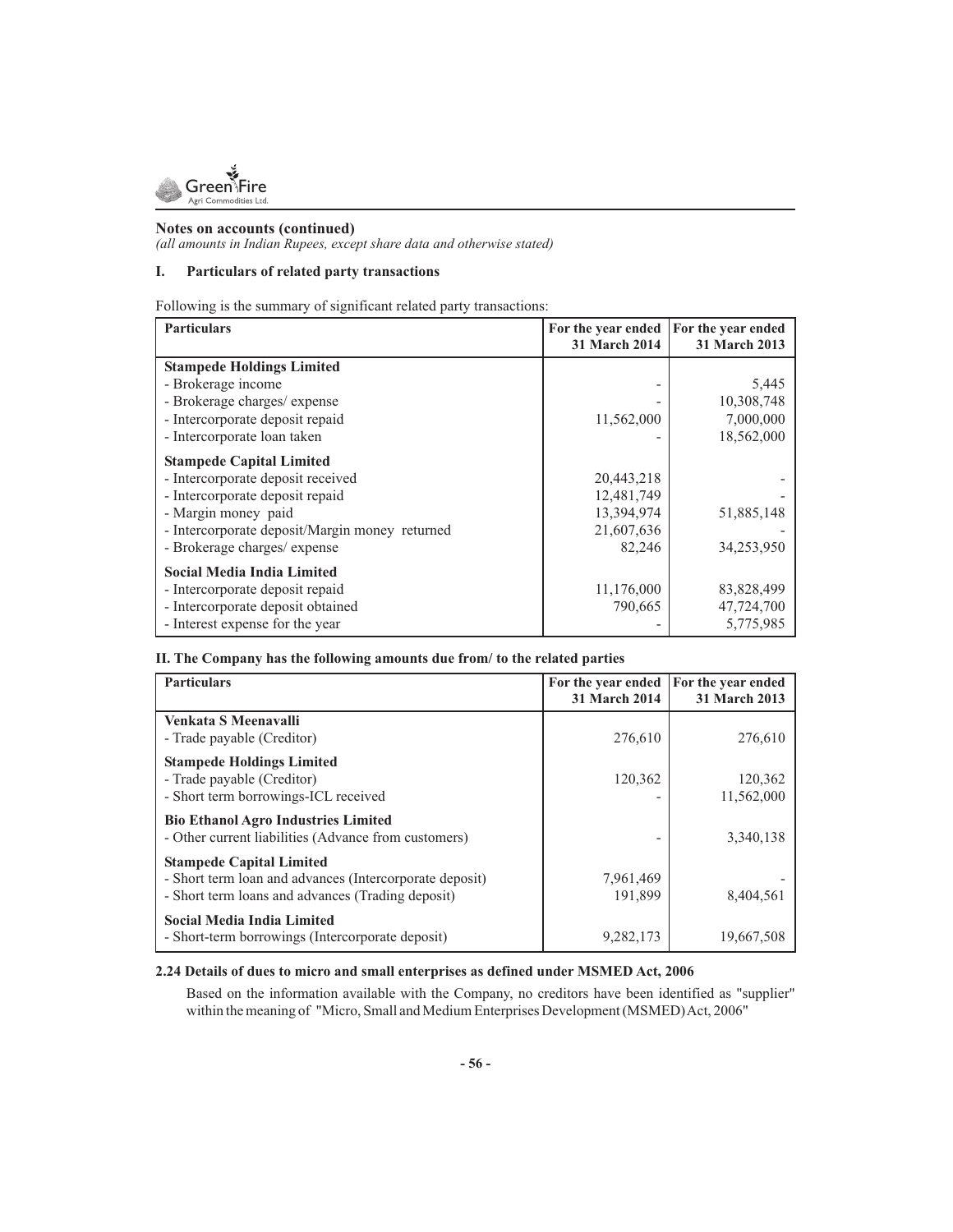## Notes on accounts (continued)

*(all amounts in Indian Rupees, except share data and otherwise stated)*

### I. Particulars of related party transactions

Following is the summary of significant related party transactions:

| Particulars | For the year ended 31 March 2014 | For the year ended 31 March 2013 |
|---|---|---|
| **Stampede Holdings Limited** | | |
| - Brokerage income | - | 5,445 |
| - Brokerage charges/ expense | - | 10,308,748 |
| - Intercorporate deposit repaid | 11,562,000 | 7,000,000 |
| - Intercorporate loan taken | - | 18,562,000 |
| **Stampede Capital Limited** | | |
| - Intercorporate deposit received | 20,443,218 | - |
| - Intercorporate deposit repaid | 12,481,749 | - |
| - Margin money paid | 13,394,974 | 51,885,148 |
| - Intercorporate deposit/Margin money returned | 21,607,636 | - |
| - Brokerage charges/ expense | 82,246 | 34,253,950 |
| **Social Media India Limited** | | |
| - Intercorporate deposit repaid | 11,176,000 | 83,828,499 |
| - Intercorporate deposit obtained | 790,665 | 47,724,700 |
| - Interest expense for the year | - | 5,775,985 |

### II. The Company has the following amounts due from/ to the related parties

| Particulars | For the year ended 31 March 2014 | For the year ended 31 March 2013 |
|---|---|---|
| **Venkata S Meenavalli** | | |
| - Trade payable (Creditor) | 276,610 | 276,610 |
| **Stampede Holdings Limited** | | |
| - Trade payable (Creditor) | 120,362 | 120,362 |
| - Short term borrowings-ICL received | - | 11,562,000 |
| **Bio Ethanol Agro Industries Limited** | | |
| - Other current liabilities (Advance from customers) | - | 3,340,138 |
| **Stampede Capital Limited** | | |
| - Short term loan and advances (Intercorporate deposit) | 7,961,469 | - |
| - Short term loans and advances (Trading deposit) | 191,899 | 8,404,561 |
| **Social Media India Limited** | | |
| - Short-term borrowings (Intercorporate deposit) | 9,282,173 | 19,667,508 |

### 2.24 Details of dues to micro and small enterprises as defined under MSMED Act, 2006

Based on the information available with the Company, no creditors have been identified as "supplier" within the meaning of "Micro, Small and Medium Enterprises Development (MSMED) Act, 2006"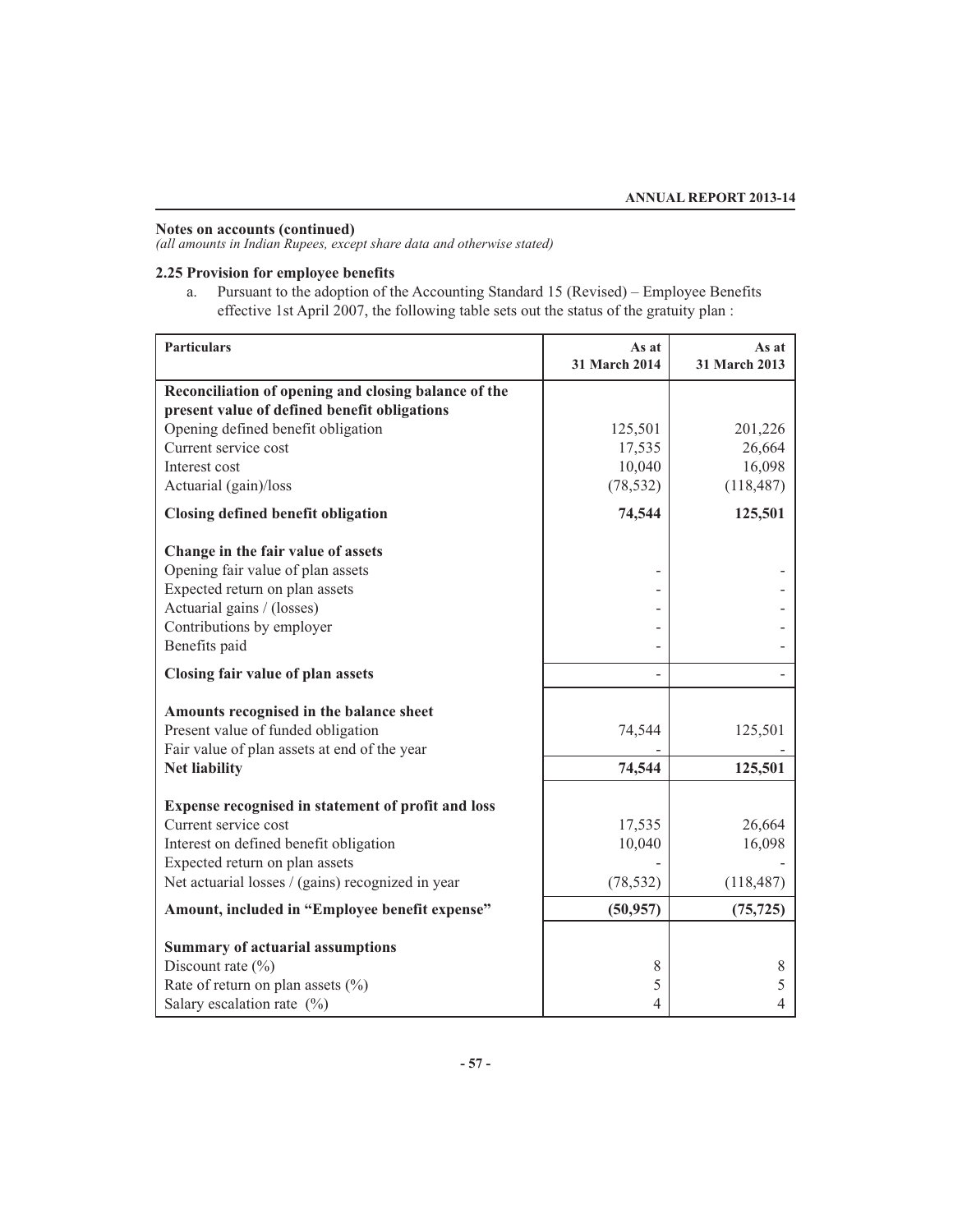**Notes on accounts (continued)**

*(all amounts in Indian Rupees, except share data and otherwise stated)*

**2.25 Provision for employee benefits**

a. Pursuant to the adoption of the Accounting Standard 15 (Revised) – Employee Benefits effective 1st April 2007, the following table sets out the status of the gratuity plan :

| Particulars | As at 31 March 2014 | As at 31 March 2013 |
|---|---|---|
| **Reconciliation of opening and closing balance of the present value of defined benefit obligations** | | |
| Opening defined benefit obligation | 125,501 | 201,226 |
| Current service cost | 17,535 | 26,664 |
| Interest cost | 10,040 | 16,098 |
| Actuarial (gain)/loss | (78,532) | (118,487) |
| **Closing defined benefit obligation** | **74,544** | **125,501** |
| **Change in the fair value of assets** | | |
| Opening fair value of plan assets | - | - |
| Expected return on plan assets | - | - |
| Actuarial gains / (losses) | - | - |
| Contributions by employer | - | - |
| Benefits paid | - | - |
| **Closing fair value of plan assets** | - | - |
| **Amounts recognised in the balance sheet** | | |
| Present value of funded obligation | 74,544 | 125,501 |
| Fair value of plan assets at end of the year | - | - |
| **Net liability** | **74,544** | **125,501** |
| **Expense recognised in statement of profit and loss** | | |
| Current service cost | 17,535 | 26,664 |
| Interest on defined benefit obligation | 10,040 | 16,098 |
| Expected return on plan assets | - | - |
| Net actuarial losses / (gains) recognized in year | (78,532) | (118,487) |
| **Amount, included in "Employee benefit expense"** | **(50,957)** | **(75,725)** |
| **Summary of actuarial assumptions** | | |
| Discount rate (%) | 8 | 8 |
| Rate of return on plan assets (%) | 5 | 5 |
| Salary escalation rate (%) | 4 | 4 |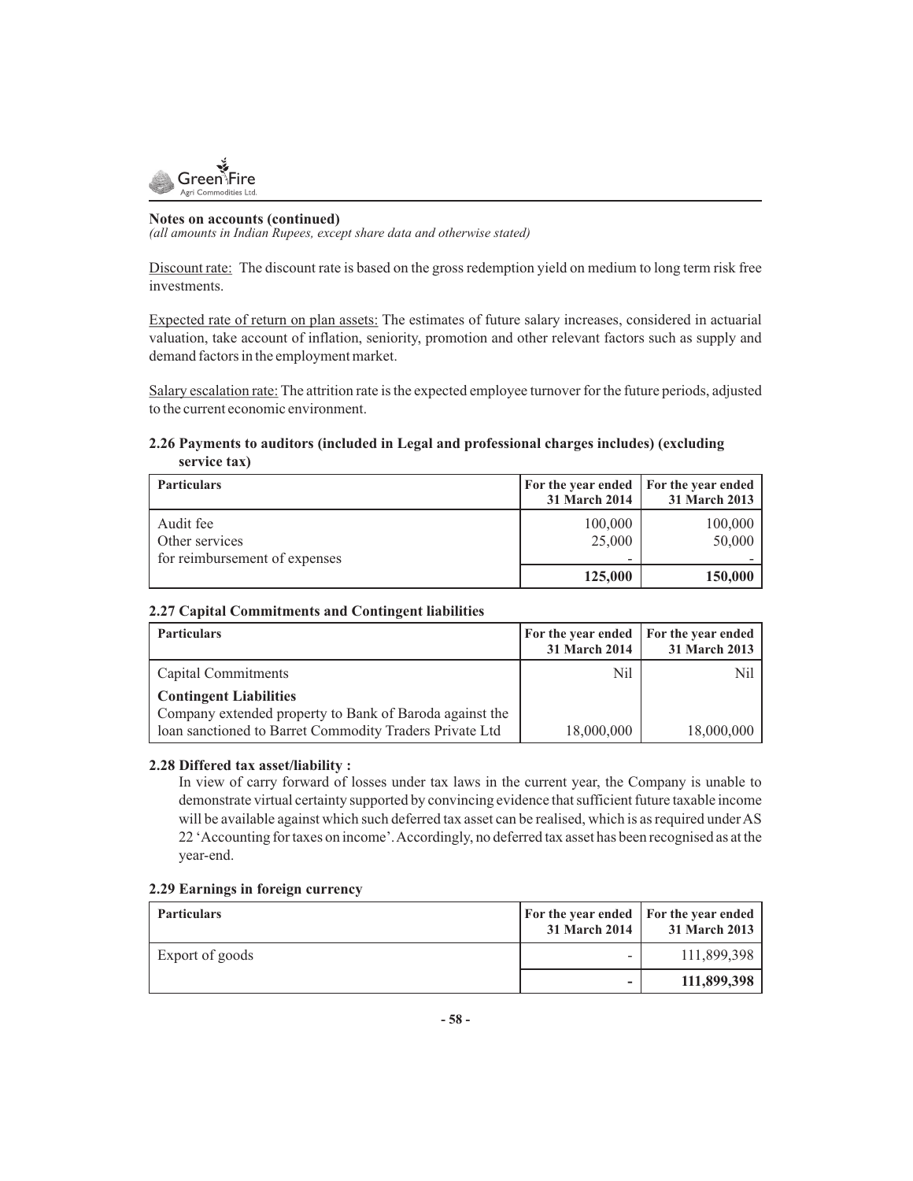**Notes on accounts (continued)**

*(all amounts in Indian Rupees, except share data and otherwise stated)*

Discount rate: The discount rate is based on the gross redemption yield on medium to long term risk free investments.

Expected rate of return on plan assets: The estimates of future salary increases, considered in actuarial valuation, take account of inflation, seniority, promotion and other relevant factors such as supply and demand factors in the employment market.

Salary escalation rate: The attrition rate is the expected employee turnover for the future periods, adjusted to the current economic environment.

**2.26 Payments to auditors (included in Legal and professional charges includes) (excluding service tax)**

| Particulars | For the year ended 31 March 2014 | For the year ended 31 March 2013 |
|---|---|---|
| Audit fee | 100,000 | 100,000 |
| Other services | 25,000 | 50,000 |
| for reimbursement of expenses | - | - |
| | **125,000** | **150,000** |

**2.27 Capital Commitments and Contingent liabilities**

| Particulars | For the year ended 31 March 2014 | For the year ended 31 March 2013 |
|---|---|---|
| Capital Commitments | Nil | Nil |
| **Contingent Liabilities** | | |
| Company extended property to Bank of Baroda against the loan sanctioned to Barret Commodity Traders Private Ltd | 18,000,000 | 18,000,000 |

**2.28 Differed tax asset/liability :**

In view of carry forward of losses under tax laws in the current year, the Company is unable to demonstrate virtual certainty supported by convincing evidence that sufficient future taxable income will be available against which such deferred tax asset can be realised, which is as required under AS 22 'Accounting for taxes on income'. Accordingly, no deferred tax asset has been recognised as at the year-end.

**2.29 Earnings in foreign currency**

| Particulars | For the year ended 31 March 2014 | For the year ended 31 March 2013 |
|---|---|---|
| Export of goods | - | 111,899,398 |
| | **-** | **111,899,398** |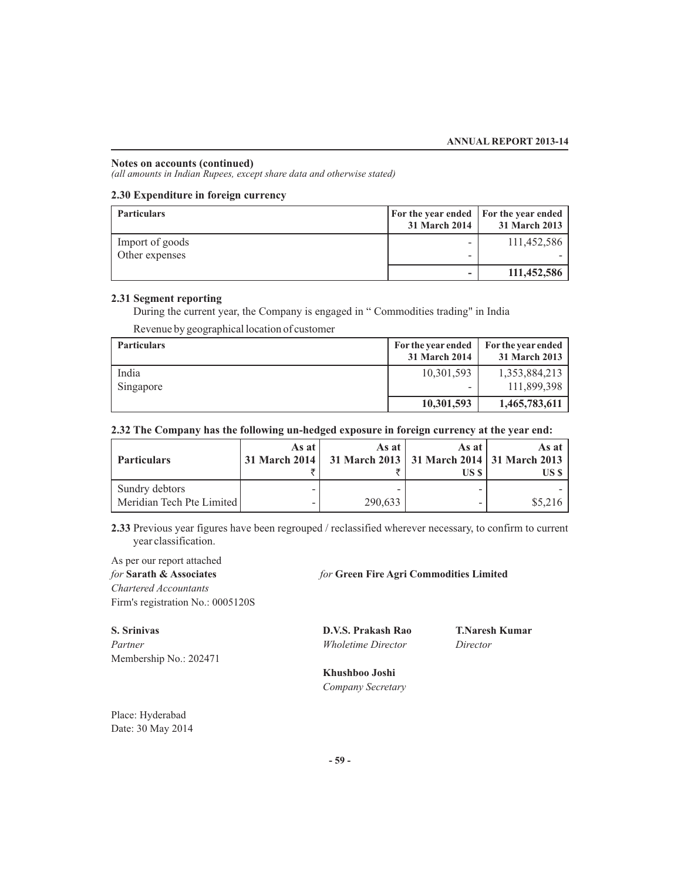## Notes on accounts (continued)

*(all amounts in Indian Rupees, except share data and otherwise stated)*

### 2.30 Expenditure in foreign currency

| Particulars | For the year ended 31 March 2014 | For the year ended 31 March 2013 |
|---|---|---|
| Import of goods | - | 111,452,586 |
| Other expenses | - | - |
| | **-** | **111,452,586** |

### 2.31 Segment reporting

During the current year, the Company is engaged in " Commodities trading" in India

Revenue by geographical location of customer

| Particulars | For the year ended 31 March 2014 | For the year ended 31 March 2013 |
|---|---|---|
| India | 10,301,593 | 1,353,884,213 |
| Singapore | - | 111,899,398 |
| | **10,301,593** | **1,465,783,611** |

### 2.32 The Company has the following un-hedged exposure in foreign currency at the year end:

| Particulars | As at 31 March 2014 ₹ | As at 31 March 2013 ₹ | As at 31 March 2014 US $ | As at 31 March 2013 US $ |
|---|---|---|---|---|
| Sundry debtors | - | - | - | - |
| Meridian Tech Pte Limited | - | 290,633 | - | $5,216 |

**2.33** Previous year figures have been regrouped / reclassified wherever necessary, to confirm to current year classification.

As per our report attached

*for* **Sarath & Associates**
*Chartered Accountants*
Firm's registration No.: 0005120S

**S. Srinivas**
*Partner*
Membership No.: 202471

Place: Hyderabad
Date: 30 May 2014

*for* **Green Fire Agri Commodities Limited**

**D.V.S. Prakash Rao**
*Wholetime Director*

**T.Naresh Kumar**
*Director*

**Khushboo Joshi**
*Company Secretary*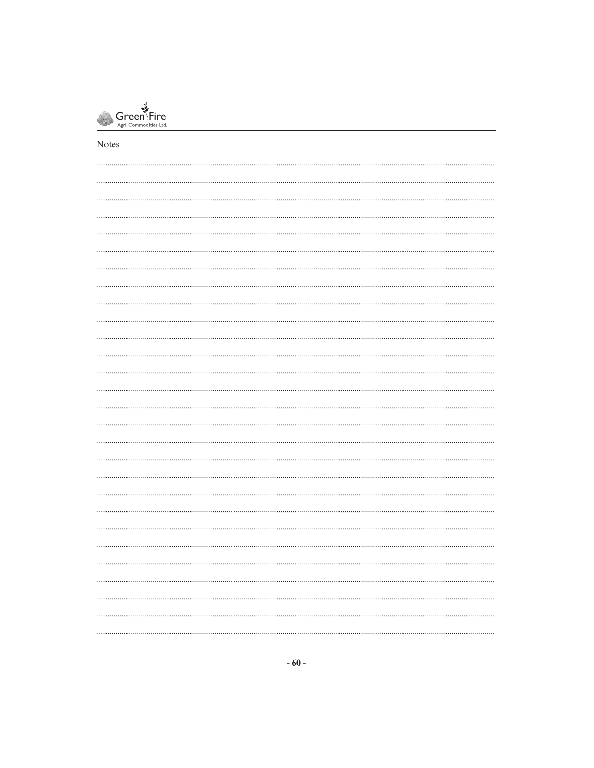Notes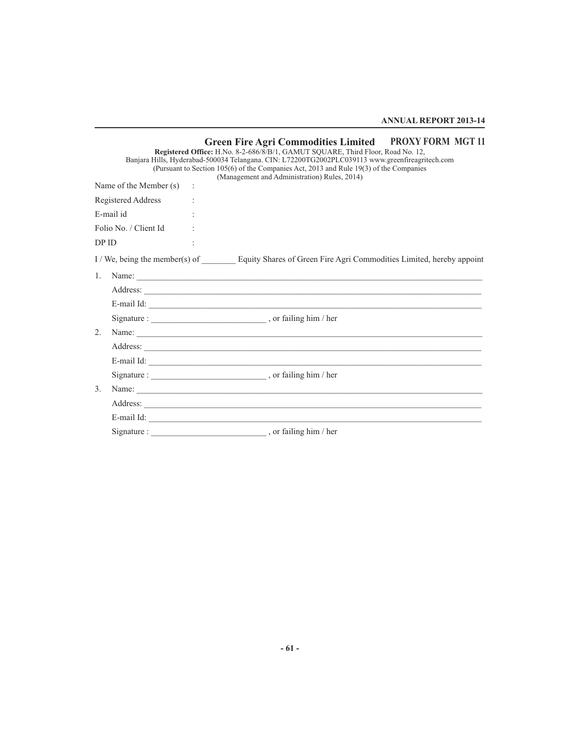## Green Fire Agri Commodities Limited

**PROXY FORM MGT 11**

**Registered Office:** H.No. 8-2-686/8/B/1, GAMUT SQUARE, Third Floor, Road No. 12, Banjara Hills, Hyderabad-500034 Telangana. CIN: L72200TG2002PLC039113 www.greenfireagritech.com

(Pursuant to Section 105(6) of the Companies Act, 2013 and Rule 19(3) of the Companies (Management and Administration) Rules, 2014)

Name of the Member (s) :

Registered Address :

E-mail id :

Folio No. / Client Id :

DP ID :

I / We, being the member(s) of ________ Equity Shares of Green Fire Agri Commodities Limited, hereby appoint

1. Name: ____________________

   Address: ____________________

   E-mail Id: ____________________

   Signature : ____________________ , or failing him / her

2. Name: ____________________

   Address: ____________________

   E-mail Id: ____________________

   Signature : ____________________ , or failing him / her

3. Name: ____________________

   Address: ____________________

   E-mail Id: ____________________

   Signature : ____________________ , or failing him / her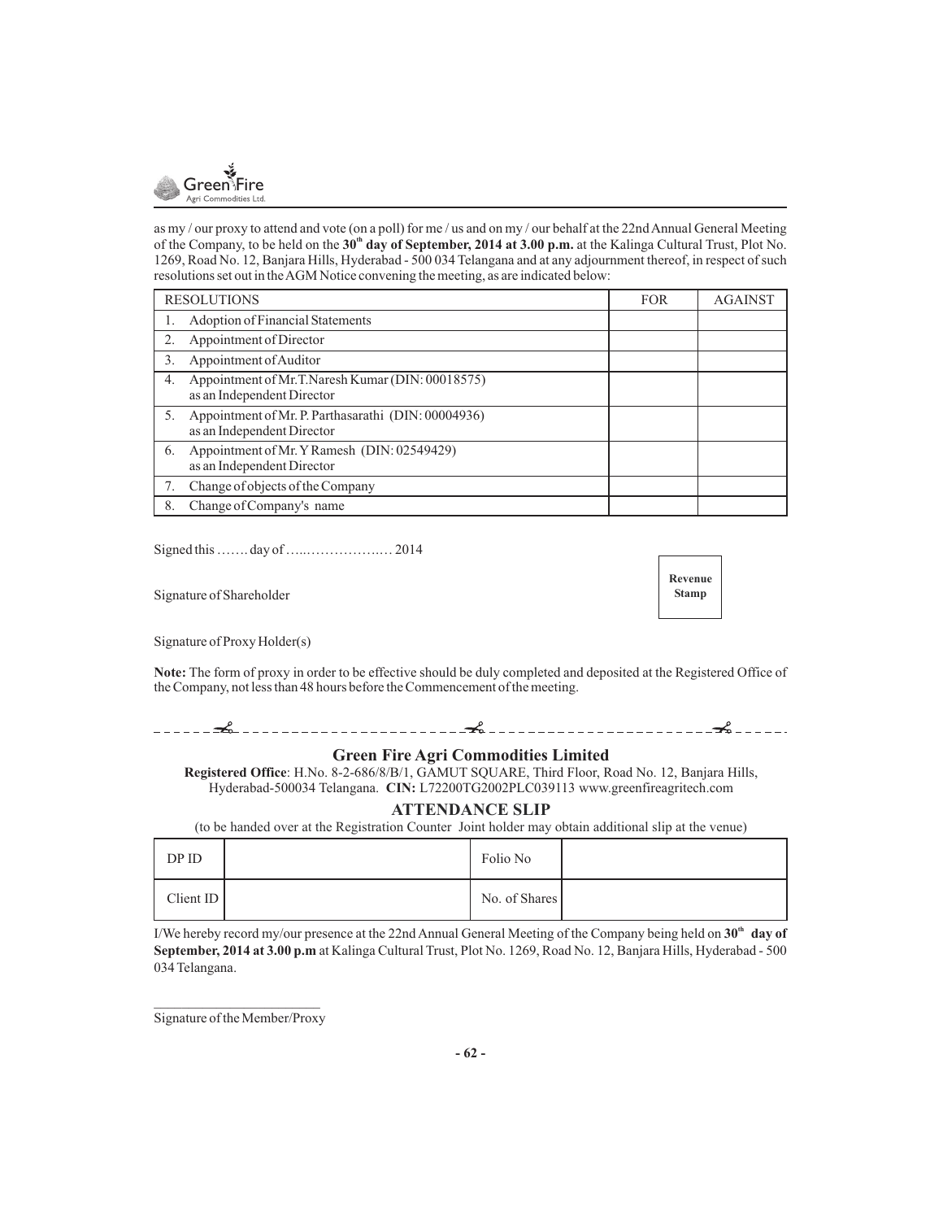as my / our proxy to attend and vote (on a poll) for me / us and on my / our behalf at the 22nd Annual General Meeting of the Company, to be held on the **30th day of September, 2014 at 3.00 p.m.** at the Kalinga Cultural Trust, Plot No. 1269, Road No. 12, Banjara Hills, Hyderabad - 500 034 Telangana and at any adjournment thereof, in respect of such resolutions set out in the AGM Notice convening the meeting, as are indicated below:

| RESOLUTIONS | FOR | AGAINST |
|---|---|---|
| 1. Adoption of Financial Statements | | |
| 2. Appointment of Director | | |
| 3. Appointment of Auditor | | |
| 4. Appointment of Mr.T.Naresh Kumar (DIN: 00018575) as an Independent Director | | |
| 5. Appointment of Mr. P. Parthasarathi (DIN: 00004936) as an Independent Director | | |
| 6. Appointment of Mr. Y Ramesh (DIN: 02549429) as an Independent Director | | |
| 7. Change of objects of the Company | | |
| 8. Change of Company's name | | |

Signed this ……. day of …..…………….… 2014

Signature of Shareholder

Revenue Stamp

Signature of Proxy Holder(s)

**Note:** The form of proxy in order to be effective should be duly completed and deposited at the Registered Office of the Company, not less than 48 hours before the Commencement of the meeting.

## Green Fire Agri Commodities Limited

**Registered Office**: H.No. 8-2-686/8/B/1, GAMUT SQUARE, Third Floor, Road No. 12, Banjara Hills, Hyderabad-500034 Telangana. **CIN:** L72200TG2002PLC039113 www.greenfireagritech.com

### ATTENDANCE SLIP

(to be handed over at the Registration Counter Joint holder may obtain additional slip at the venue)

| DP ID | | Folio No | |
|---|---|---|---|
| Client ID | | No. of Shares | |

I/We hereby record my/our presence at the 22nd Annual General Meeting of the Company being held on **30th day of September, 2014 at 3.00 p.m** at Kalinga Cultural Trust, Plot No. 1269, Road No. 12, Banjara Hills, Hyderabad - 500 034 Telangana.

\_\_\_\_\_\_\_\_\_\_\_\_\_\_\_\_\_\_\_\_\_\_\_\_\_\_

Signature of the Member/Proxy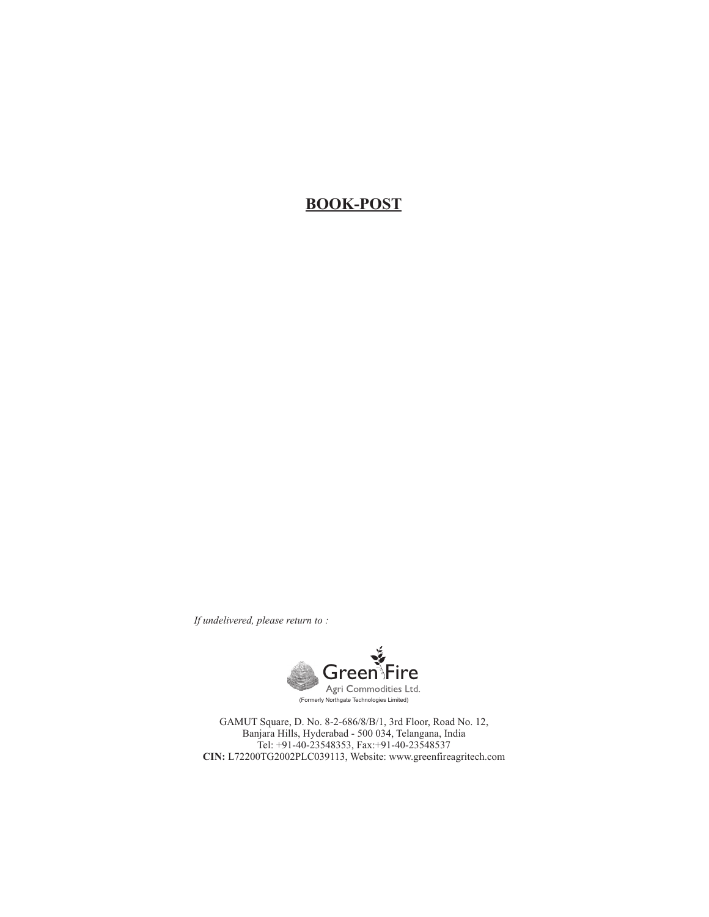**BOOK-POST**

*If undelivered, please return to :*

Green Fire

Agri Commodities Ltd.

(Formerly Northgate Technologies Limited)

GAMUT Square, D. No. 8-2-686/8/B/1, 3rd Floor, Road No. 12,
Banjara Hills, Hyderabad - 500 034, Telangana, India
Tel: +91-40-23548353, Fax:+91-40-23548537
**CIN:** L72200TG2002PLC039113, Website: www.greenfireagritech.com